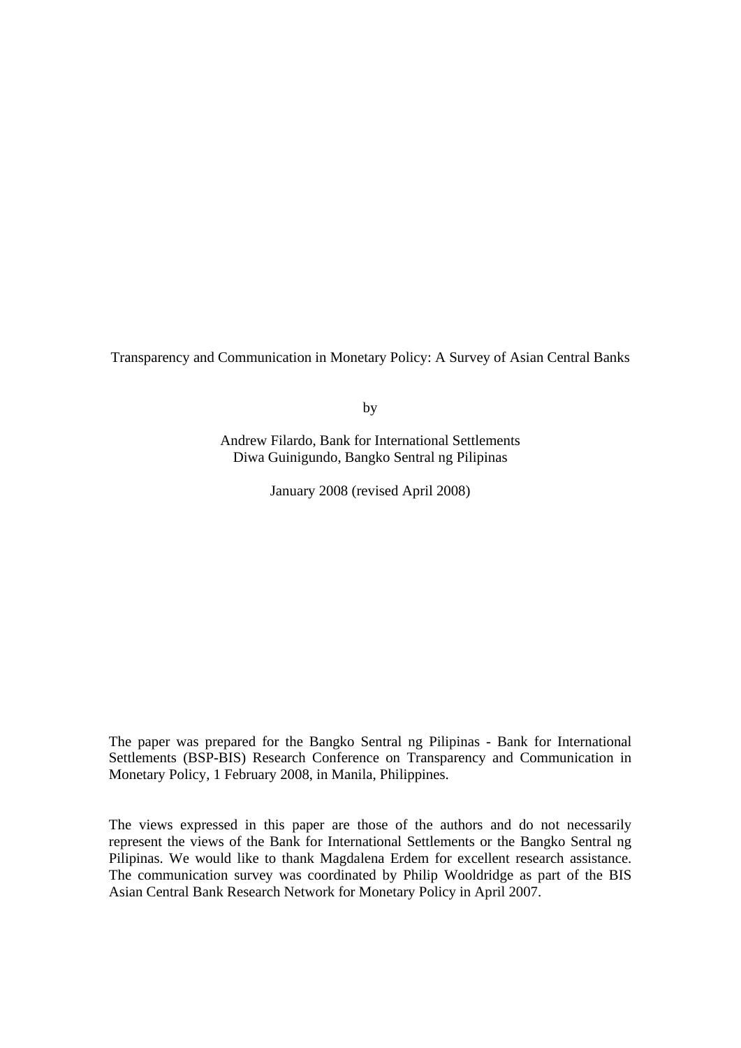# Transparency and Communication in Monetary Policy: A Survey of Asian Central Banks

by

Andrew Filardo, Bank for International Settlements
Diwa Guinigundo, Bangko Sentral ng Pilipinas

January 2008 (revised April 2008)

The paper was prepared for the Bangko Sentral ng Pilipinas - Bank for International Settlements (BSP-BIS) Research Conference on Transparency and Communication in Monetary Policy, 1 February 2008, in Manila, Philippines.

The views expressed in this paper are those of the authors and do not necessarily represent the views of the Bank for International Settlements or the Bangko Sentral ng Pilipinas. We would like to thank Magdalena Erdem for excellent research assistance. The communication survey was coordinated by Philip Wooldridge as part of the BIS Asian Central Bank Research Network for Monetary Policy in April 2007.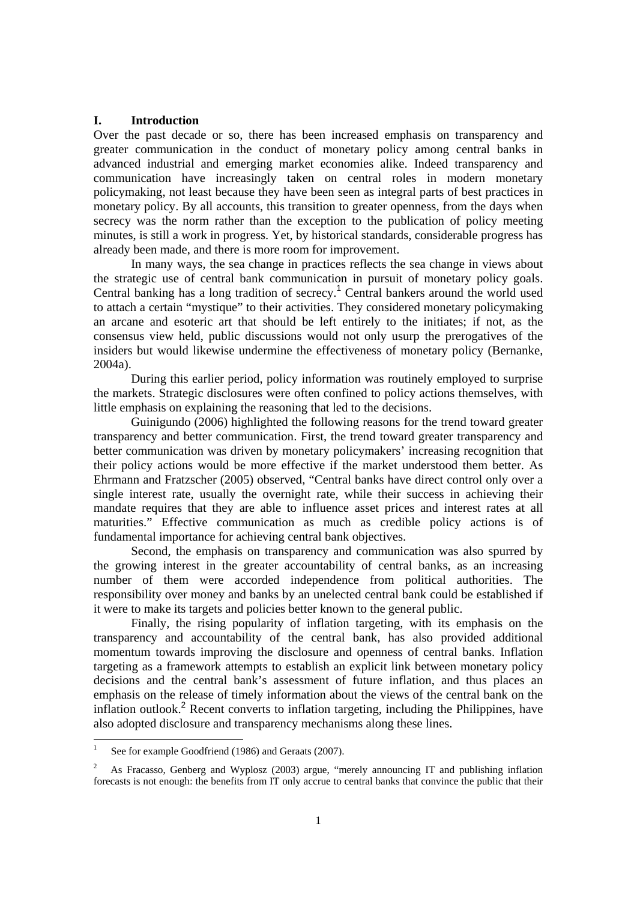## I. Introduction

Over the past decade or so, there has been increased emphasis on transparency and greater communication in the conduct of monetary policy among central banks in advanced industrial and emerging market economies alike. Indeed transparency and communication have increasingly taken on central roles in modern monetary policymaking, not least because they have been seen as integral parts of best practices in monetary policy. By all accounts, this transition to greater openness, from the days when secrecy was the norm rather than the exception to the publication of policy meeting minutes, is still a work in progress. Yet, by historical standards, considerable progress has already been made, and there is more room for improvement.

In many ways, the sea change in practices reflects the sea change in views about the strategic use of central bank communication in pursuit of monetary policy goals. Central banking has a long tradition of secrecy.[1] Central bankers around the world used to attach a certain "mystique" to their activities. They considered monetary policymaking an arcane and esoteric art that should be left entirely to the initiates; if not, as the consensus view held, public discussions would not only usurp the prerogatives of the insiders but would likewise undermine the effectiveness of monetary policy (Bernanke, 2004a).

During this earlier period, policy information was routinely employed to surprise the markets. Strategic disclosures were often confined to policy actions themselves, with little emphasis on explaining the reasoning that led to the decisions.

Guinigundo (2006) highlighted the following reasons for the trend toward greater transparency and better communication. First, the trend toward greater transparency and better communication was driven by monetary policymakers' increasing recognition that their policy actions would be more effective if the market understood them better. As Ehrmann and Fratzscher (2005) observed, "Central banks have direct control only over a single interest rate, usually the overnight rate, while their success in achieving their mandate requires that they are able to influence asset prices and interest rates at all maturities." Effective communication as much as credible policy actions is of fundamental importance for achieving central bank objectives.

Second, the emphasis on transparency and communication was also spurred by the growing interest in the greater accountability of central banks, as an increasing number of them were accorded independence from political authorities. The responsibility over money and banks by an unelected central bank could be established if it were to make its targets and policies better known to the general public.

Finally, the rising popularity of inflation targeting, with its emphasis on the transparency and accountability of the central bank, has also provided additional momentum towards improving the disclosure and openness of central banks. Inflation targeting as a framework attempts to establish an explicit link between monetary policy decisions and the central bank's assessment of future inflation, and thus places an emphasis on the release of timely information about the views of the central bank on the inflation outlook.[2] Recent converts to inflation targeting, including the Philippines, have also adopted disclosure and transparency mechanisms along these lines.

---

[1] See for example Goodfriend (1986) and Geraats (2007).

[2] As Fracasso, Genberg and Wyplosz (2003) argue, "merely announcing IT and publishing inflation forecasts is not enough: the benefits from IT only accrue to central banks that convince the public that their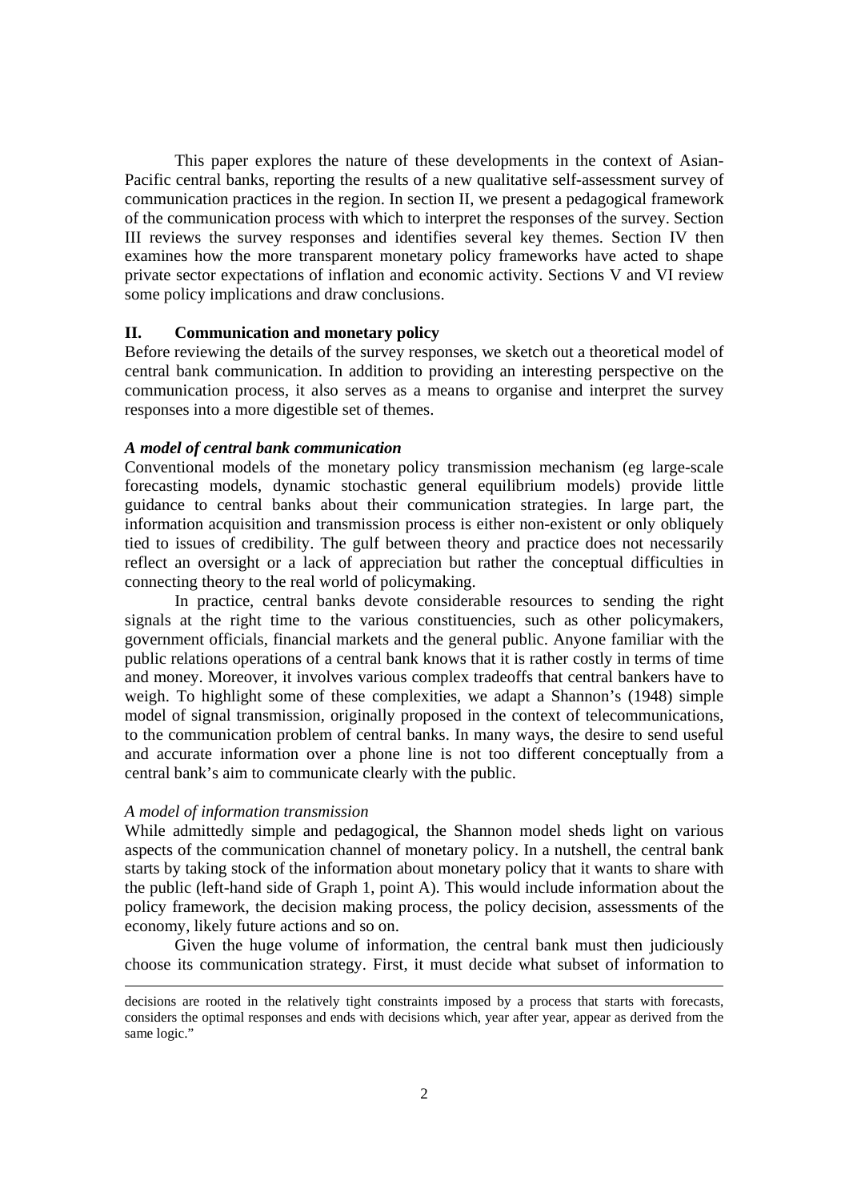This paper explores the nature of these developments in the context of Asian-Pacific central banks, reporting the results of a new qualitative self-assessment survey of communication practices in the region. In section II, we present a pedagogical framework of the communication process with which to interpret the responses of the survey. Section III reviews the survey responses and identifies several key themes. Section IV then examines how the more transparent monetary policy frameworks have acted to shape private sector expectations of inflation and economic activity. Sections V and VI review some policy implications and draw conclusions.

## II. Communication and monetary policy

Before reviewing the details of the survey responses, we sketch out a theoretical model of central bank communication. In addition to providing an interesting perspective on the communication process, it also serves as a means to organise and interpret the survey responses into a more digestible set of themes.

### *A model of central bank communication*

Conventional models of the monetary policy transmission mechanism (eg large-scale forecasting models, dynamic stochastic general equilibrium models) provide little guidance to central banks about their communication strategies. In large part, the information acquisition and transmission process is either non-existent or only obliquely tied to issues of credibility. The gulf between theory and practice does not necessarily reflect an oversight or a lack of appreciation but rather the conceptual difficulties in connecting theory to the real world of policymaking.

In practice, central banks devote considerable resources to sending the right signals at the right time to the various constituencies, such as other policymakers, government officials, financial markets and the general public. Anyone familiar with the public relations operations of a central bank knows that it is rather costly in terms of time and money. Moreover, it involves various complex tradeoffs that central bankers have to weigh. To highlight some of these complexities, we adapt a Shannon's (1948) simple model of signal transmission, originally proposed in the context of telecommunications, to the communication problem of central banks. In many ways, the desire to send useful and accurate information over a phone line is not too different conceptually from a central bank's aim to communicate clearly with the public.

#### *A model of information transmission*

While admittedly simple and pedagogical, the Shannon model sheds light on various aspects of the communication channel of monetary policy. In a nutshell, the central bank starts by taking stock of the information about monetary policy that it wants to share with the public (left-hand side of Graph 1, point A). This would include information about the policy framework, the decision making process, the policy decision, assessments of the economy, likely future actions and so on.

Given the huge volume of information, the central bank must then judiciously choose its communication strategy. First, it must decide what subset of information to

decisions are rooted in the relatively tight constraints imposed by a process that starts with forecasts, considers the optimal responses and ends with decisions which, year after year, appear as derived from the same logic."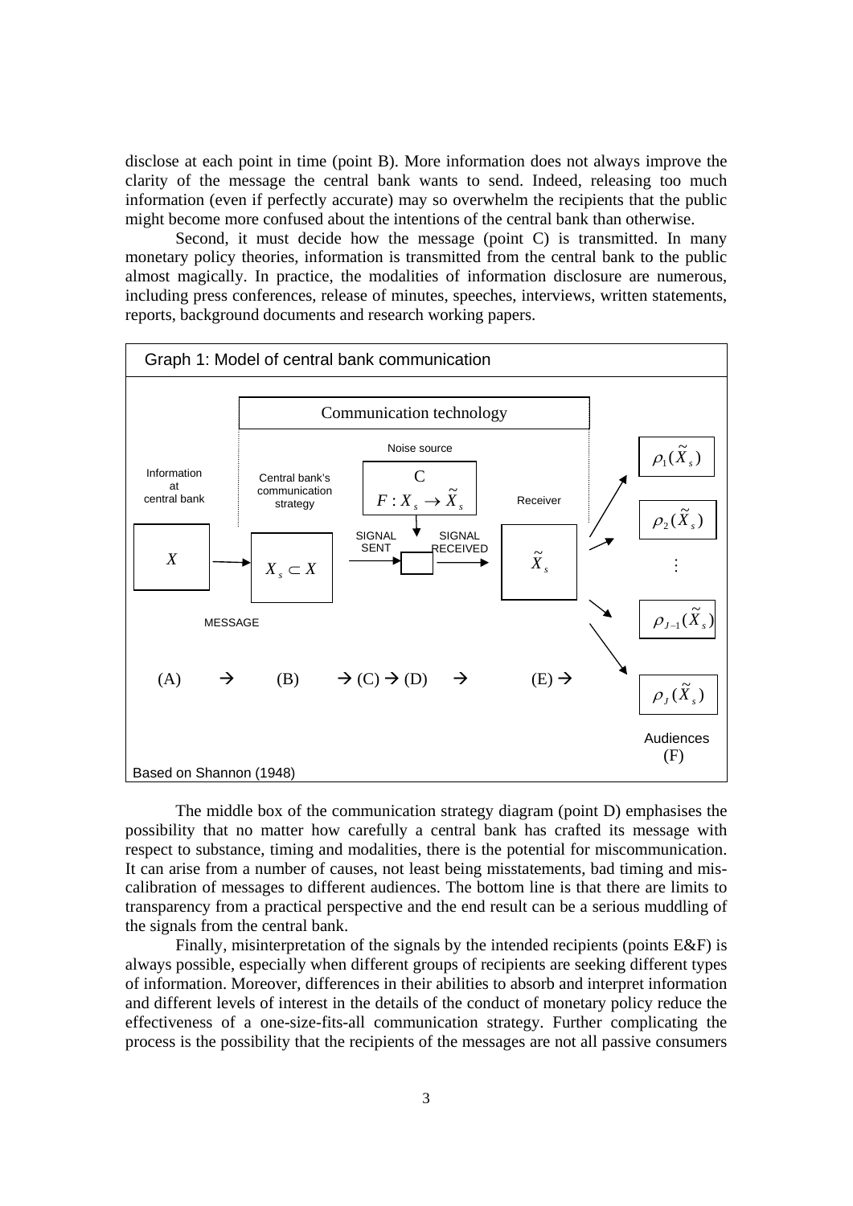disclose at each point in time (point B). More information does not always improve the clarity of the message the central bank wants to send. Indeed, releasing too much information (even if perfectly accurate) may so overwhelm the recipients that the public might become more confused about the intentions of the central bank than otherwise.

Second, it must decide how the message (point C) is transmitted. In many monetary policy theories, information is transmitted from the central bank to the public almost magically. In practice, the modalities of information disclosure are numerous, including press conferences, release of minutes, speeches, interviews, written statements, reports, background documents and research working papers.

Graph 1: Model of central bank communication

Information at central bank: $X$ (A) → Central bank's communication strategy: $X_s \subset X$ (B) → Noise source C: $F : X_s \to \tilde{X}_s$ (SIGNAL SENT → SIGNAL RECEIVED) (C) → (D) → Receiver: $\tilde{X}_s$ (E) → Audiences (F): $\rho_1(\tilde{X}_s)$, $\rho_2(\tilde{X}_s)$, …, $\rho_{J-1}(\tilde{X}_s)$, $\rho_J(\tilde{X}_s)$

Communication technology; MESSAGE

Based on Shannon (1948)

The middle box of the communication strategy diagram (point D) emphasises the possibility that no matter how carefully a central bank has crafted its message with respect to substance, timing and modalities, there is the potential for miscommunication. It can arise from a number of causes, not least being misstatements, bad timing and mis-calibration of messages to different audiences. The bottom line is that there are limits to transparency from a practical perspective and the end result can be a serious muddling of the signals from the central bank.

Finally, misinterpretation of the signals by the intended recipients (points E&F) is always possible, especially when different groups of recipients are seeking different types of information. Moreover, differences in their abilities to absorb and interpret information and different levels of interest in the details of the conduct of monetary policy reduce the effectiveness of a one-size-fits-all communication strategy. Further complicating the process is the possibility that the recipients of the messages are not all passive consumers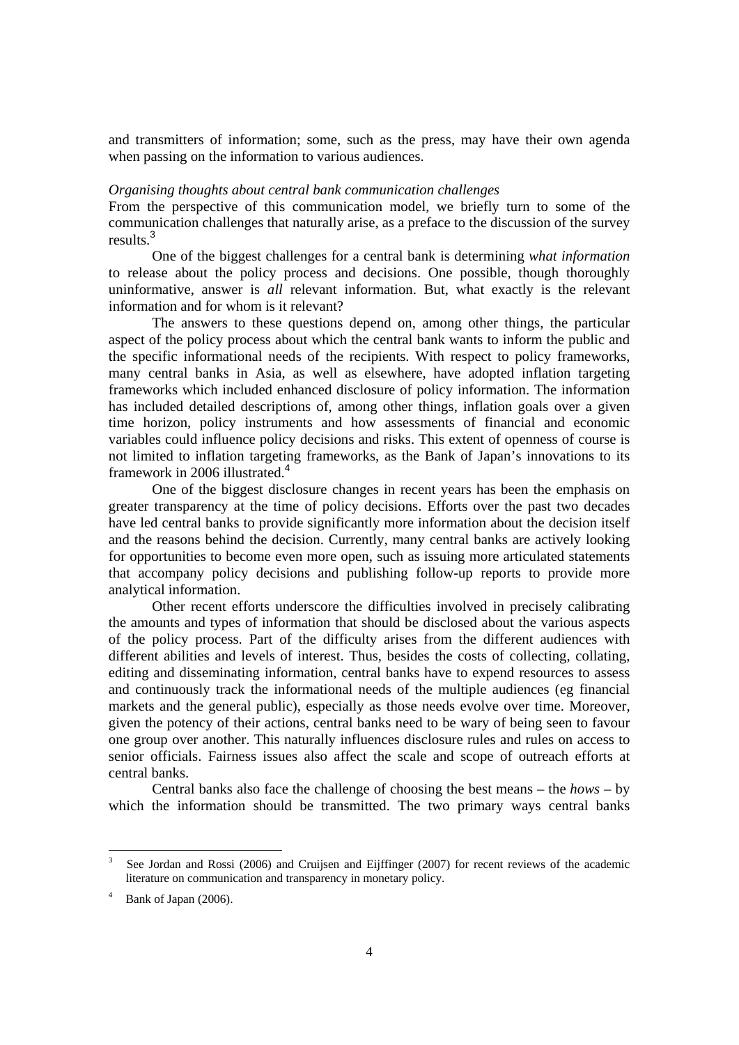and transmitters of information; some, such as the press, may have their own agenda when passing on the information to various audiences.

*Organising thoughts about central bank communication challenges*

From the perspective of this communication model, we briefly turn to some of the communication challenges that naturally arise, as a preface to the discussion of the survey results.[3]

One of the biggest challenges for a central bank is determining *what information* to release about the policy process and decisions. One possible, though thoroughly uninformative, answer is *all* relevant information. But, what exactly is the relevant information and for whom is it relevant?

The answers to these questions depend on, among other things, the particular aspect of the policy process about which the central bank wants to inform the public and the specific informational needs of the recipients. With respect to policy frameworks, many central banks in Asia, as well as elsewhere, have adopted inflation targeting frameworks which included enhanced disclosure of policy information. The information has included detailed descriptions of, among other things, inflation goals over a given time horizon, policy instruments and how assessments of financial and economic variables could influence policy decisions and risks. This extent of openness of course is not limited to inflation targeting frameworks, as the Bank of Japan's innovations to its framework in 2006 illustrated.[4]

One of the biggest disclosure changes in recent years has been the emphasis on greater transparency at the time of policy decisions. Efforts over the past two decades have led central banks to provide significantly more information about the decision itself and the reasons behind the decision. Currently, many central banks are actively looking for opportunities to become even more open, such as issuing more articulated statements that accompany policy decisions and publishing follow-up reports to provide more analytical information.

Other recent efforts underscore the difficulties involved in precisely calibrating the amounts and types of information that should be disclosed about the various aspects of the policy process. Part of the difficulty arises from the different audiences with different abilities and levels of interest. Thus, besides the costs of collecting, collating, editing and disseminating information, central banks have to expend resources to assess and continuously track the informational needs of the multiple audiences (eg financial markets and the general public), especially as those needs evolve over time. Moreover, given the potency of their actions, central banks need to be wary of being seen to favour one group over another. This naturally influences disclosure rules and rules on access to senior officials. Fairness issues also affect the scale and scope of outreach efforts at central banks.

Central banks also face the challenge of choosing the best means – the *hows* – by which the information should be transmitted. The two primary ways central banks

---

[3] See Jordan and Rossi (2006) and Cruijsen and Eijffinger (2007) for recent reviews of the academic literature on communication and transparency in monetary policy.

[4] Bank of Japan (2006).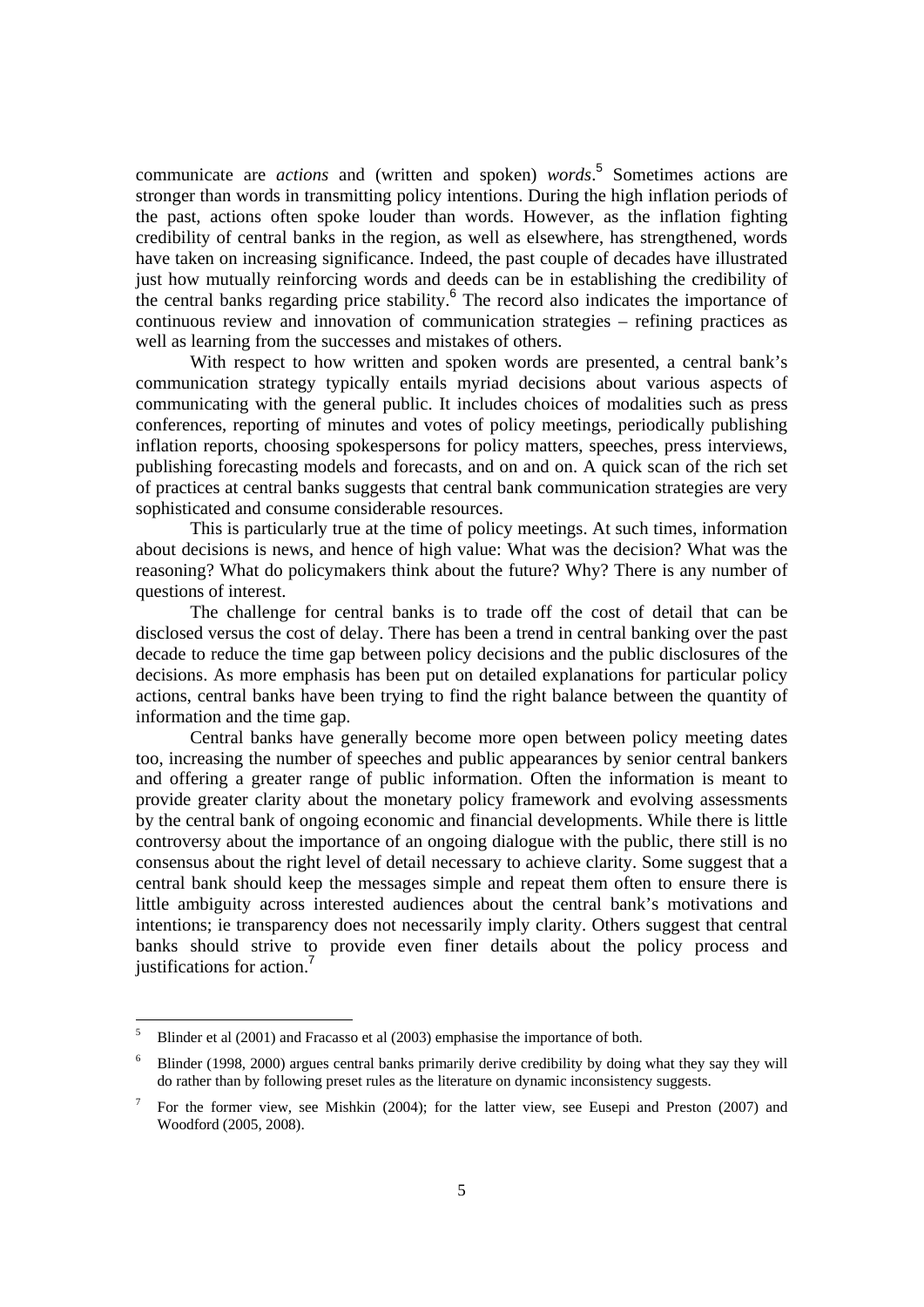communicate are *actions* and (written and spoken) *words*.[5] Sometimes actions are stronger than words in transmitting policy intentions. During the high inflation periods of the past, actions often spoke louder than words. However, as the inflation fighting credibility of central banks in the region, as well as elsewhere, has strengthened, words have taken on increasing significance. Indeed, the past couple of decades have illustrated just how mutually reinforcing words and deeds can be in establishing the credibility of the central banks regarding price stability.[6] The record also indicates the importance of continuous review and innovation of communication strategies – refining practices as well as learning from the successes and mistakes of others.

With respect to how written and spoken words are presented, a central bank's communication strategy typically entails myriad decisions about various aspects of communicating with the general public. It includes choices of modalities such as press conferences, reporting of minutes and votes of policy meetings, periodically publishing inflation reports, choosing spokespersons for policy matters, speeches, press interviews, publishing forecasting models and forecasts, and on and on. A quick scan of the rich set of practices at central banks suggests that central bank communication strategies are very sophisticated and consume considerable resources.

This is particularly true at the time of policy meetings. At such times, information about decisions is news, and hence of high value: What was the decision? What was the reasoning? What do policymakers think about the future? Why? There is any number of questions of interest.

The challenge for central banks is to trade off the cost of detail that can be disclosed versus the cost of delay. There has been a trend in central banking over the past decade to reduce the time gap between policy decisions and the public disclosures of the decisions. As more emphasis has been put on detailed explanations for particular policy actions, central banks have been trying to find the right balance between the quantity of information and the time gap.

Central banks have generally become more open between policy meeting dates too, increasing the number of speeches and public appearances by senior central bankers and offering a greater range of public information. Often the information is meant to provide greater clarity about the monetary policy framework and evolving assessments by the central bank of ongoing economic and financial developments. While there is little controversy about the importance of an ongoing dialogue with the public, there still is no consensus about the right level of detail necessary to achieve clarity. Some suggest that a central bank should keep the messages simple and repeat them often to ensure there is little ambiguity across interested audiences about the central bank's motivations and intentions; ie transparency does not necessarily imply clarity. Others suggest that central banks should strive to provide even finer details about the policy process and justifications for action.[7]

---

[5] Blinder et al (2001) and Fracasso et al (2003) emphasise the importance of both.

[6] Blinder (1998, 2000) argues central banks primarily derive credibility by doing what they say they will do rather than by following preset rules as the literature on dynamic inconsistency suggests.

[7] For the former view, see Mishkin (2004); for the latter view, see Eusepi and Preston (2007) and Woodford (2005, 2008).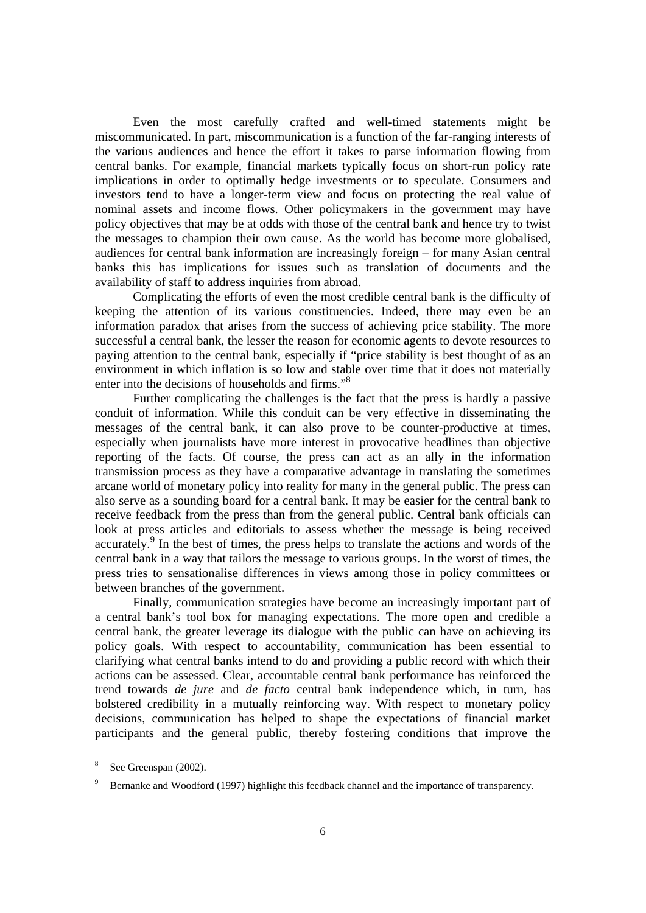Even the most carefully crafted and well-timed statements might be miscommunicated. In part, miscommunication is a function of the far-ranging interests of the various audiences and hence the effort it takes to parse information flowing from central banks. For example, financial markets typically focus on short-run policy rate implications in order to optimally hedge investments or to speculate. Consumers and investors tend to have a longer-term view and focus on protecting the real value of nominal assets and income flows. Other policymakers in the government may have policy objectives that may be at odds with those of the central bank and hence try to twist the messages to champion their own cause. As the world has become more globalised, audiences for central bank information are increasingly foreign – for many Asian central banks this has implications for issues such as translation of documents and the availability of staff to address inquiries from abroad.

Complicating the efforts of even the most credible central bank is the difficulty of keeping the attention of its various constituencies. Indeed, there may even be an information paradox that arises from the success of achieving price stability. The more successful a central bank, the lesser the reason for economic agents to devote resources to paying attention to the central bank, especially if "price stability is best thought of as an environment in which inflation is so low and stable over time that it does not materially enter into the decisions of households and firms."[8]

Further complicating the challenges is the fact that the press is hardly a passive conduit of information. While this conduit can be very effective in disseminating the messages of the central bank, it can also prove to be counter-productive at times, especially when journalists have more interest in provocative headlines than objective reporting of the facts. Of course, the press can act as an ally in the information transmission process as they have a comparative advantage in translating the sometimes arcane world of monetary policy into reality for many in the general public. The press can also serve as a sounding board for a central bank. It may be easier for the central bank to receive feedback from the press than from the general public. Central bank officials can look at press articles and editorials to assess whether the message is being received accurately.[9] In the best of times, the press helps to translate the actions and words of the central bank in a way that tailors the message to various groups. In the worst of times, the press tries to sensationalise differences in views among those in policy committees or between branches of the government.

Finally, communication strategies have become an increasingly important part of a central bank's tool box for managing expectations. The more open and credible a central bank, the greater leverage its dialogue with the public can have on achieving its policy goals. With respect to accountability, communication has been essential to clarifying what central banks intend to do and providing a public record with which their actions can be assessed. Clear, accountable central bank performance has reinforced the trend towards *de jure* and *de facto* central bank independence which, in turn, has bolstered credibility in a mutually reinforcing way. With respect to monetary policy decisions, communication has helped to shape the expectations of financial market participants and the general public, thereby fostering conditions that improve the

---

[8] See Greenspan (2002).

[9] Bernanke and Woodford (1997) highlight this feedback channel and the importance of transparency.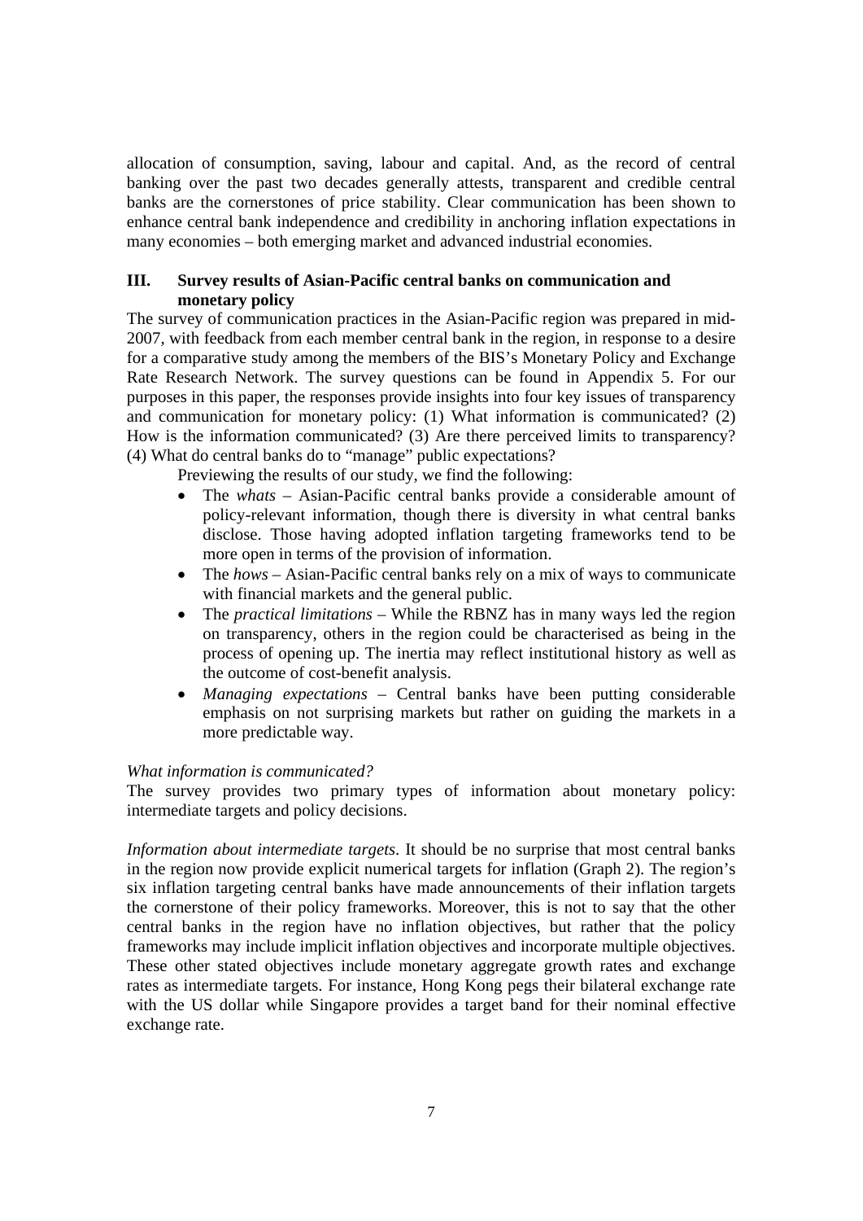allocation of consumption, saving, labour and capital. And, as the record of central banking over the past two decades generally attests, transparent and credible central banks are the cornerstones of price stability. Clear communication has been shown to enhance central bank independence and credibility in anchoring inflation expectations in many economies – both emerging market and advanced industrial economies.

## III. Survey results of Asian-Pacific central banks on communication and monetary policy

The survey of communication practices in the Asian-Pacific region was prepared in mid-2007, with feedback from each member central bank in the region, in response to a desire for a comparative study among the members of the BIS's Monetary Policy and Exchange Rate Research Network. The survey questions can be found in Appendix 5. For our purposes in this paper, the responses provide insights into four key issues of transparency and communication for monetary policy: (1) What information is communicated? (2) How is the information communicated? (3) Are there perceived limits to transparency? (4) What do central banks do to "manage" public expectations?

Previewing the results of our study, we find the following:

- The *whats* – Asian-Pacific central banks provide a considerable amount of policy-relevant information, though there is diversity in what central banks disclose. Those having adopted inflation targeting frameworks tend to be more open in terms of the provision of information.
- The *hows* – Asian-Pacific central banks rely on a mix of ways to communicate with financial markets and the general public.
- The *practical limitations* – While the RBNZ has in many ways led the region on transparency, others in the region could be characterised as being in the process of opening up. The inertia may reflect institutional history as well as the outcome of cost-benefit analysis.
- *Managing expectations* – Central banks have been putting considerable emphasis on not surprising markets but rather on guiding the markets in a more predictable way.

*What information is communicated?*

The survey provides two primary types of information about monetary policy: intermediate targets and policy decisions.

*Information about intermediate targets*. It should be no surprise that most central banks in the region now provide explicit numerical targets for inflation (Graph 2). The region's six inflation targeting central banks have made announcements of their inflation targets the cornerstone of their policy frameworks. Moreover, this is not to say that the other central banks in the region have no inflation objectives, but rather that the policy frameworks may include implicit inflation objectives and incorporate multiple objectives. These other stated objectives include monetary aggregate growth rates and exchange rates as intermediate targets. For instance, Hong Kong pegs their bilateral exchange rate with the US dollar while Singapore provides a target band for their nominal effective exchange rate.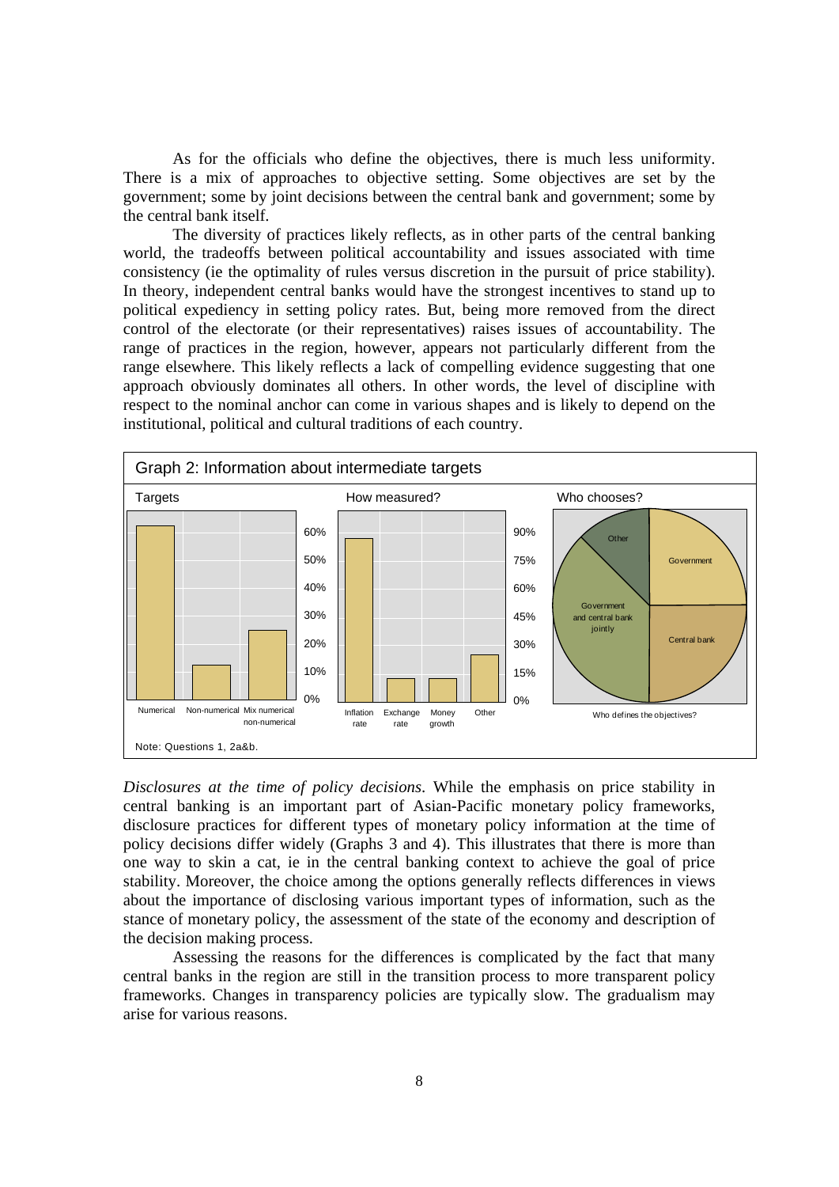As for the officials who define the objectives, there is much less uniformity. There is a mix of approaches to objective setting. Some objectives are set by the government; some by joint decisions between the central bank and government; some by the central bank itself.

The diversity of practices likely reflects, as in other parts of the central banking world, the tradeoffs between political accountability and issues associated with time consistency (ie the optimality of rules versus discretion in the pursuit of price stability). In theory, independent central banks would have the strongest incentives to stand up to political expediency in setting policy rates. But, being more removed from the direct control of the electorate (or their representatives) raises issues of accountability. The range of practices in the region, however, appears not particularly different from the range elsewhere. This likely reflects a lack of compelling evidence suggesting that one approach obviously dominates all others. In other words, the level of discipline with respect to the nominal anchor can come in various shapes and is likely to depend on the institutional, political and cultural traditions of each country.

Graph 2: Information about intermediate targets

Targets | How measured? | Who chooses?

Numerical; Non-numerical; Mix numerical non-numerical

Inflation rate; Exchange rate; Money growth; Other

Who defines the objectives? Government; Central bank; Government and central bank jointly; Other

Note: Questions 1, 2a&b.

*Disclosures at the time of policy decisions*. While the emphasis on price stability in central banking is an important part of Asian-Pacific monetary policy frameworks, disclosure practices for different types of monetary policy information at the time of policy decisions differ widely (Graphs 3 and 4). This illustrates that there is more than one way to skin a cat, ie in the central banking context to achieve the goal of price stability. Moreover, the choice among the options generally reflects differences in views about the importance of disclosing various important types of information, such as the stance of monetary policy, the assessment of the state of the economy and description of the decision making process.

Assessing the reasons for the differences is complicated by the fact that many central banks in the region are still in the transition process to more transparent policy frameworks. Changes in transparency policies are typically slow. The gradualism may arise for various reasons.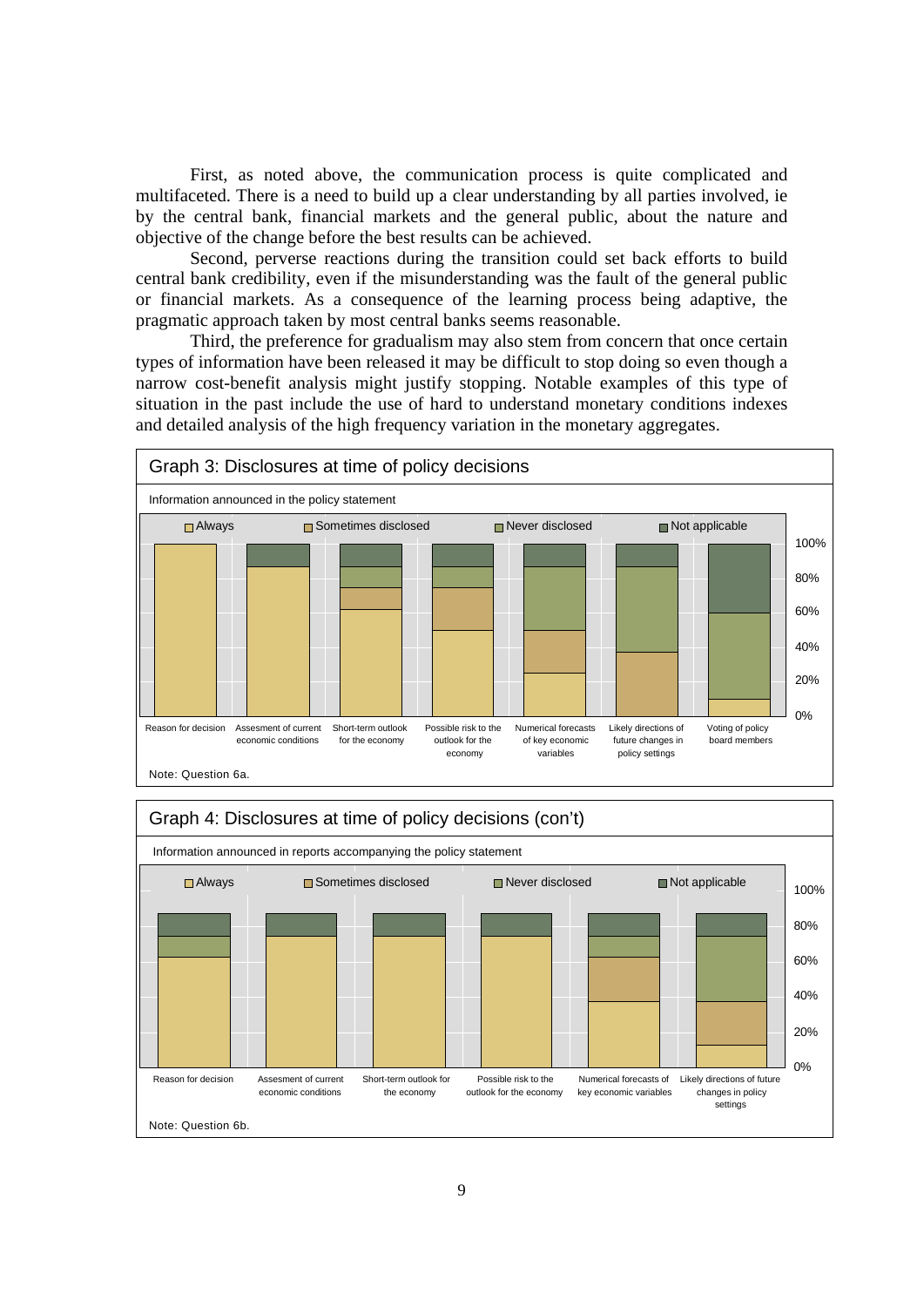First, as noted above, the communication process is quite complicated and multifaceted. There is a need to build up a clear understanding by all parties involved, ie by the central bank, financial markets and the general public, about the nature and objective of the change before the best results can be achieved.

Second, perverse reactions during the transition could set back efforts to build central bank credibility, even if the misunderstanding was the fault of the general public or financial markets. As a consequence of the learning process being adaptive, the pragmatic approach taken by most central banks seems reasonable.

Third, the preference for gradualism may also stem from concern that once certain types of information have been released it may be difficult to stop doing so even though a narrow cost-benefit analysis might justify stopping. Notable examples of this type of situation in the past include the use of hard to understand monetary conditions indexes and detailed analysis of the high frequency variation in the monetary aggregates.

**Graph 3: Disclosures at time of policy decisions**

Information announced in the policy statement

Legend: Always; Sometimes disclosed; Never disclosed; Not applicable

Categories: Reason for decision; Assesment of current economic conditions; Short-term outlook for the economy; Possible risk to the outlook for the economy; Numerical forecasts of key economic variables; Likely directions of future changes in policy settings; Voting of policy board members

Note: Question 6a.

**Graph 4: Disclosures at time of policy decisions (con't)**

Information announced in reports accompanying the policy statement

Legend: Always; Sometimes disclosed; Never disclosed; Not applicable

Categories: Reason for decision; Assesment of current economic conditions; Short-term outlook for the economy; Possible risk to the outlook for the economy; Numerical forecasts of key economic variables; Likely directions of future changes in policy settings

Note: Question 6b.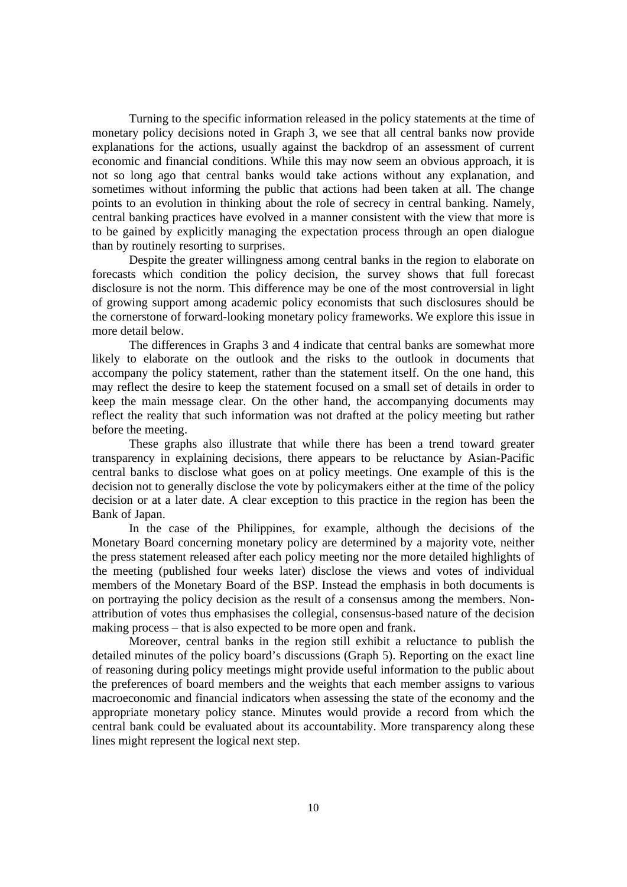Turning to the specific information released in the policy statements at the time of monetary policy decisions noted in Graph 3, we see that all central banks now provide explanations for the actions, usually against the backdrop of an assessment of current economic and financial conditions. While this may now seem an obvious approach, it is not so long ago that central banks would take actions without any explanation, and sometimes without informing the public that actions had been taken at all. The change points to an evolution in thinking about the role of secrecy in central banking. Namely, central banking practices have evolved in a manner consistent with the view that more is to be gained by explicitly managing the expectation process through an open dialogue than by routinely resorting to surprises.

Despite the greater willingness among central banks in the region to elaborate on forecasts which condition the policy decision, the survey shows that full forecast disclosure is not the norm. This difference may be one of the most controversial in light of growing support among academic policy economists that such disclosures should be the cornerstone of forward-looking monetary policy frameworks. We explore this issue in more detail below.

The differences in Graphs 3 and 4 indicate that central banks are somewhat more likely to elaborate on the outlook and the risks to the outlook in documents that accompany the policy statement, rather than the statement itself. On the one hand, this may reflect the desire to keep the statement focused on a small set of details in order to keep the main message clear. On the other hand, the accompanying documents may reflect the reality that such information was not drafted at the policy meeting but rather before the meeting.

These graphs also illustrate that while there has been a trend toward greater transparency in explaining decisions, there appears to be reluctance by Asian-Pacific central banks to disclose what goes on at policy meetings. One example of this is the decision not to generally disclose the vote by policymakers either at the time of the policy decision or at a later date. A clear exception to this practice in the region has been the Bank of Japan.

In the case of the Philippines, for example, although the decisions of the Monetary Board concerning monetary policy are determined by a majority vote, neither the press statement released after each policy meeting nor the more detailed highlights of the meeting (published four weeks later) disclose the views and votes of individual members of the Monetary Board of the BSP. Instead the emphasis in both documents is on portraying the policy decision as the result of a consensus among the members. Non-attribution of votes thus emphasises the collegial, consensus-based nature of the decision making process – that is also expected to be more open and frank.

Moreover, central banks in the region still exhibit a reluctance to publish the detailed minutes of the policy board's discussions (Graph 5). Reporting on the exact line of reasoning during policy meetings might provide useful information to the public about the preferences of board members and the weights that each member assigns to various macroeconomic and financial indicators when assessing the state of the economy and the appropriate monetary policy stance. Minutes would provide a record from which the central bank could be evaluated about its accountability. More transparency along these lines might represent the logical next step.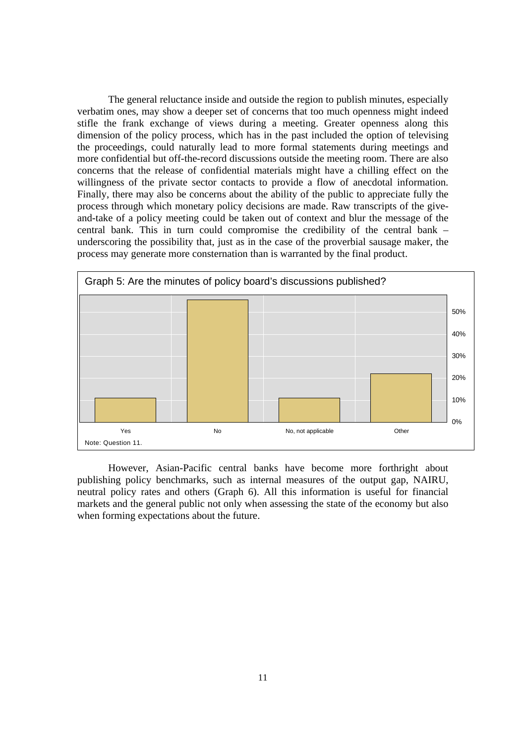The general reluctance inside and outside the region to publish minutes, especially verbatim ones, may show a deeper set of concerns that too much openness might indeed stifle the frank exchange of views during a meeting. Greater openness along this dimension of the policy process, which has in the past included the option of televising the proceedings, could naturally lead to more formal statements during meetings and more confidential but off-the-record discussions outside the meeting room. There are also concerns that the release of confidential materials might have a chilling effect on the willingness of the private sector contacts to provide a flow of anecdotal information. Finally, there may also be concerns about the ability of the public to appreciate fully the process through which monetary policy decisions are made. Raw transcripts of the give-and-take of a policy meeting could be taken out of context and blur the message of the central bank. This in turn could compromise the credibility of the central bank – underscoring the possibility that, just as in the case of the proverbial sausage maker, the process may generate more consternation than is warranted by the final product.

Graph 5: Are the minutes of policy board's discussions published?

| Response | Share |
|---|---|
| Yes | ~11% |
| No | ~56% |
| No, not applicable | ~11% |
| Other | ~22% |

Note: Question 11.

However, Asian-Pacific central banks have become more forthright about publishing policy benchmarks, such as internal measures of the output gap, NAIRU, neutral policy rates and others (Graph 6). All this information is useful for financial markets and the general public not only when assessing the state of the economy but also when forming expectations about the future.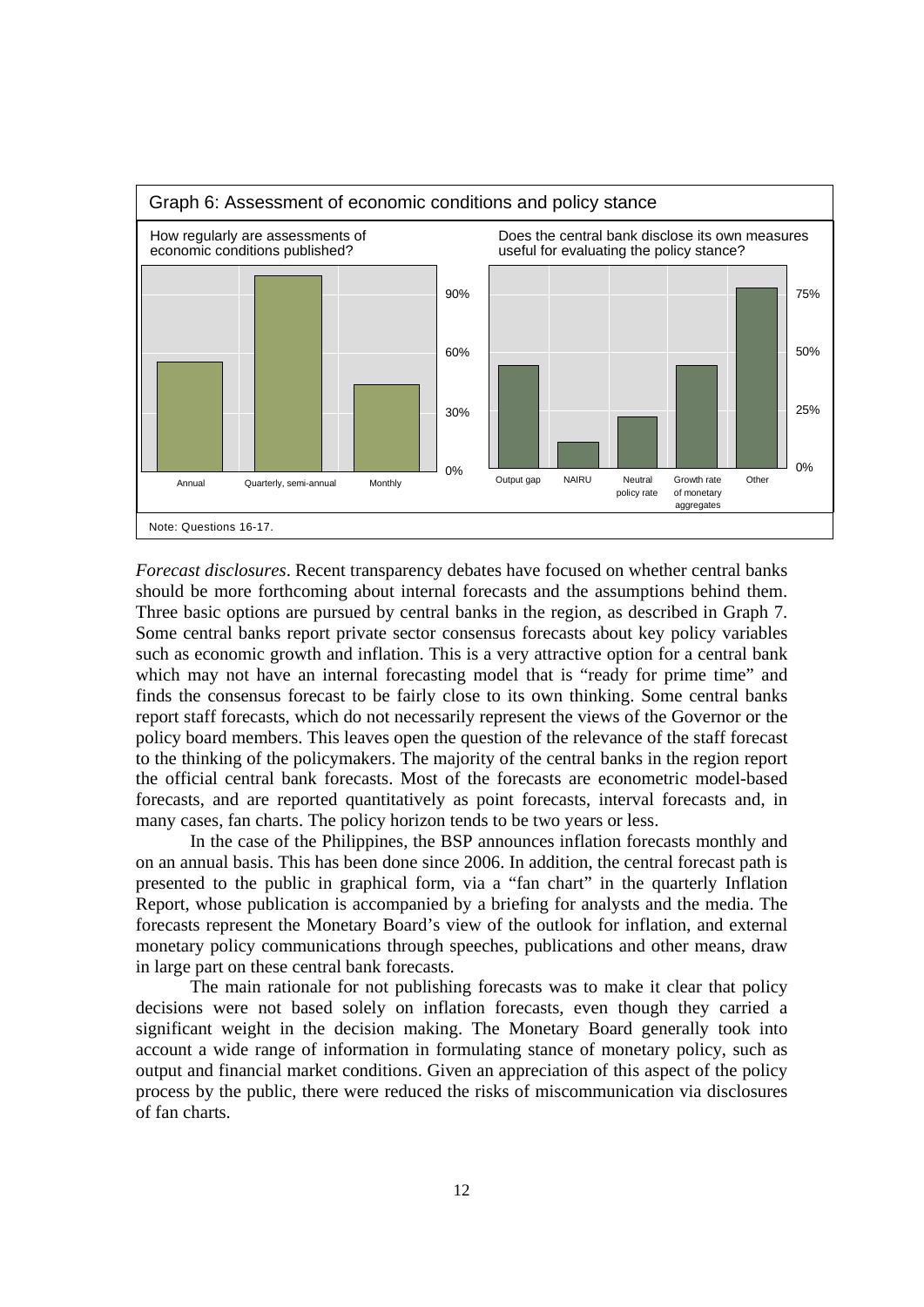Graph 6: Assessment of economic conditions and policy stance

How regularly are assessments of economic conditions published?

Does the central bank disclose its own measures useful for evaluating the policy stance?

Note: Questions 16-17.

*Forecast disclosures*. Recent transparency debates have focused on whether central banks should be more forthcoming about internal forecasts and the assumptions behind them. Three basic options are pursued by central banks in the region, as described in Graph 7. Some central banks report private sector consensus forecasts about key policy variables such as economic growth and inflation. This is a very attractive option for a central bank which may not have an internal forecasting model that is "ready for prime time" and finds the consensus forecast to be fairly close to its own thinking. Some central banks report staff forecasts, which do not necessarily represent the views of the Governor or the policy board members. This leaves open the question of the relevance of the staff forecast to the thinking of the policymakers. The majority of the central banks in the region report the official central bank forecasts. Most of the forecasts are econometric model-based forecasts, and are reported quantitatively as point forecasts, interval forecasts and, in many cases, fan charts. The policy horizon tends to be two years or less.

In the case of the Philippines, the BSP announces inflation forecasts monthly and on an annual basis. This has been done since 2006. In addition, the central forecast path is presented to the public in graphical form, via a "fan chart" in the quarterly Inflation Report, whose publication is accompanied by a briefing for analysts and the media. The forecasts represent the Monetary Board's view of the outlook for inflation, and external monetary policy communications through speeches, publications and other means, draw in large part on these central bank forecasts.

The main rationale for not publishing forecasts was to make it clear that policy decisions were not based solely on inflation forecasts, even though they carried a significant weight in the decision making. The Monetary Board generally took into account a wide range of information in formulating stance of monetary policy, such as output and financial market conditions. Given an appreciation of this aspect of the policy process by the public, there were reduced the risks of miscommunication via disclosures of fan charts.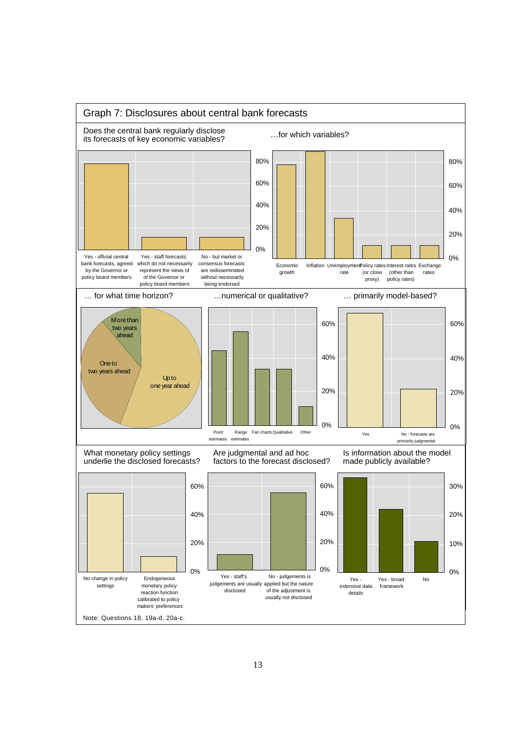## Graph 7: Disclosures about central bank forecasts

**Does the central bank regularly disclose its forecasts of key economic variables?**

- Yes - official central bank forecasts, agreed by the Governor or policy board members
- Yes - staff forecasts, which do not necessarily represent the views of of the Governor or policy board members
- No - but market or consensus forecasts are redisseminated without necessarily being endorsed

**…for which variables?**

- Economic growth
- Inflation
- Unemployment rate
- Policy rates (or close proxy)
- Interest rates (other than policy rates)
- Exchange rates

**… for what time horizon?**

- Up to one year ahead
- One to two years ahead
- More than two years ahead

**…numerical or qualitative?**

- Point estimates
- Range estimates
- Fan charts
- Qualitative
- Other

**… primarily model-based?**

- Yes
- No - forecasts are primarily judgmental

**What monetary policy settings underlie the disclosed forecasts?**

- No change in policy settings
- Endogeneous monetary policy reaction function calibrated to policy makers' preferences

**Are judgmental and ad hoc factors to the forecast disclosed?**

- Yes - staff's judgements are usually disclosed
- No - judgements is applied but the nature of the adjustment is usually not disclosed

**Is information about the model made publicly available?**

- Yes - extensive data details
- Yes - broad framework
- No

Note: Questions 18, 19a-d, 20a-c.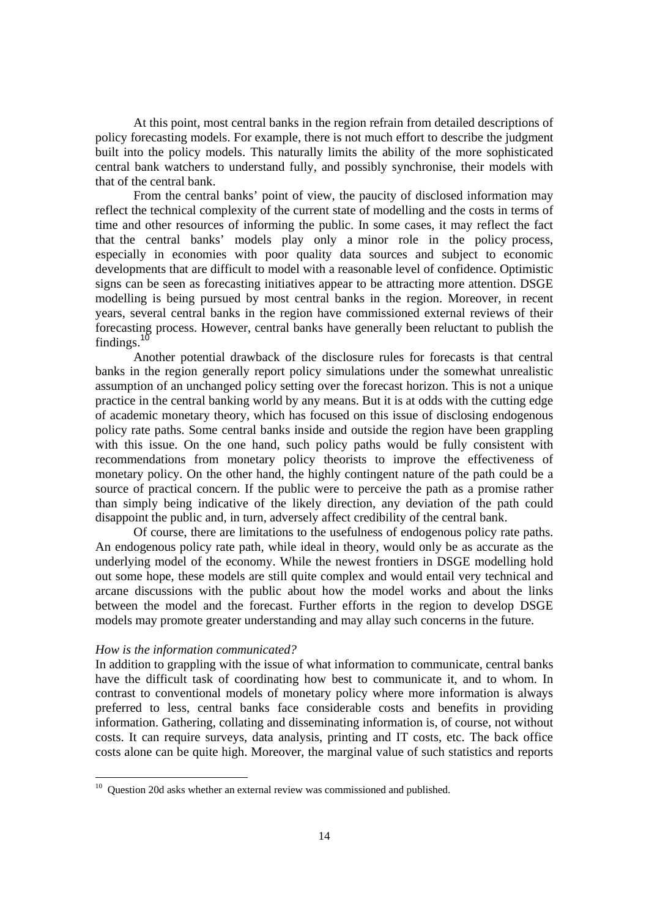At this point, most central banks in the region refrain from detailed descriptions of policy forecasting models. For example, there is not much effort to describe the judgment built into the policy models. This naturally limits the ability of the more sophisticated central bank watchers to understand fully, and possibly synchronise, their models with that of the central bank.

From the central banks' point of view, the paucity of disclosed information may reflect the technical complexity of the current state of modelling and the costs in terms of time and other resources of informing the public. In some cases, it may reflect the fact that the central banks' models play only a minor role in the policy process, especially in economies with poor quality data sources and subject to economic developments that are difficult to model with a reasonable level of confidence. Optimistic signs can be seen as forecasting initiatives appear to be attracting more attention. DSGE modelling is being pursued by most central banks in the region. Moreover, in recent years, several central banks in the region have commissioned external reviews of their forecasting process. However, central banks have generally been reluctant to publish the findings.[10]

Another potential drawback of the disclosure rules for forecasts is that central banks in the region generally report policy simulations under the somewhat unrealistic assumption of an unchanged policy setting over the forecast horizon. This is not a unique practice in the central banking world by any means. But it is at odds with the cutting edge of academic monetary theory, which has focused on this issue of disclosing endogenous policy rate paths. Some central banks inside and outside the region have been grappling with this issue. On the one hand, such policy paths would be fully consistent with recommendations from monetary policy theorists to improve the effectiveness of monetary policy. On the other hand, the highly contingent nature of the path could be a source of practical concern. If the public were to perceive the path as a promise rather than simply being indicative of the likely direction, any deviation of the path could disappoint the public and, in turn, adversely affect credibility of the central bank.

Of course, there are limitations to the usefulness of endogenous policy rate paths. An endogenous policy rate path, while ideal in theory, would only be as accurate as the underlying model of the economy. While the newest frontiers in DSGE modelling hold out some hope, these models are still quite complex and would entail very technical and arcane discussions with the public about how the model works and about the links between the model and the forecast. Further efforts in the region to develop DSGE models may promote greater understanding and may allay such concerns in the future.

*How is the information communicated?*

In addition to grappling with the issue of what information to communicate, central banks have the difficult task of coordinating how best to communicate it, and to whom. In contrast to conventional models of monetary policy where more information is always preferred to less, central banks face considerable costs and benefits in providing information. Gathering, collating and disseminating information is, of course, not without costs. It can require surveys, data analysis, printing and IT costs, etc. The back office costs alone can be quite high. Moreover, the marginal value of such statistics and reports

[10] Question 20d asks whether an external review was commissioned and published.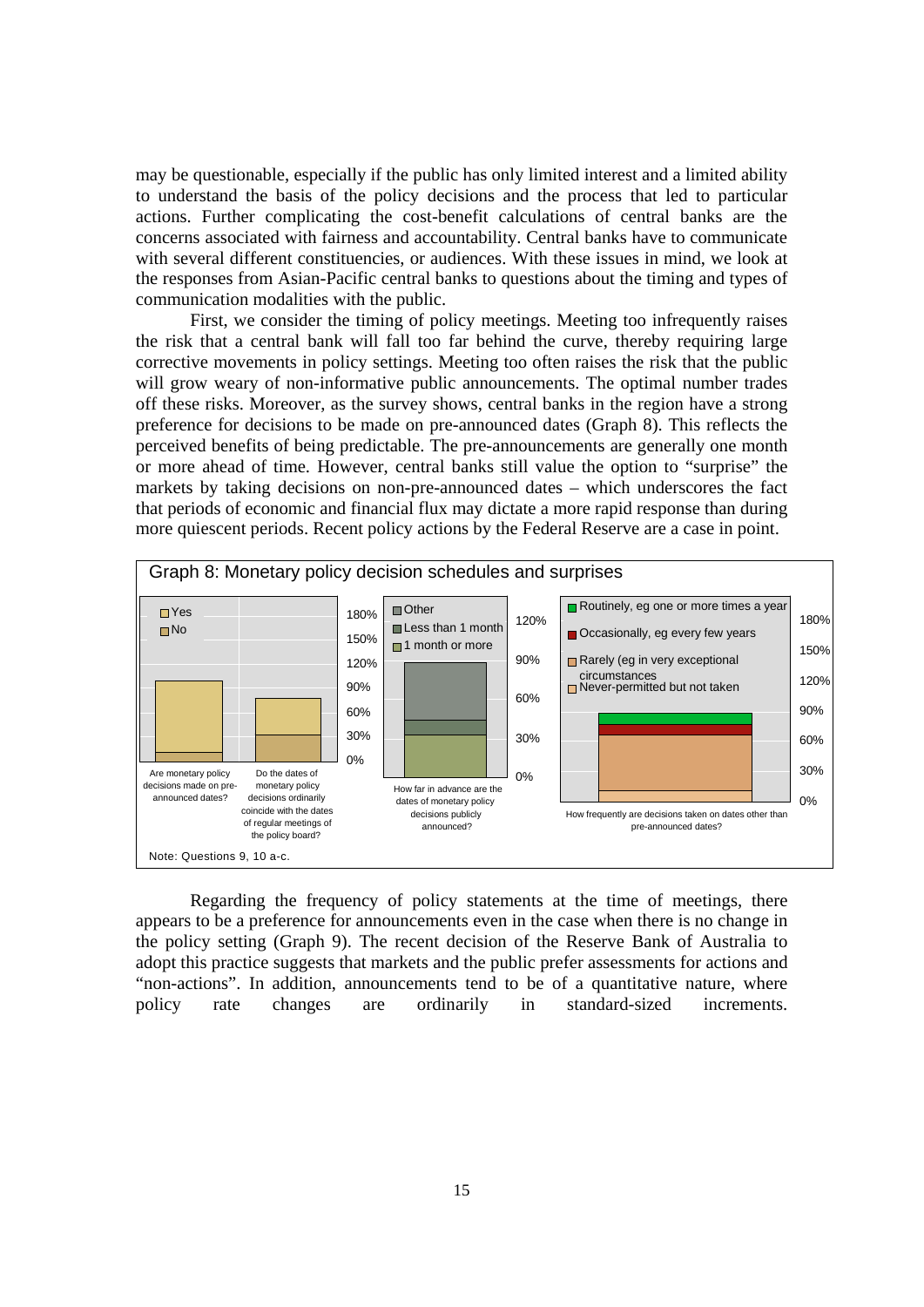may be questionable, especially if the public has only limited interest and a limited ability to understand the basis of the policy decisions and the process that led to particular actions. Further complicating the cost-benefit calculations of central banks are the concerns associated with fairness and accountability. Central banks have to communicate with several different constituencies, or audiences. With these issues in mind, we look at the responses from Asian-Pacific central banks to questions about the timing and types of communication modalities with the public.

First, we consider the timing of policy meetings. Meeting too infrequently raises the risk that a central bank will fall too far behind the curve, thereby requiring large corrective movements in policy settings. Meeting too often raises the risk that the public will grow weary of non-informative public announcements. The optimal number trades off these risks. Moreover, as the survey shows, central banks in the region have a strong preference for decisions to be made on pre-announced dates (Graph 8). This reflects the perceived benefits of being predictable. The pre-announcements are generally one month or more ahead of time. However, central banks still value the option to "surprise" the markets by taking decisions on non-pre-announced dates – which underscores the fact that periods of economic and financial flux may dictate a more rapid response than during more quiescent periods. Recent policy actions by the Federal Reserve are a case in point.

Graph 8: Monetary policy decision schedules and surprises

Note: Questions 9, 10 a-c.

Regarding the frequency of policy statements at the time of meetings, there appears to be a preference for announcements even in the case when there is no change in the policy setting (Graph 9). The recent decision of the Reserve Bank of Australia to adopt this practice suggests that markets and the public prefer assessments for actions and "non-actions". In addition, announcements tend to be of a quantitative nature, where policy rate changes are ordinarily in standard-sized increments.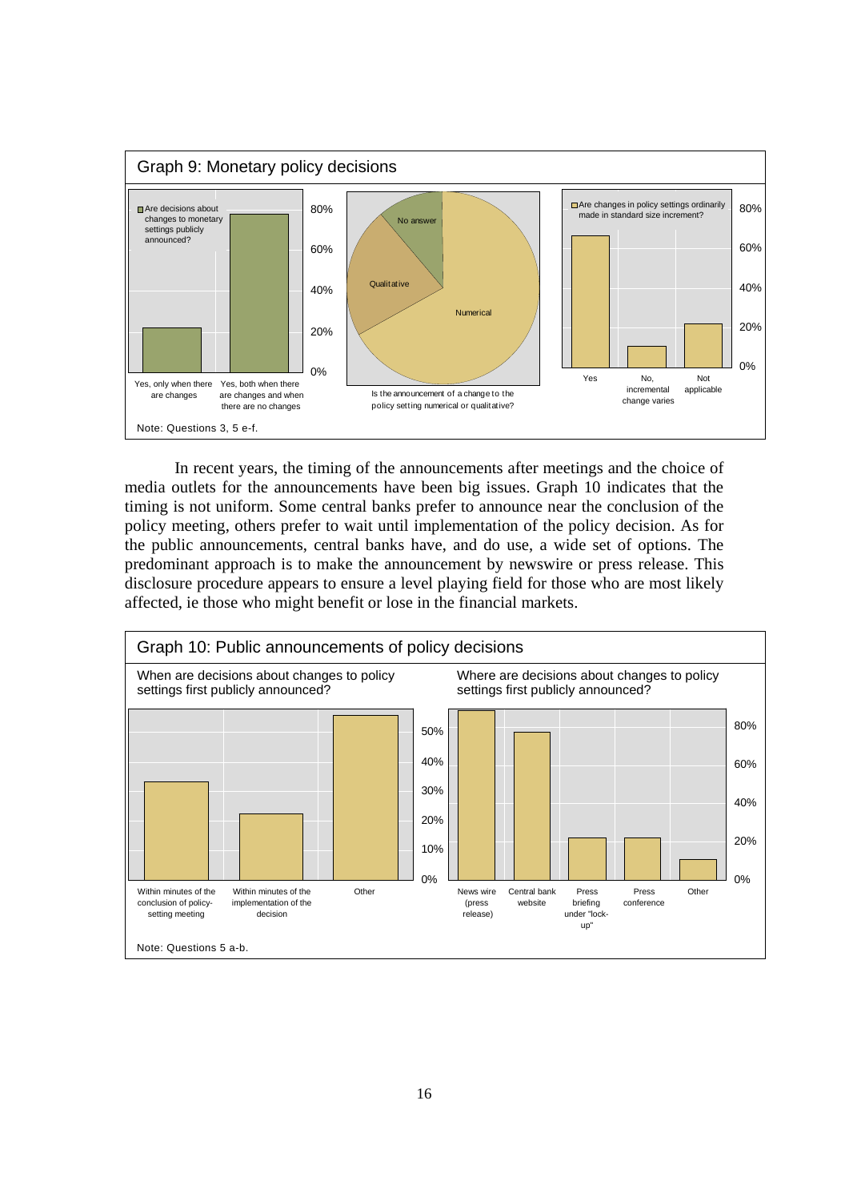Graph 9: Monetary policy decisions

Note: Questions 3, 5 e-f.

In recent years, the timing of the announcements after meetings and the choice of media outlets for the announcements have been big issues. Graph 10 indicates that the timing is not uniform. Some central banks prefer to announce near the conclusion of the policy meeting, others prefer to wait until implementation of the policy decision. As for the public announcements, central banks have, and do use, a wide set of options. The predominant approach is to make the announcement by newswire or press release. This disclosure procedure appears to ensure a level playing field for those who are most likely affected, ie those who might benefit or lose in the financial markets.

Graph 10: Public announcements of policy decisions

Note: Questions 5 a-b.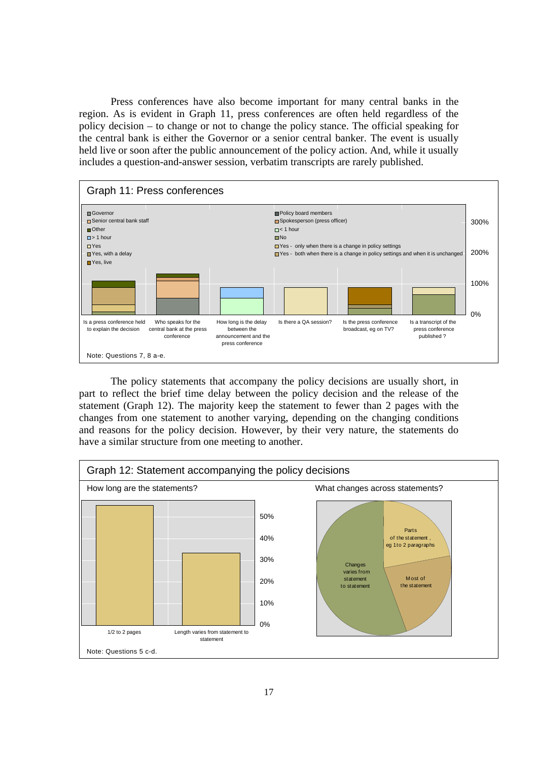Press conferences have also become important for many central banks in the region. As is evident in Graph 11, press conferences are often held regardless of the policy decision – to change or not to change the policy stance. The official speaking for the central bank is either the Governor or a senior central banker. The event is usually held live or soon after the public announcement of the policy action. And, while it usually includes a question-and-answer session, verbatim transcripts are rarely published.

Graph 11: Press conferences

Note: Questions 7, 8 a-e.

The policy statements that accompany the policy decisions are usually short, in part to reflect the brief time delay between the policy decision and the release of the statement (Graph 12). The majority keep the statement to fewer than 2 pages with the changes from one statement to another varying, depending on the changing conditions and reasons for the policy decision. However, by their very nature, the statements do have a similar structure from one meeting to another.

Graph 12: Statement accompanying the policy decisions

Note: Questions 5 c-d.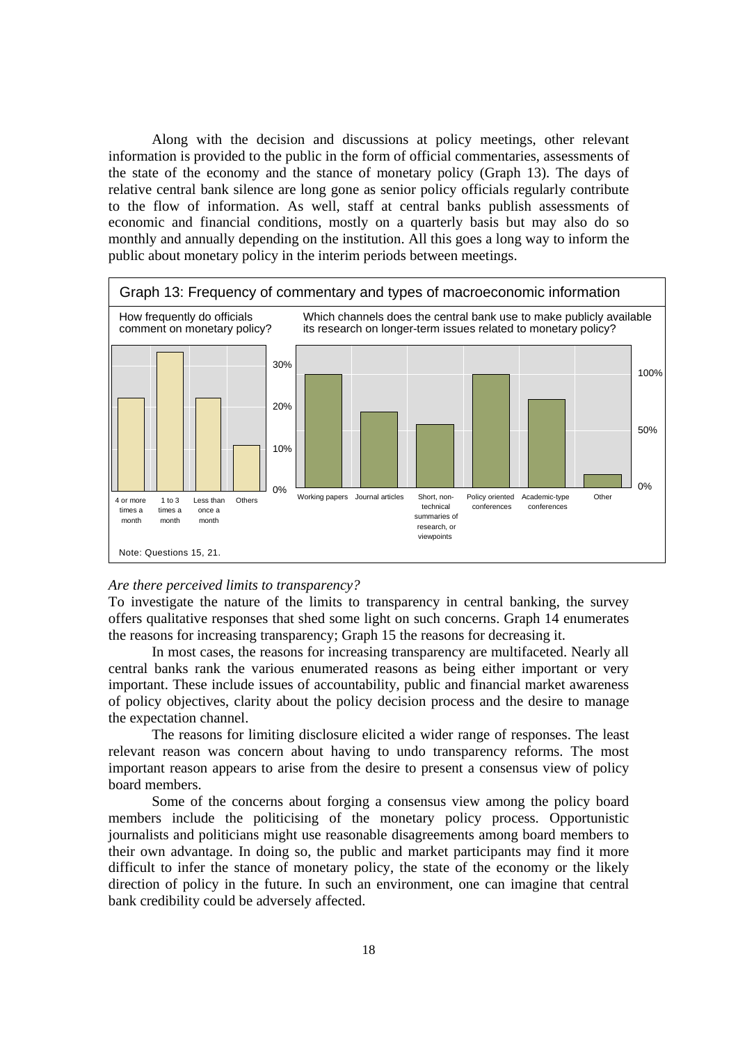Along with the decision and discussions at policy meetings, other relevant information is provided to the public in the form of official commentaries, assessments of the state of the economy and the stance of monetary policy (Graph 13). The days of relative central bank silence are long gone as senior policy officials regularly contribute to the flow of information. As well, staff at central banks publish assessments of economic and financial conditions, mostly on a quarterly basis but may also do so monthly and annually depending on the institution. All this goes a long way to inform the public about monetary policy in the interim periods between meetings.

Graph 13: Frequency of commentary and types of macroeconomic information

How frequently do officials comment on monetary policy?

Which channels does the central bank use to make publicly available its research on longer-term issues related to monetary policy?

Note: Questions 15, 21.

*Are there perceived limits to transparency?*

To investigate the nature of the limits to transparency in central banking, the survey offers qualitative responses that shed some light on such concerns. Graph 14 enumerates the reasons for increasing transparency; Graph 15 the reasons for decreasing it.

In most cases, the reasons for increasing transparency are multifaceted. Nearly all central banks rank the various enumerated reasons as being either important or very important. These include issues of accountability, public and financial market awareness of policy objectives, clarity about the policy decision process and the desire to manage the expectation channel.

The reasons for limiting disclosure elicited a wider range of responses. The least relevant reason was concern about having to undo transparency reforms. The most important reason appears to arise from the desire to present a consensus view of policy board members.

Some of the concerns about forging a consensus view among the policy board members include the politicising of the monetary policy process. Opportunistic journalists and politicians might use reasonable disagreements among board members to their own advantage. In doing so, the public and market participants may find it more difficult to infer the stance of monetary policy, the state of the economy or the likely direction of policy in the future. In such an environment, one can imagine that central bank credibility could be adversely affected.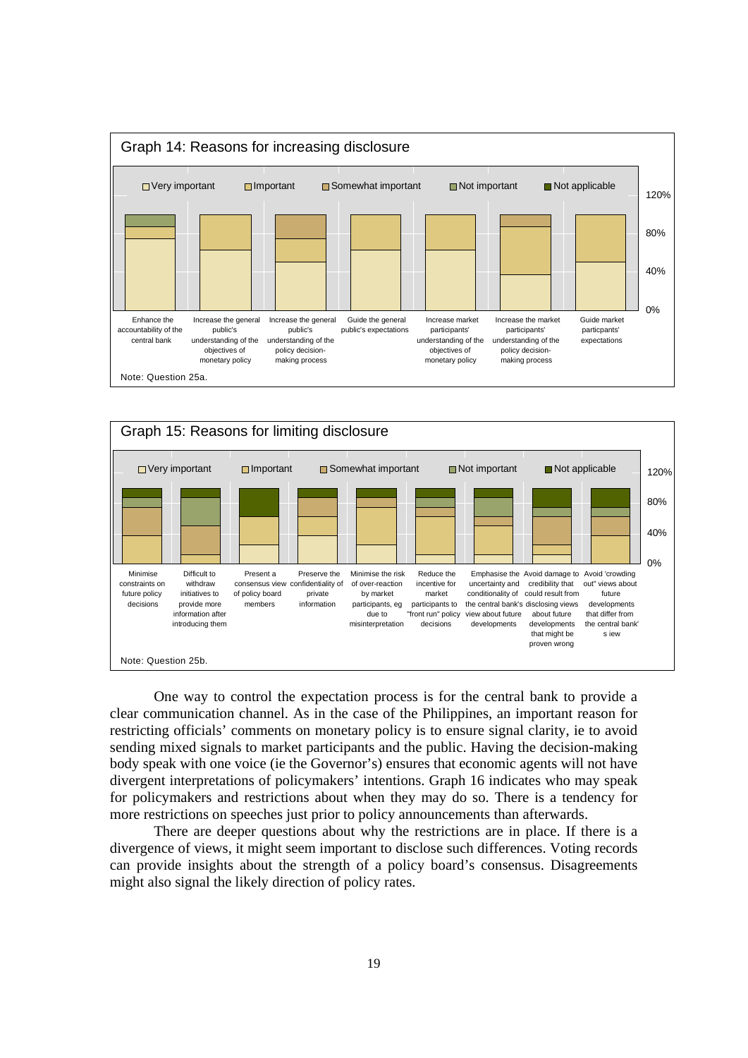Graph 14: Reasons for increasing disclosure

□ Very important □ Important □ Somewhat important □ Not important ■ Not applicable

Enhance the accountability of the central bank | Increase the general public's understanding of the objectives of monetary policy | Increase the general public's understanding of the policy decision-making process | Guide the general public's expectations | Increase market participants' understanding of the objectives of monetary policy | Increase the market participants' understanding of the policy decision-making process | Guide market particpants' expectations

Note: Question 25a.

Graph 15: Reasons for limiting disclosure

□ Very important □ Important □ Somewhat important □ Not important ■ Not applicable

Minimise constraints on future policy decisions | Difficult to withdraw initiatives to provide more information after introducing them | Present a consensus view of policy board members | Preserve the confidentiality of private information | Minimise the risk of over-reaction by market participants, eg due to misinterpretation | Reduce the incentive for market participants to "front run" policy decisions | Emphasise the uncertainty and conditionality of the central bank's view about future developments | Avoid damage to credibility that could result from disclosing views about future developments that might be proven wrong | Avoid 'crowding out" views about future developments that differ from the central bank' s iew

Note: Question 25b.

One way to control the expectation process is for the central bank to provide a clear communication channel. As in the case of the Philippines, an important reason for restricting officials' comments on monetary policy is to ensure signal clarity, ie to avoid sending mixed signals to market participants and the public. Having the decision-making body speak with one voice (ie the Governor's) ensures that economic agents will not have divergent interpretations of policymakers' intentions. Graph 16 indicates who may speak for policymakers and restrictions about when they may do so. There is a tendency for more restrictions on speeches just prior to policy announcements than afterwards.

There are deeper questions about why the restrictions are in place. If there is a divergence of views, it might seem important to disclose such differences. Voting records can provide insights about the strength of a policy board's consensus. Disagreements might also signal the likely direction of policy rates.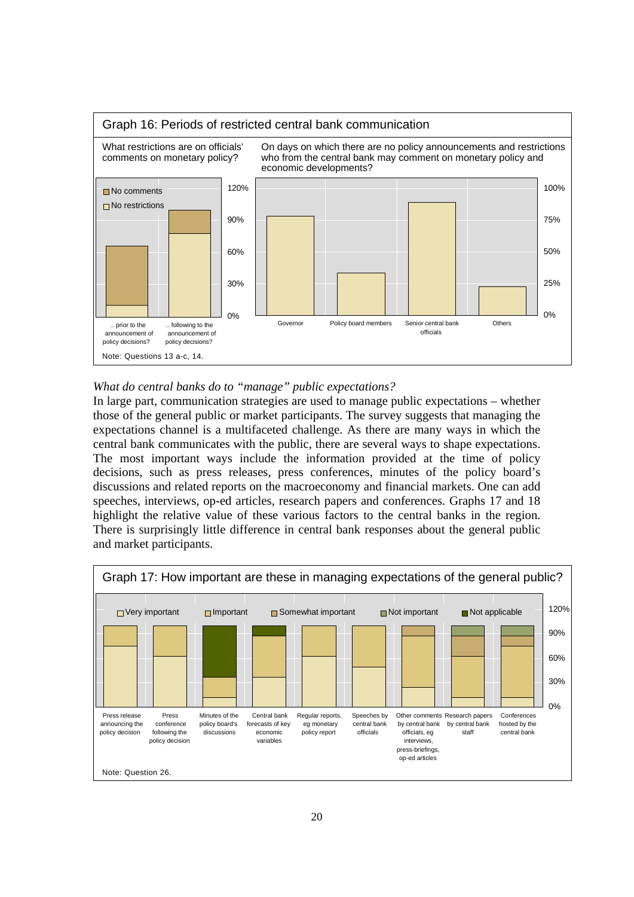Graph 16: Periods of restricted central bank communication

What restrictions are on officials' comments on monetary policy?

On days on which there are no policy announcements and restrictions who from the central bank may comment on monetary policy and economic developments?

Note: Questions 13 a-c, 14.

*What do central banks do to "manage" public expectations?*

In large part, communication strategies are used to manage public expectations – whether those of the general public or market participants. The survey suggests that managing the expectations channel is a multifaceted challenge. As there are many ways in which the central bank communicates with the public, there are several ways to shape expectations. The most important ways include the information provided at the time of policy decisions, such as press releases, press conferences, minutes of the policy board's discussions and related reports on the macroeconomy and financial markets. One can add speeches, interviews, op-ed articles, research papers and conferences. Graphs 17 and 18 highlight the relative value of these various factors to the central banks in the region. There is surprisingly little difference in central bank responses about the general public and market participants.

Graph 17: How important are these in managing expectations of the general public?

Note: Question 26.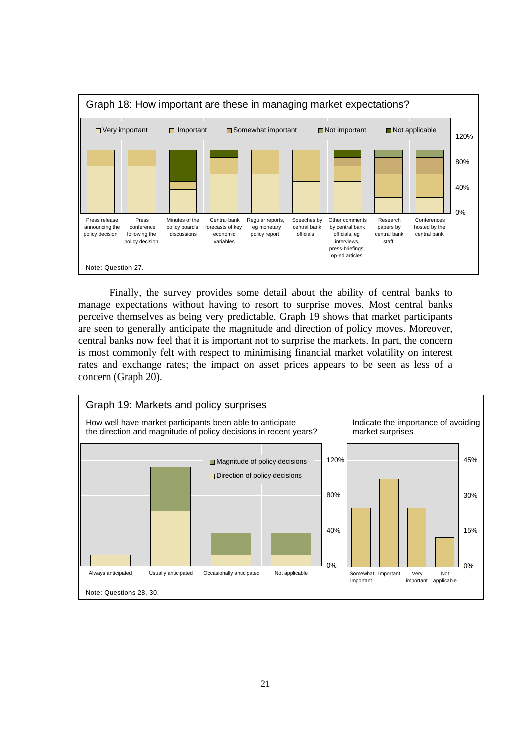Graph 18: How important are these in managing market expectations?

Note: Question 27.

Finally, the survey provides some detail about the ability of central banks to manage expectations without having to resort to surprise moves. Most central banks perceive themselves as being very predictable. Graph 19 shows that market participants are seen to generally anticipate the magnitude and direction of policy moves. Moreover, central banks now feel that it is important not to surprise the markets. In part, the concern is most commonly felt with respect to minimising financial market volatility on interest rates and exchange rates; the impact on asset prices appears to be seen as less of a concern (Graph 20).

Graph 19: Markets and policy surprises

Note: Questions 28, 30.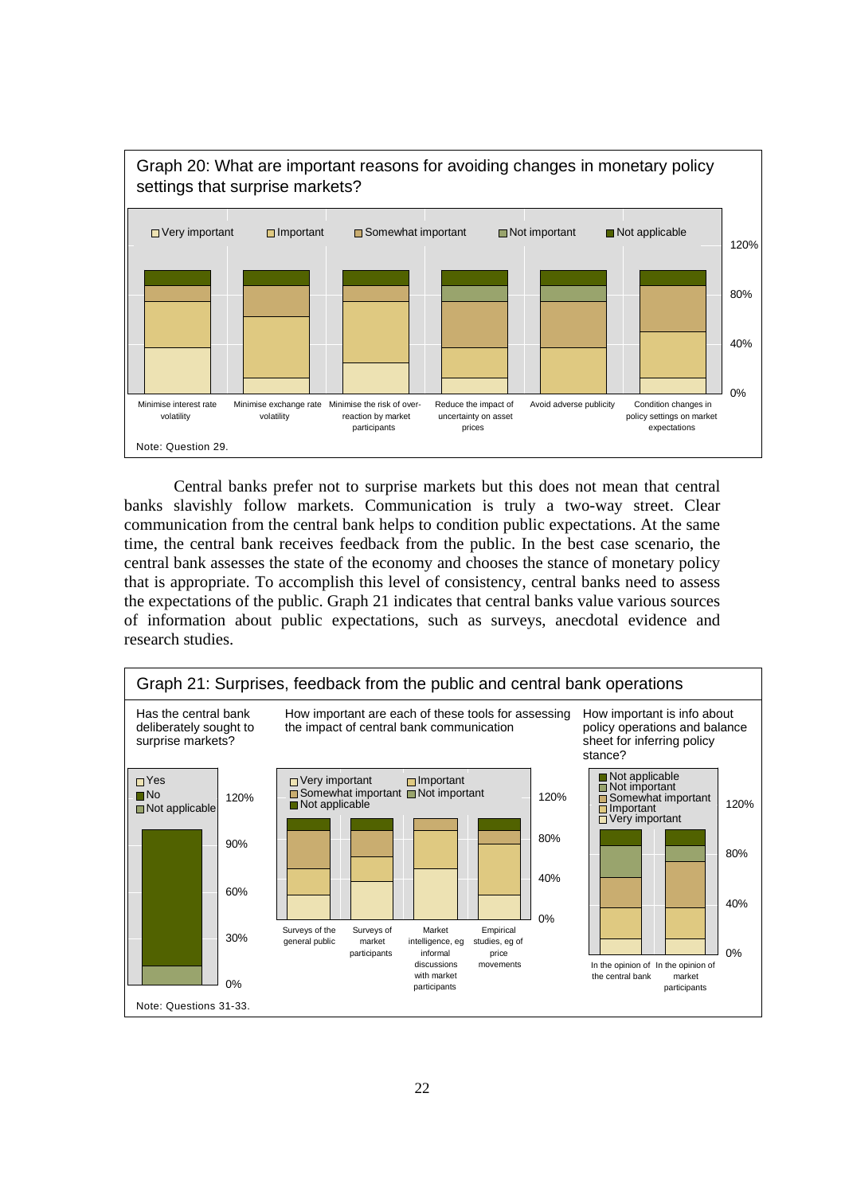Graph 20: What are important reasons for avoiding changes in monetary policy settings that surprise markets?

Note: Question 29.

Central banks prefer not to surprise markets but this does not mean that central banks slavishly follow markets. Communication is truly a two-way street. Clear communication from the central bank helps to condition public expectations. At the same time, the central bank receives feedback from the public. In the best case scenario, the central bank assesses the state of the economy and chooses the stance of monetary policy that is appropriate. To accomplish this level of consistency, central banks need to assess the expectations of the public. Graph 21 indicates that central banks value various sources of information about public expectations, such as surveys, anecdotal evidence and research studies.

Graph 21: Surprises, feedback from the public and central bank operations

Note: Questions 31-33.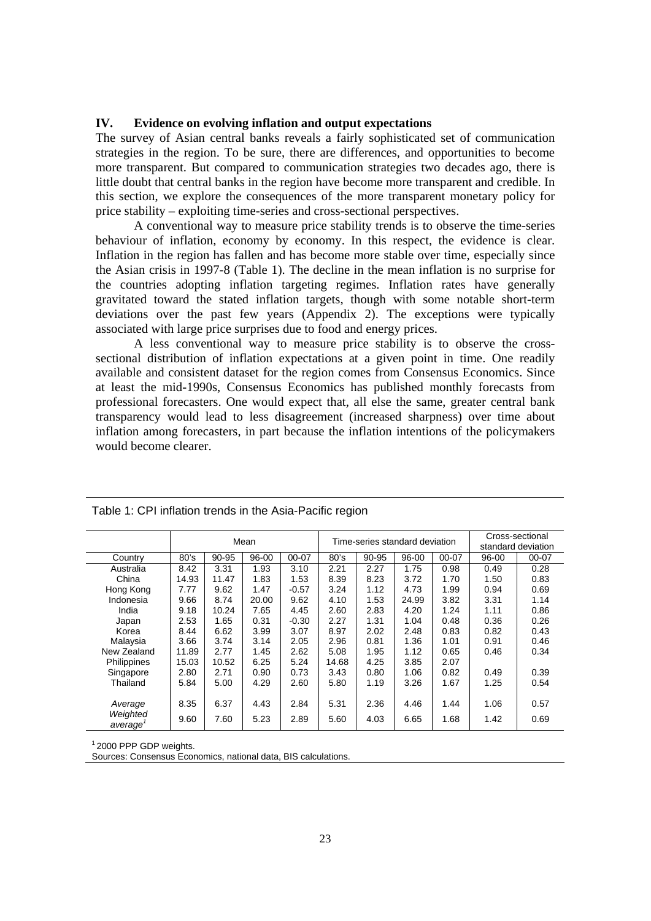## IV. Evidence on evolving inflation and output expectations

The survey of Asian central banks reveals a fairly sophisticated set of communication strategies in the region. To be sure, there are differences, and opportunities to become more transparent. But compared to communication strategies two decades ago, there is little doubt that central banks in the region have become more transparent and credible. In this section, we explore the consequences of the more transparent monetary policy for price stability – exploiting time-series and cross-sectional perspectives.

A conventional way to measure price stability trends is to observe the time-series behaviour of inflation, economy by economy. In this respect, the evidence is clear. Inflation in the region has fallen and has become more stable over time, especially since the Asian crisis in 1997-8 (Table 1). The decline in the mean inflation is no surprise for the countries adopting inflation targeting regimes. Inflation rates have generally gravitated toward the stated inflation targets, though with some notable short-term deviations over the past few years (Appendix 2). The exceptions were typically associated with large price surprises due to food and energy prices.

A less conventional way to measure price stability is to observe the cross-sectional distribution of inflation expectations at a given point in time. One readily available and consistent dataset for the region comes from Consensus Economics. Since at least the mid-1990s, Consensus Economics has published monthly forecasts from professional forecasters. One would expect that, all else the same, greater central bank transparency would lead to less disagreement (increased sharpness) over time about inflation among forecasters, in part because the inflation intentions of the policymakers would become clearer.

Table 1: CPI inflation trends in the Asia-Pacific region

| | Mean | | | | Time-series standard deviation | | | | Cross-sectional standard deviation | |
|---|---|---|---|---|---|---|---|---|---|---|
| Country | 80's | 90-95 | 96-00 | 00-07 | 80's | 90-95 | 96-00 | 00-07 | 96-00 | 00-07 |
| Australia | 8.42 | 3.31 | 1.93 | 3.10 | 2.21 | 2.27 | 1.75 | 0.98 | 0.49 | 0.28 |
| China | 14.93 | 11.47 | 1.83 | 1.53 | 8.39 | 8.23 | 3.72 | 1.70 | 1.50 | 0.83 |
| Hong Kong | 7.77 | 9.62 | 1.47 | -0.57 | 3.24 | 1.12 | 4.73 | 1.99 | 0.94 | 0.69 |
| Indonesia | 9.66 | 8.74 | 20.00 | 9.62 | 4.10 | 1.53 | 24.99 | 3.82 | 3.31 | 1.14 |
| India | 9.18 | 10.24 | 7.65 | 4.45 | 2.60 | 2.83 | 4.20 | 1.24 | 1.11 | 0.86 |
| Japan | 2.53 | 1.65 | 0.31 | -0.30 | 2.27 | 1.31 | 1.04 | 0.48 | 0.36 | 0.26 |
| Korea | 8.44 | 6.62 | 3.99 | 3.07 | 8.97 | 2.02 | 2.48 | 0.83 | 0.82 | 0.43 |
| Malaysia | 3.66 | 3.74 | 3.14 | 2.05 | 2.96 | 0.81 | 1.36 | 1.01 | 0.91 | 0.46 |
| New Zealand | 11.89 | 2.77 | 1.45 | 2.62 | 5.08 | 1.95 | 1.12 | 0.65 | 0.46 | 0.34 |
| Philippines | 15.03 | 10.52 | 6.25 | 5.24 | 14.68 | 4.25 | 3.85 | 2.07 | | |
| Singapore | 2.80 | 2.71 | 0.90 | 0.73 | 3.43 | 0.80 | 1.06 | 0.82 | 0.49 | 0.39 |
| Thailand | 5.84 | 5.00 | 4.29 | 2.60 | 5.80 | 1.19 | 3.26 | 1.67 | 1.25 | 0.54 |
| *Average* | 8.35 | 6.37 | 4.43 | 2.84 | 5.31 | 2.36 | 4.46 | 1.44 | 1.06 | 0.57 |
| *Weighted average*[1] | 9.60 | 7.60 | 5.23 | 2.89 | 5.60 | 4.03 | 6.65 | 1.68 | 1.42 | 0.69 |

[1] 2000 PPP GDP weights.

Sources: Consensus Economics, national data, BIS calculations.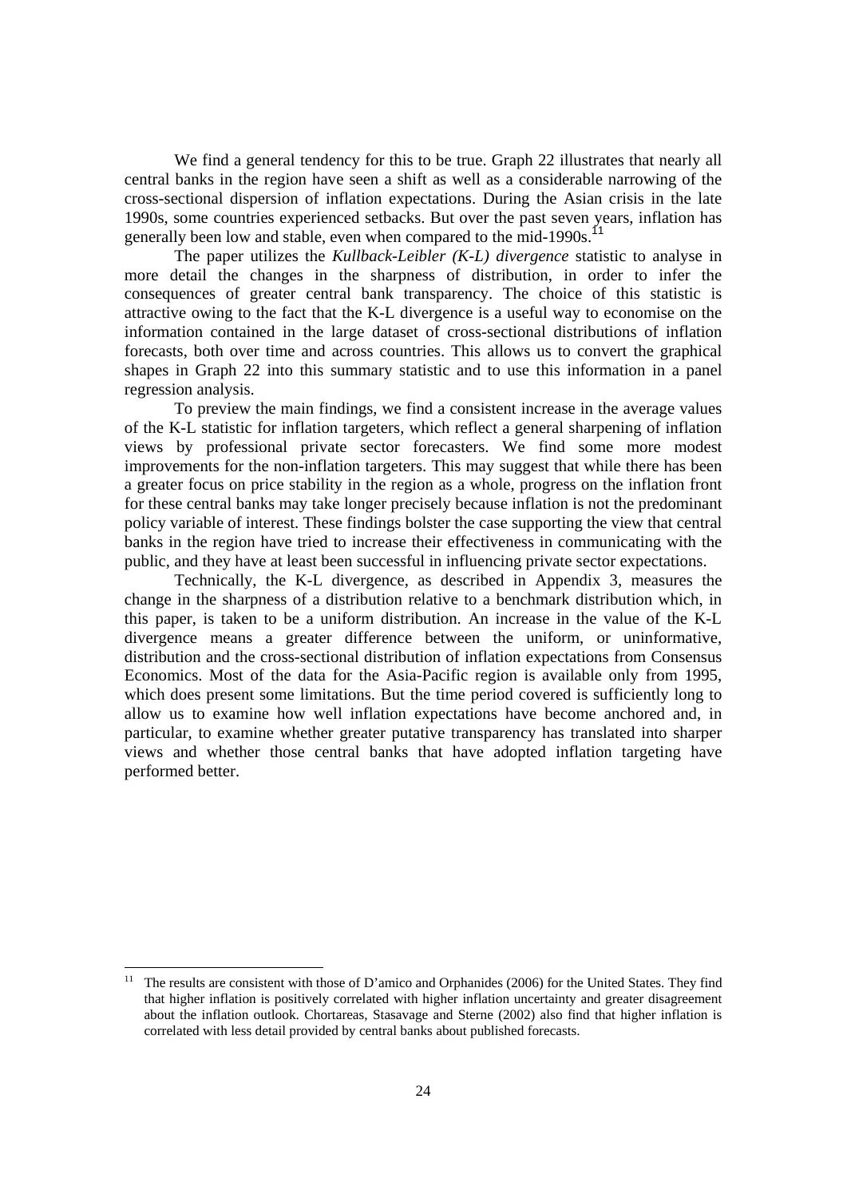We find a general tendency for this to be true. Graph 22 illustrates that nearly all central banks in the region have seen a shift as well as a considerable narrowing of the cross-sectional dispersion of inflation expectations. During the Asian crisis in the late 1990s, some countries experienced setbacks. But over the past seven years, inflation has generally been low and stable, even when compared to the mid-1990s.[11]

The paper utilizes the *Kullback-Leibler (K-L) divergence* statistic to analyse in more detail the changes in the sharpness of distribution, in order to infer the consequences of greater central bank transparency. The choice of this statistic is attractive owing to the fact that the K-L divergence is a useful way to economise on the information contained in the large dataset of cross-sectional distributions of inflation forecasts, both over time and across countries. This allows us to convert the graphical shapes in Graph 22 into this summary statistic and to use this information in a panel regression analysis.

To preview the main findings, we find a consistent increase in the average values of the K-L statistic for inflation targeters, which reflect a general sharpening of inflation views by professional private sector forecasters. We find some more modest improvements for the non-inflation targeters. This may suggest that while there has been a greater focus on price stability in the region as a whole, progress on the inflation front for these central banks may take longer precisely because inflation is not the predominant policy variable of interest. These findings bolster the case supporting the view that central banks in the region have tried to increase their effectiveness in communicating with the public, and they have at least been successful in influencing private sector expectations.

Technically, the K-L divergence, as described in Appendix 3, measures the change in the sharpness of a distribution relative to a benchmark distribution which, in this paper, is taken to be a uniform distribution. An increase in the value of the K-L divergence means a greater difference between the uniform, or uninformative, distribution and the cross-sectional distribution of inflation expectations from Consensus Economics. Most of the data for the Asia-Pacific region is available only from 1995, which does present some limitations. But the time period covered is sufficiently long to allow us to examine how well inflation expectations have become anchored and, in particular, to examine whether greater putative transparency has translated into sharper views and whether those central banks that have adopted inflation targeting have performed better.

---

[11] The results are consistent with those of D'amico and Orphanides (2006) for the United States. They find that higher inflation is positively correlated with higher inflation uncertainty and greater disagreement about the inflation outlook. Chortareas, Stasavage and Sterne (2002) also find that higher inflation is correlated with less detail provided by central banks about published forecasts.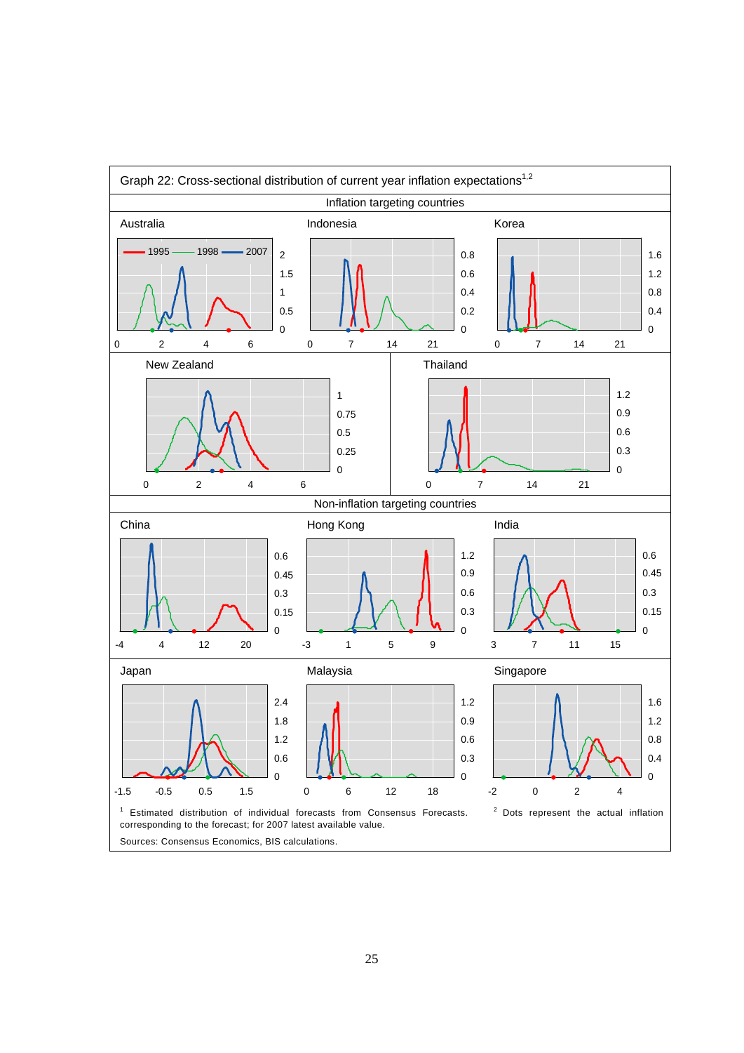Graph 22: Cross-sectional distribution of current year inflation expectations[1,2]

Inflation targeting countries

Australia — Indonesia — Korea — New Zealand — Thailand

Non-inflation targeting countries

China — Hong Kong — India — Japan — Malaysia — Singapore

1995 — 1998 — 2007

[1] Estimated distribution of individual forecasts from Consensus Forecasts. [2] Dots represent the actual inflation corresponding to the forecast; for 2007 latest available value.

Sources: Consensus Economics, BIS calculations.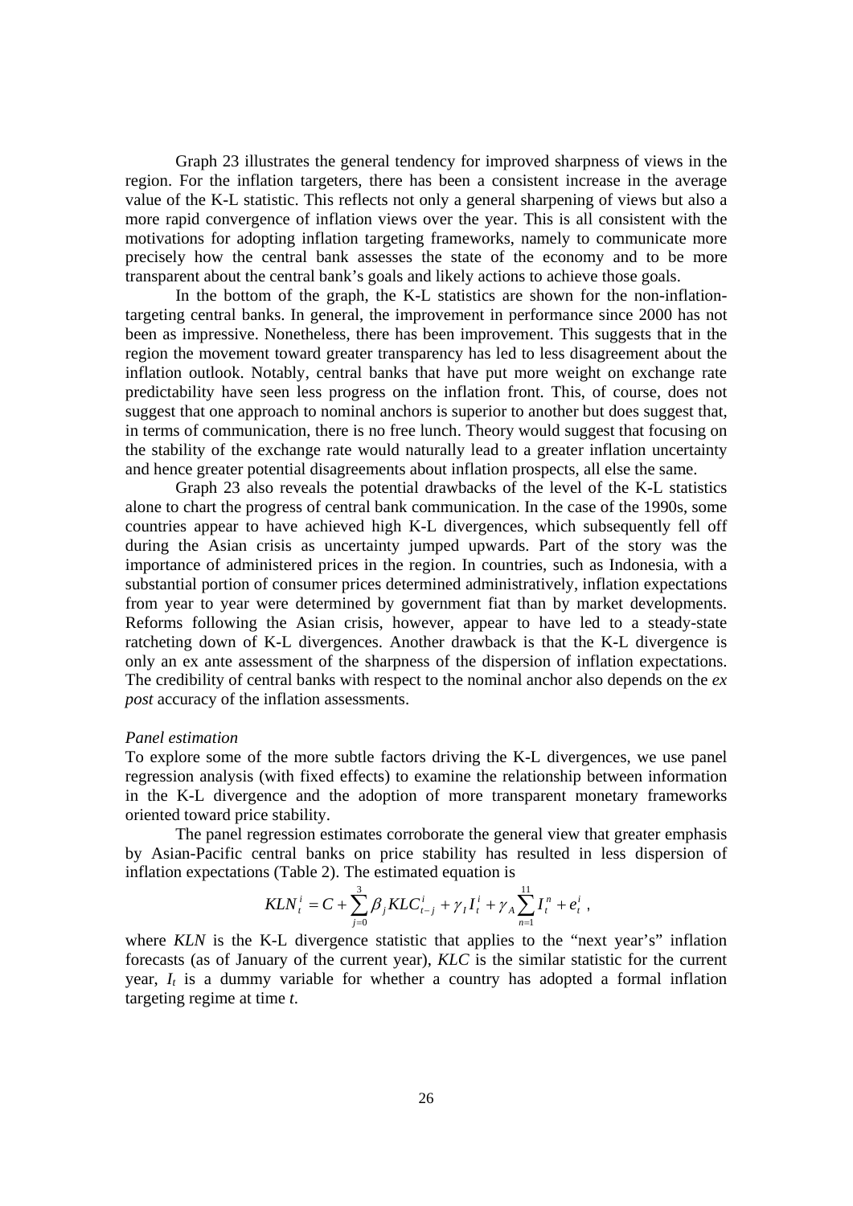Graph 23 illustrates the general tendency for improved sharpness of views in the region. For the inflation targeters, there has been a consistent increase in the average value of the K-L statistic. This reflects not only a general sharpening of views but also a more rapid convergence of inflation views over the year. This is all consistent with the motivations for adopting inflation targeting frameworks, namely to communicate more precisely how the central bank assesses the state of the economy and to be more transparent about the central bank's goals and likely actions to achieve those goals.

In the bottom of the graph, the K-L statistics are shown for the non-inflation-targeting central banks. In general, the improvement in performance since 2000 has not been as impressive. Nonetheless, there has been improvement. This suggests that in the region the movement toward greater transparency has led to less disagreement about the inflation outlook. Notably, central banks that have put more weight on exchange rate predictability have seen less progress on the inflation front. This, of course, does not suggest that one approach to nominal anchors is superior to another but does suggest that, in terms of communication, there is no free lunch. Theory would suggest that focusing on the stability of the exchange rate would naturally lead to a greater inflation uncertainty and hence greater potential disagreements about inflation prospects, all else the same.

Graph 23 also reveals the potential drawbacks of the level of the K-L statistics alone to chart the progress of central bank communication. In the case of the 1990s, some countries appear to have achieved high K-L divergences, which subsequently fell off during the Asian crisis as uncertainty jumped upwards. Part of the story was the importance of administered prices in the region. In countries, such as Indonesia, with a substantial portion of consumer prices determined administratively, inflation expectations from year to year were determined by government fiat than by market developments. Reforms following the Asian crisis, however, appear to have led to a steady-state ratcheting down of K-L divergences. Another drawback is that the K-L divergence is only an ex ante assessment of the sharpness of the dispersion of inflation expectations. The credibility of central banks with respect to the nominal anchor also depends on the *ex post* accuracy of the inflation assessments.

*Panel estimation*

To explore some of the more subtle factors driving the K-L divergences, we use panel regression analysis (with fixed effects) to examine the relationship between information in the K-L divergence and the adoption of more transparent monetary frameworks oriented toward price stability.

The panel regression estimates corroborate the general view that greater emphasis by Asian-Pacific central banks on price stability has resulted in less dispersion of inflation expectations (Table 2). The estimated equation is

$$KLN_t^i = C + \sum_{j=0}^{3} \beta_j KLC_{t-j}^i + \gamma_I I_t^i + \gamma_A \sum_{n=1}^{11} I_t^n + e_t^i \ ,$$

where *KLN* is the K-L divergence statistic that applies to the "next year's" inflation forecasts (as of January of the current year), *KLC* is the similar statistic for the current year, $I_t$ is a dummy variable for whether a country has adopted a formal inflation targeting regime at time *t*.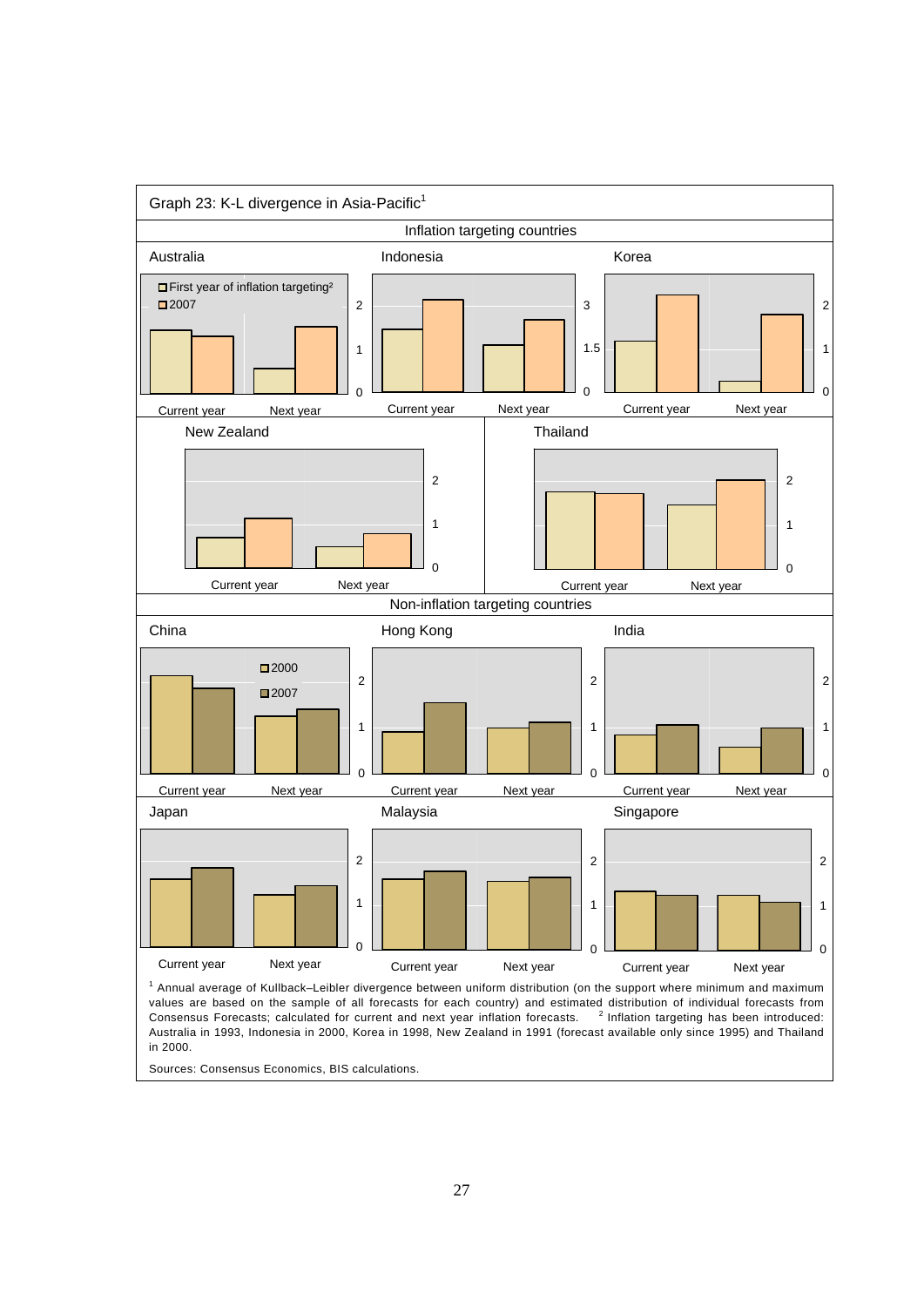Graph 23: K-L divergence in Asia-Pacific[1]

Inflation targeting countries

Australia

Indonesia

Korea

First year of inflation targeting[2]

2007

Current year Next year

New Zealand

Thailand

Non-inflation targeting countries

China

Hong Kong

India

2000

2007

Japan

Malaysia

Singapore

[1] Annual average of Kullback–Leibler divergence between uniform distribution (on the support where minimum and maximum values are based on the sample of all forecasts for each country) and estimated distribution of individual forecasts from Consensus Forecasts; calculated for current and next year inflation forecasts. [2] Inflation targeting has been introduced: Australia in 1993, Indonesia in 2000, Korea in 1998, New Zealand in 1991 (forecast available only since 1995) and Thailand in 2000.

Sources: Consensus Economics, BIS calculations.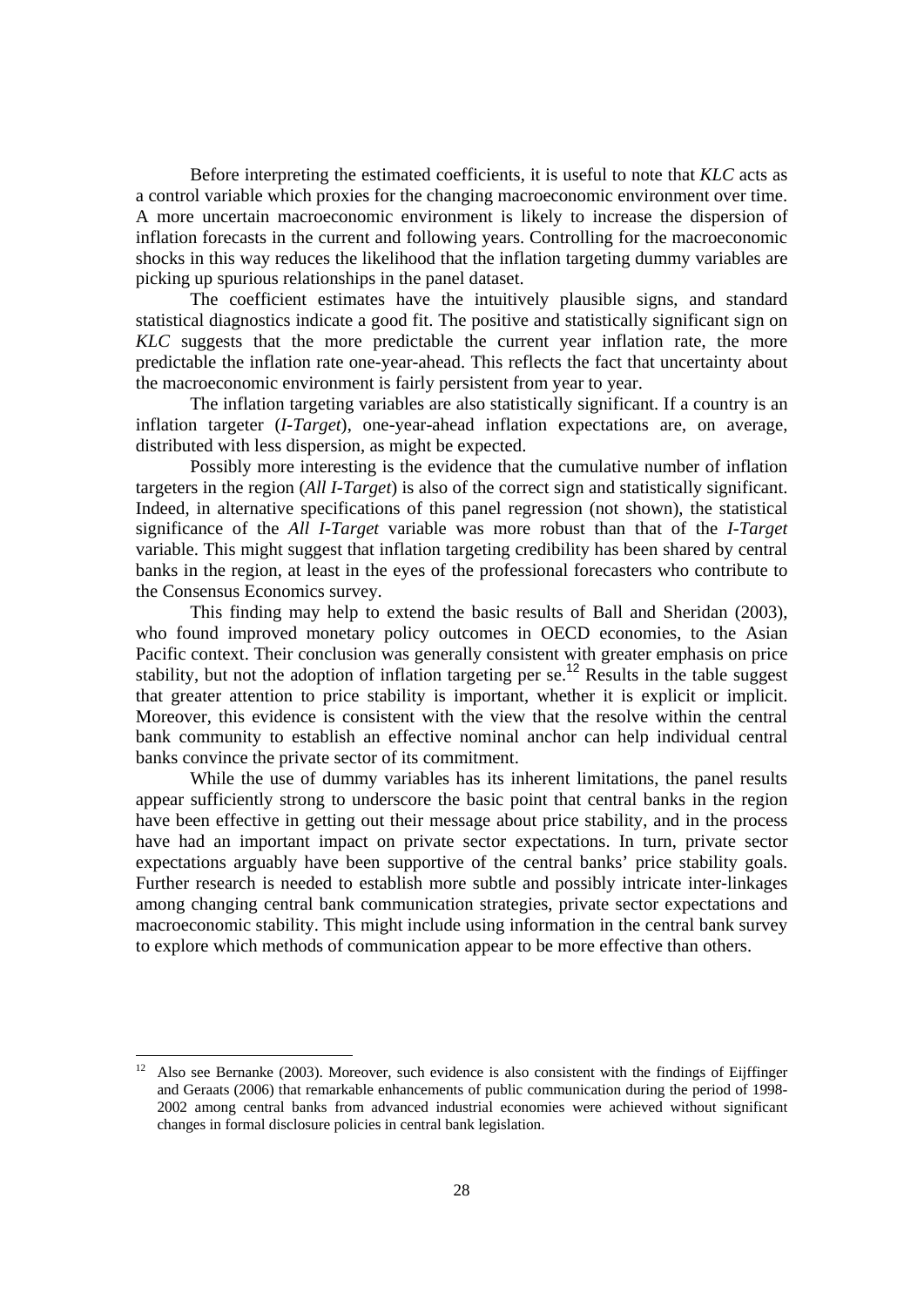Before interpreting the estimated coefficients, it is useful to note that *KLC* acts as a control variable which proxies for the changing macroeconomic environment over time. A more uncertain macroeconomic environment is likely to increase the dispersion of inflation forecasts in the current and following years. Controlling for the macroeconomic shocks in this way reduces the likelihood that the inflation targeting dummy variables are picking up spurious relationships in the panel dataset.

The coefficient estimates have the intuitively plausible signs, and standard statistical diagnostics indicate a good fit. The positive and statistically significant sign on *KLC* suggests that the more predictable the current year inflation rate, the more predictable the inflation rate one-year-ahead. This reflects the fact that uncertainty about the macroeconomic environment is fairly persistent from year to year.

The inflation targeting variables are also statistically significant. If a country is an inflation targeter (*I-Target*), one-year-ahead inflation expectations are, on average, distributed with less dispersion, as might be expected.

Possibly more interesting is the evidence that the cumulative number of inflation targeters in the region (*All I-Target*) is also of the correct sign and statistically significant. Indeed, in alternative specifications of this panel regression (not shown), the statistical significance of the *All I-Target* variable was more robust than that of the *I-Target* variable. This might suggest that inflation targeting credibility has been shared by central banks in the region, at least in the eyes of the professional forecasters who contribute to the Consensus Economics survey.

This finding may help to extend the basic results of Ball and Sheridan (2003), who found improved monetary policy outcomes in OECD economies, to the Asian Pacific context. Their conclusion was generally consistent with greater emphasis on price stability, but not the adoption of inflation targeting per se.[12] Results in the table suggest that greater attention to price stability is important, whether it is explicit or implicit. Moreover, this evidence is consistent with the view that the resolve within the central bank community to establish an effective nominal anchor can help individual central banks convince the private sector of its commitment.

While the use of dummy variables has its inherent limitations, the panel results appear sufficiently strong to underscore the basic point that central banks in the region have been effective in getting out their message about price stability, and in the process have had an important impact on private sector expectations. In turn, private sector expectations arguably have been supportive of the central banks' price stability goals. Further research is needed to establish more subtle and possibly intricate inter-linkages among changing central bank communication strategies, private sector expectations and macroeconomic stability. This might include using information in the central bank survey to explore which methods of communication appear to be more effective than others.

---

[12] Also see Bernanke (2003). Moreover, such evidence is also consistent with the findings of Eijffinger and Geraats (2006) that remarkable enhancements of public communication during the period of 1998-2002 among central banks from advanced industrial economies were achieved without significant changes in formal disclosure policies in central bank legislation.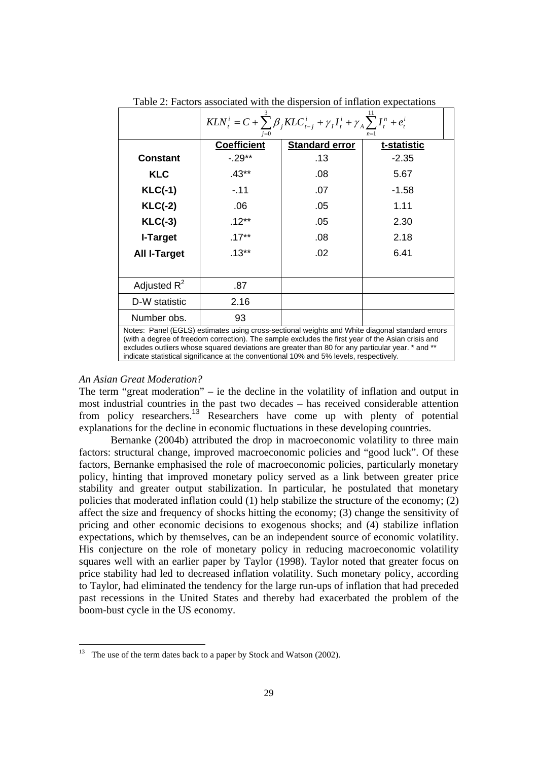Table 2: Factors associated with the dispersion of inflation expectations

| | $KLN_t^i = C + \sum_{j=0}^{3} \beta_j KLC_{t-j}^i + \gamma_I I_t^i + \gamma_A \sum_{n=1}^{11} I_t^n + e_t^i$ | | |
|---|---|---|---|
| | **Coefficient** | **Standard error** | **t-statistic** |
| **Constant** | -.29** | .13 | -2.35 |
| **KLC** | .43** | .08 | 5.67 |
| **KLC(-1)** | -.11 | .07 | -1.58 |
| **KLC(-2)** | .06 | .05 | 1.11 |
| **KLC(-3)** | .12** | .05 | 2.30 |
| **I-Target** | .17** | .08 | 2.18 |
| **All I-Target** | .13** | .02 | 6.41 |
| Adjusted $R^2$ | .87 | | |
| D-W statistic | 2.16 | | |
| Number obs. | 93 | | |

Notes: Panel (EGLS) estimates using cross-sectional weights and White diagonal standard errors (with a degree of freedom correction). The sample excludes the first year of the Asian crisis and excludes outliers whose squared deviations are greater than 80 for any particular year. * and ** indicate statistical significance at the conventional 10% and 5% levels, respectively.

*An Asian Great Moderation?*

The term "great moderation" – ie the decline in the volatility of inflation and output in most industrial countries in the past two decades – has received considerable attention from policy researchers.[13] Researchers have come up with plenty of potential explanations for the decline in economic fluctuations in these developing countries.

Bernanke (2004b) attributed the drop in macroeconomic volatility to three main factors: structural change, improved macroeconomic policies and "good luck". Of these factors, Bernanke emphasised the role of macroeconomic policies, particularly monetary policy, hinting that improved monetary policy served as a link between greater price stability and greater output stabilization. In particular, he postulated that monetary policies that moderated inflation could (1) help stabilize the structure of the economy; (2) affect the size and frequency of shocks hitting the economy; (3) change the sensitivity of pricing and other economic decisions to exogenous shocks; and (4) stabilize inflation expectations, which by themselves, can be an independent source of economic volatility. His conjecture on the role of monetary policy in reducing macroeconomic volatility squares well with an earlier paper by Taylor (1998). Taylor noted that greater focus on price stability had led to decreased inflation volatility. Such monetary policy, according to Taylor, had eliminated the tendency for the large run-ups of inflation that had preceded past recessions in the United States and thereby had exacerbated the problem of the boom-bust cycle in the US economy.

[13] The use of the term dates back to a paper by Stock and Watson (2002).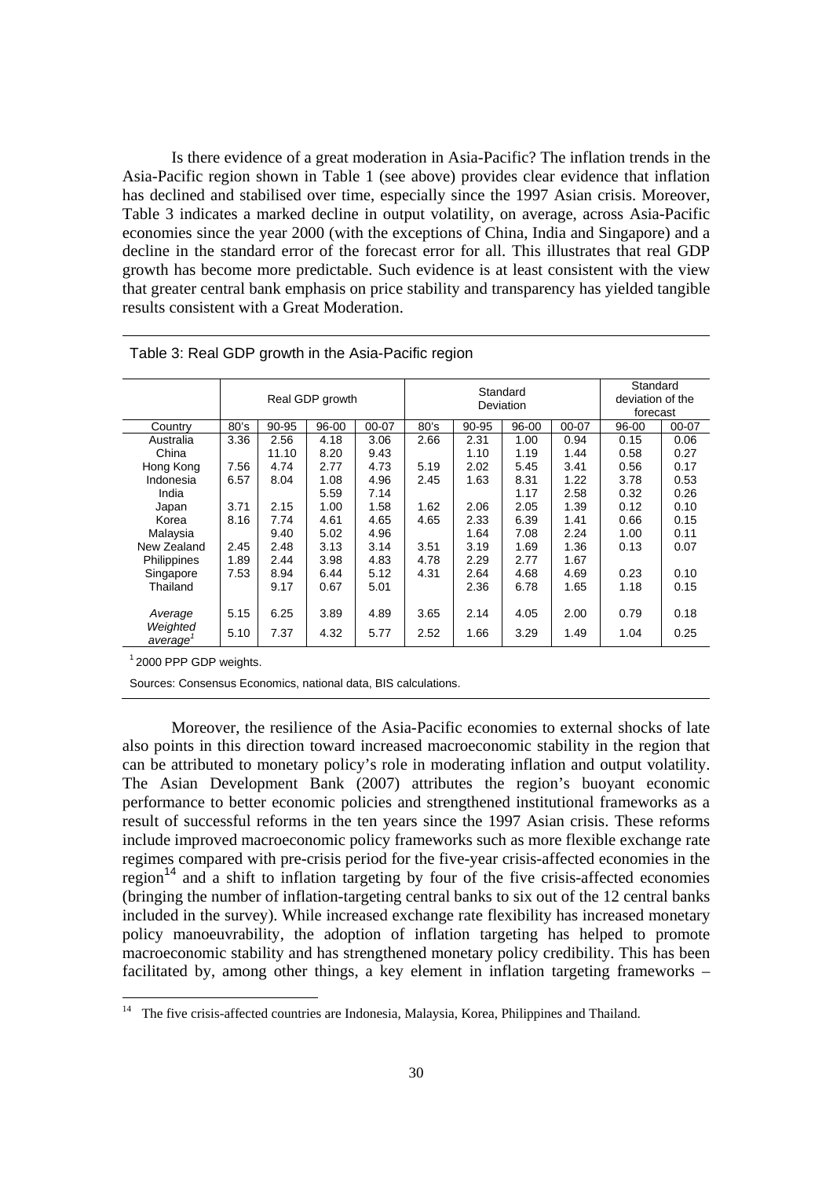Is there evidence of a great moderation in Asia-Pacific? The inflation trends in the Asia-Pacific region shown in Table 1 (see above) provides clear evidence that inflation has declined and stabilised over time, especially since the 1997 Asian crisis. Moreover, Table 3 indicates a marked decline in output volatility, on average, across Asia-Pacific economies since the year 2000 (with the exceptions of China, India and Singapore) and a decline in the standard error of the forecast error for all. This illustrates that real GDP growth has become more predictable. Such evidence is at least consistent with the view that greater central bank emphasis on price stability and transparency has yielded tangible results consistent with a Great Moderation.

Table 3: Real GDP growth in the Asia-Pacific region

| | Real GDP growth | | | | Standard Deviation | | | | Standard deviation of the forecast | |
|---|---|---|---|---|---|---|---|---|---|---|
| Country | 80's | 90-95 | 96-00 | 00-07 | 80's | 90-95 | 96-00 | 00-07 | 96-00 | 00-07 |
| Australia | 3.36 | 2.56 | 4.18 | 3.06 | 2.66 | 2.31 | 1.00 | 0.94 | 0.15 | 0.06 |
| China | | 11.10 | 8.20 | 9.43 | | 1.10 | 1.19 | 1.44 | 0.58 | 0.27 |
| Hong Kong | 7.56 | 4.74 | 2.77 | 4.73 | 5.19 | 2.02 | 5.45 | 3.41 | 0.56 | 0.17 |
| Indonesia | 6.57 | 8.04 | 1.08 | 4.96 | 2.45 | 1.63 | 8.31 | 1.22 | 3.78 | 0.53 |
| India | | | 5.59 | 7.14 | | | 1.17 | 2.58 | 0.32 | 0.26 |
| Japan | 3.71 | 2.15 | 1.00 | 1.58 | 1.62 | 2.06 | 2.05 | 1.39 | 0.12 | 0.10 |
| Korea | 8.16 | 7.74 | 4.61 | 4.65 | 4.65 | 2.33 | 6.39 | 1.41 | 0.66 | 0.15 |
| Malaysia | | 9.40 | 5.02 | 4.96 | | 1.64 | 7.08 | 2.24 | 1.00 | 0.11 |
| New Zealand | 2.45 | 2.48 | 3.13 | 3.14 | 3.51 | 3.19 | 1.69 | 1.36 | 0.13 | 0.07 |
| Philippines | 1.89 | 2.44 | 3.98 | 4.83 | 4.78 | 2.29 | 2.77 | 1.67 | | |
| Singapore | 7.53 | 8.94 | 6.44 | 5.12 | 4.31 | 2.64 | 4.68 | 4.69 | 0.23 | 0.10 |
| Thailand | | 9.17 | 0.67 | 5.01 | | 2.36 | 6.78 | 1.65 | 1.18 | 0.15 |
| *Average* | 5.15 | 6.25 | 3.89 | 4.89 | 3.65 | 2.14 | 4.05 | 2.00 | 0.79 | 0.18 |
| *Weighted average*[1] | 5.10 | 7.37 | 4.32 | 5.77 | 2.52 | 1.66 | 3.29 | 1.49 | 1.04 | 0.25 |

[1] 2000 PPP GDP weights.

Sources: Consensus Economics, national data, BIS calculations.

Moreover, the resilience of the Asia-Pacific economies to external shocks of late also points in this direction toward increased macroeconomic stability in the region that can be attributed to monetary policy's role in moderating inflation and output volatility. The Asian Development Bank (2007) attributes the region's buoyant economic performance to better economic policies and strengthened institutional frameworks as a result of successful reforms in the ten years since the 1997 Asian crisis. These reforms include improved macroeconomic policy frameworks such as more flexible exchange rate regimes compared with pre-crisis period for the five-year crisis-affected economies in the region[14] and a shift to inflation targeting by four of the five crisis-affected economies (bringing the number of inflation-targeting central banks to six out of the 12 central banks included in the survey). While increased exchange rate flexibility has increased monetary policy manoeuvrability, the adoption of inflation targeting has helped to promote macroeconomic stability and has strengthened monetary policy credibility. This has been facilitated by, among other things, a key element in inflation targeting frameworks –

[14] The five crisis-affected countries are Indonesia, Malaysia, Korea, Philippines and Thailand.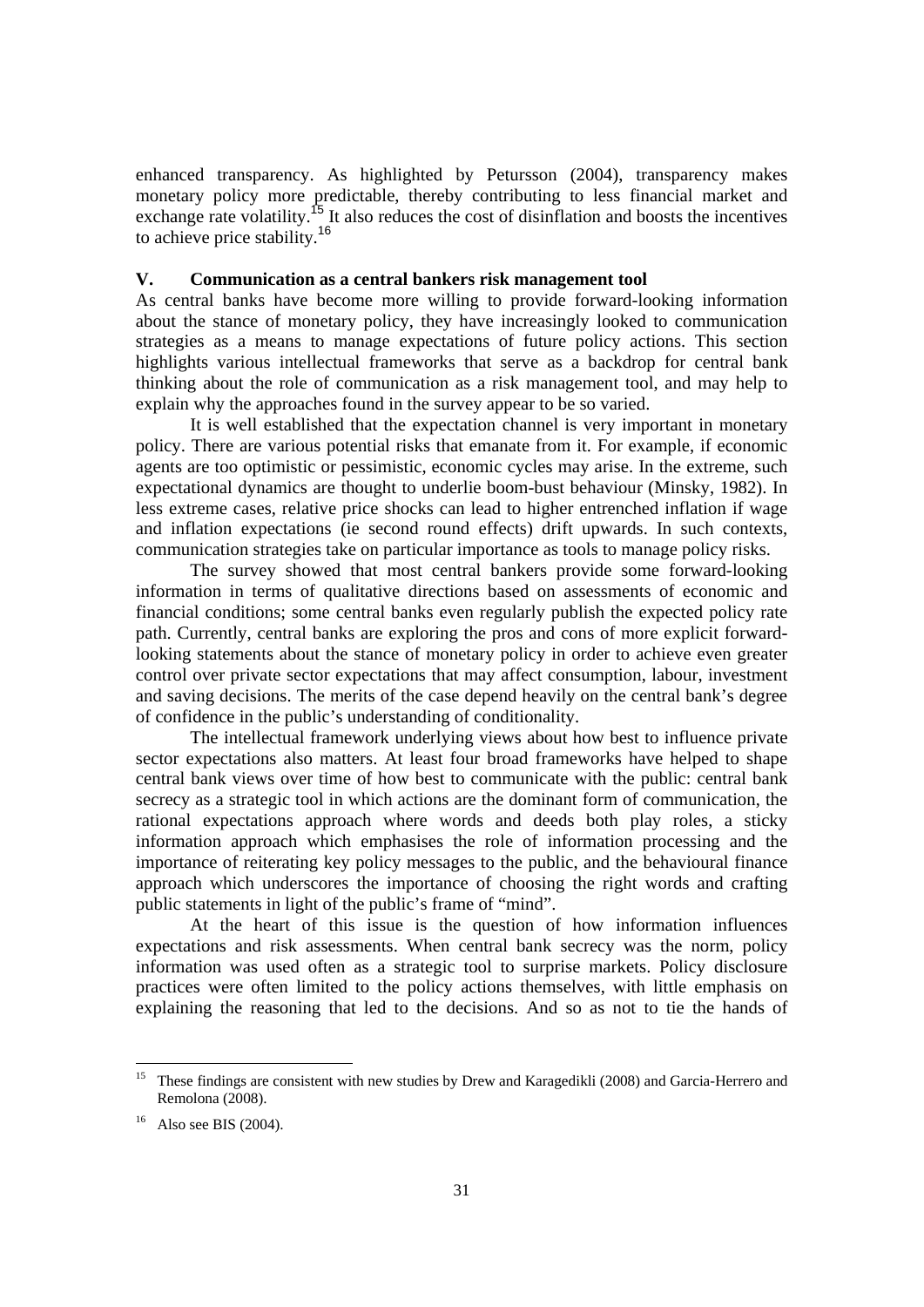enhanced transparency. As highlighted by Petursson (2004), transparency makes monetary policy more predictable, thereby contributing to less financial market and exchange rate volatility.[15] It also reduces the cost of disinflation and boosts the incentives to achieve price stability.[16]

## V. Communication as a central bankers risk management tool

As central banks have become more willing to provide forward-looking information about the stance of monetary policy, they have increasingly looked to communication strategies as a means to manage expectations of future policy actions. This section highlights various intellectual frameworks that serve as a backdrop for central bank thinking about the role of communication as a risk management tool, and may help to explain why the approaches found in the survey appear to be so varied.

It is well established that the expectation channel is very important in monetary policy. There are various potential risks that emanate from it. For example, if economic agents are too optimistic or pessimistic, economic cycles may arise. In the extreme, such expectational dynamics are thought to underlie boom-bust behaviour (Minsky, 1982). In less extreme cases, relative price shocks can lead to higher entrenched inflation if wage and inflation expectations (ie second round effects) drift upwards. In such contexts, communication strategies take on particular importance as tools to manage policy risks.

The survey showed that most central bankers provide some forward-looking information in terms of qualitative directions based on assessments of economic and financial conditions; some central banks even regularly publish the expected policy rate path. Currently, central banks are exploring the pros and cons of more explicit forward-looking statements about the stance of monetary policy in order to achieve even greater control over private sector expectations that may affect consumption, labour, investment and saving decisions. The merits of the case depend heavily on the central bank's degree of confidence in the public's understanding of conditionality.

The intellectual framework underlying views about how best to influence private sector expectations also matters. At least four broad frameworks have helped to shape central bank views over time of how best to communicate with the public: central bank secrecy as a strategic tool in which actions are the dominant form of communication, the rational expectations approach where words and deeds both play roles, a sticky information approach which emphasises the role of information processing and the importance of reiterating key policy messages to the public, and the behavioural finance approach which underscores the importance of choosing the right words and crafting public statements in light of the public's frame of "mind".

At the heart of this issue is the question of how information influences expectations and risk assessments. When central bank secrecy was the norm, policy information was used often as a strategic tool to surprise markets. Policy disclosure practices were often limited to the policy actions themselves, with little emphasis on explaining the reasoning that led to the decisions. And so as not to tie the hands of

---

[15] These findings are consistent with new studies by Drew and Karagedikli (2008) and Garcia-Herrero and Remolona (2008).

[16] Also see BIS (2004).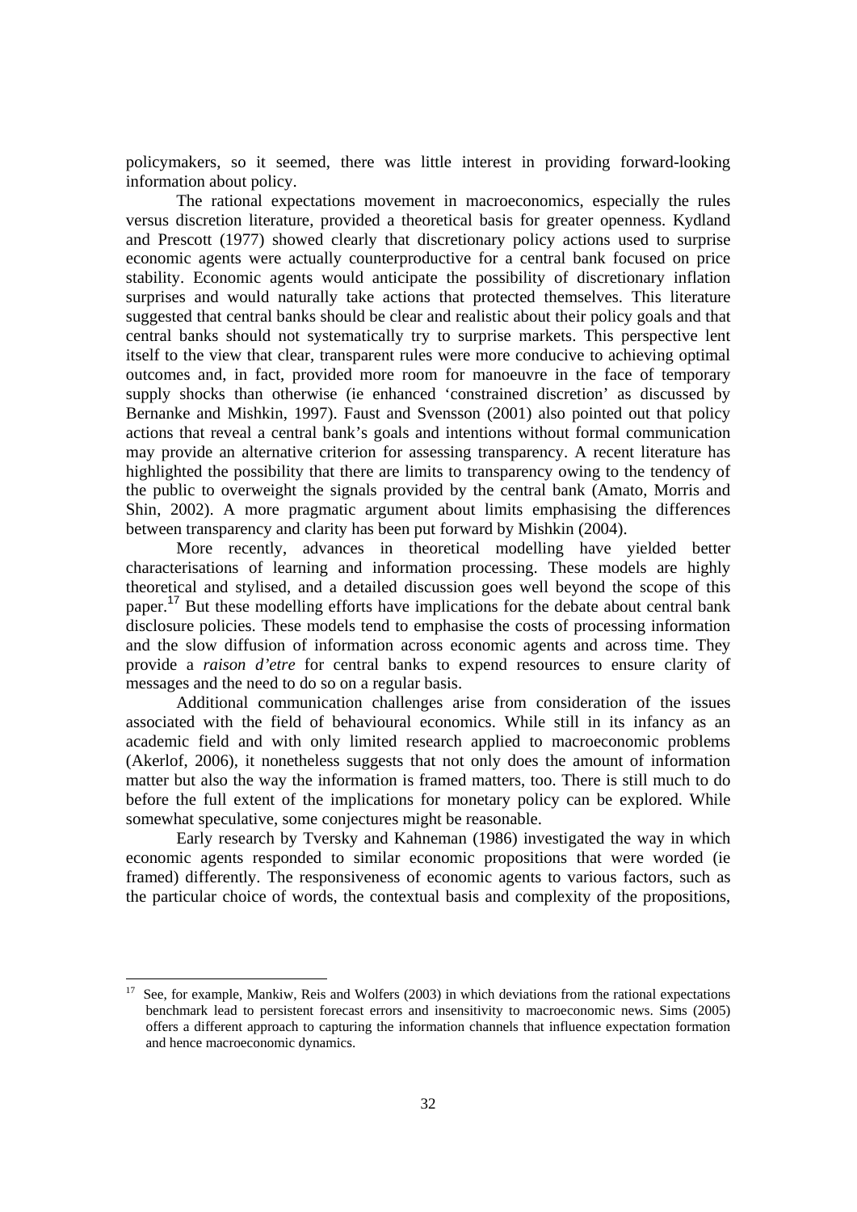policymakers, so it seemed, there was little interest in providing forward-looking information about policy.

The rational expectations movement in macroeconomics, especially the rules versus discretion literature, provided a theoretical basis for greater openness. Kydland and Prescott (1977) showed clearly that discretionary policy actions used to surprise economic agents were actually counterproductive for a central bank focused on price stability. Economic agents would anticipate the possibility of discretionary inflation surprises and would naturally take actions that protected themselves. This literature suggested that central banks should be clear and realistic about their policy goals and that central banks should not systematically try to surprise markets. This perspective lent itself to the view that clear, transparent rules were more conducive to achieving optimal outcomes and, in fact, provided more room for manoeuvre in the face of temporary supply shocks than otherwise (ie enhanced 'constrained discretion' as discussed by Bernanke and Mishkin, 1997). Faust and Svensson (2001) also pointed out that policy actions that reveal a central bank's goals and intentions without formal communication may provide an alternative criterion for assessing transparency. A recent literature has highlighted the possibility that there are limits to transparency owing to the tendency of the public to overweight the signals provided by the central bank (Amato, Morris and Shin, 2002). A more pragmatic argument about limits emphasising the differences between transparency and clarity has been put forward by Mishkin (2004).

More recently, advances in theoretical modelling have yielded better characterisations of learning and information processing. These models are highly theoretical and stylised, and a detailed discussion goes well beyond the scope of this paper.[17] But these modelling efforts have implications for the debate about central bank disclosure policies. These models tend to emphasise the costs of processing information and the slow diffusion of information across economic agents and across time. They provide a *raison d'etre* for central banks to expend resources to ensure clarity of messages and the need to do so on a regular basis.

Additional communication challenges arise from consideration of the issues associated with the field of behavioural economics. While still in its infancy as an academic field and with only limited research applied to macroeconomic problems (Akerlof, 2006), it nonetheless suggests that not only does the amount of information matter but also the way the information is framed matters, too. There is still much to do before the full extent of the implications for monetary policy can be explored. While somewhat speculative, some conjectures might be reasonable.

Early research by Tversky and Kahneman (1986) investigated the way in which economic agents responded to similar economic propositions that were worded (ie framed) differently. The responsiveness of economic agents to various factors, such as the particular choice of words, the contextual basis and complexity of the propositions,

---

[17] See, for example, Mankiw, Reis and Wolfers (2003) in which deviations from the rational expectations benchmark lead to persistent forecast errors and insensitivity to macroeconomic news. Sims (2005) offers a different approach to capturing the information channels that influence expectation formation and hence macroeconomic dynamics.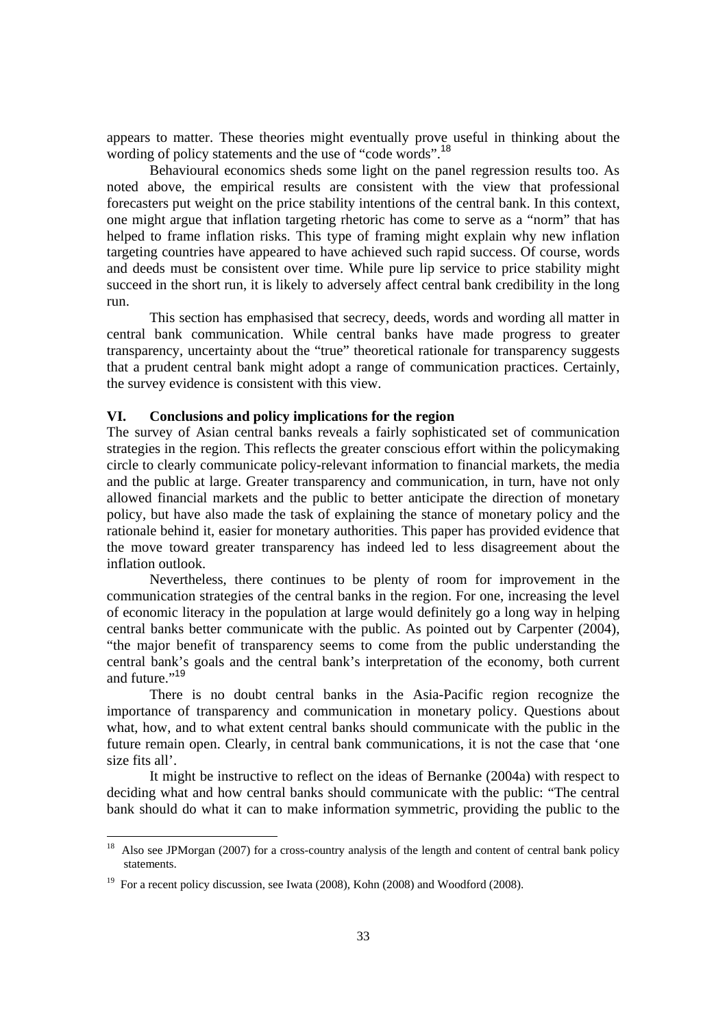appears to matter. These theories might eventually prove useful in thinking about the wording of policy statements and the use of "code words".[18]

Behavioural economics sheds some light on the panel regression results too. As noted above, the empirical results are consistent with the view that professional forecasters put weight on the price stability intentions of the central bank. In this context, one might argue that inflation targeting rhetoric has come to serve as a "norm" that has helped to frame inflation risks. This type of framing might explain why new inflation targeting countries have appeared to have achieved such rapid success. Of course, words and deeds must be consistent over time. While pure lip service to price stability might succeed in the short run, it is likely to adversely affect central bank credibility in the long run.

This section has emphasised that secrecy, deeds, words and wording all matter in central bank communication. While central banks have made progress to greater transparency, uncertainty about the "true" theoretical rationale for transparency suggests that a prudent central bank might adopt a range of communication practices. Certainly, the survey evidence is consistent with this view.

## VI. Conclusions and policy implications for the region

The survey of Asian central banks reveals a fairly sophisticated set of communication strategies in the region. This reflects the greater conscious effort within the policymaking circle to clearly communicate policy-relevant information to financial markets, the media and the public at large. Greater transparency and communication, in turn, have not only allowed financial markets and the public to better anticipate the direction of monetary policy, but have also made the task of explaining the stance of monetary policy and the rationale behind it, easier for monetary authorities. This paper has provided evidence that the move toward greater transparency has indeed led to less disagreement about the inflation outlook.

Nevertheless, there continues to be plenty of room for improvement in the communication strategies of the central banks in the region. For one, increasing the level of economic literacy in the population at large would definitely go a long way in helping central banks better communicate with the public. As pointed out by Carpenter (2004), "the major benefit of transparency seems to come from the public understanding the central bank's goals and the central bank's interpretation of the economy, both current and future."[19]

There is no doubt central banks in the Asia-Pacific region recognize the importance of transparency and communication in monetary policy. Questions about what, how, and to what extent central banks should communicate with the public in the future remain open. Clearly, in central bank communications, it is not the case that 'one size fits all'.

It might be instructive to reflect on the ideas of Bernanke (2004a) with respect to deciding what and how central banks should communicate with the public: "The central bank should do what it can to make information symmetric, providing the public to the

---

[18] Also see JPMorgan (2007) for a cross-country analysis of the length and content of central bank policy statements.

[19] For a recent policy discussion, see Iwata (2008), Kohn (2008) and Woodford (2008).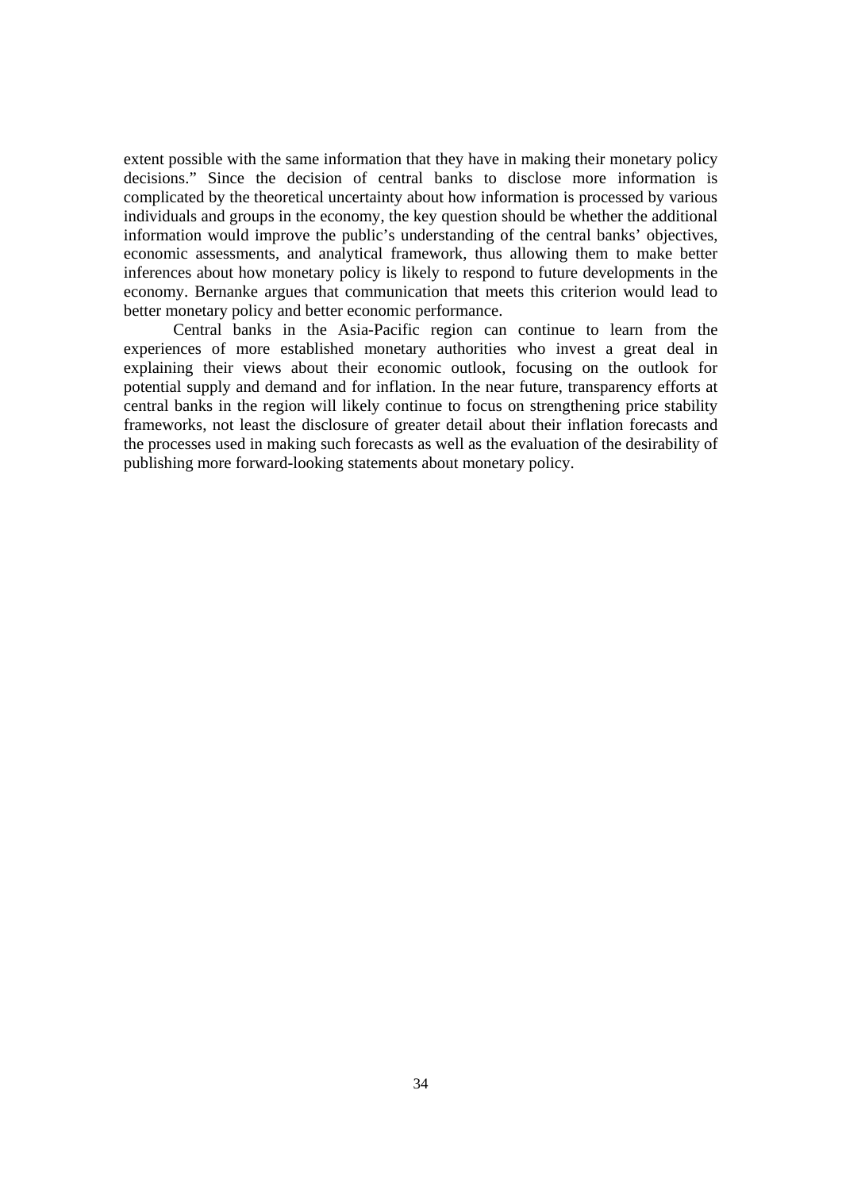extent possible with the same information that they have in making their monetary policy decisions." Since the decision of central banks to disclose more information is complicated by the theoretical uncertainty about how information is processed by various individuals and groups in the economy, the key question should be whether the additional information would improve the public's understanding of the central banks' objectives, economic assessments, and analytical framework, thus allowing them to make better inferences about how monetary policy is likely to respond to future developments in the economy. Bernanke argues that communication that meets this criterion would lead to better monetary policy and better economic performance.

Central banks in the Asia-Pacific region can continue to learn from the experiences of more established monetary authorities who invest a great deal in explaining their views about their economic outlook, focusing on the outlook for potential supply and demand and for inflation. In the near future, transparency efforts at central banks in the region will likely continue to focus on strengthening price stability frameworks, not least the disclosure of greater detail about their inflation forecasts and the processes used in making such forecasts as well as the evaluation of the desirability of publishing more forward-looking statements about monetary policy.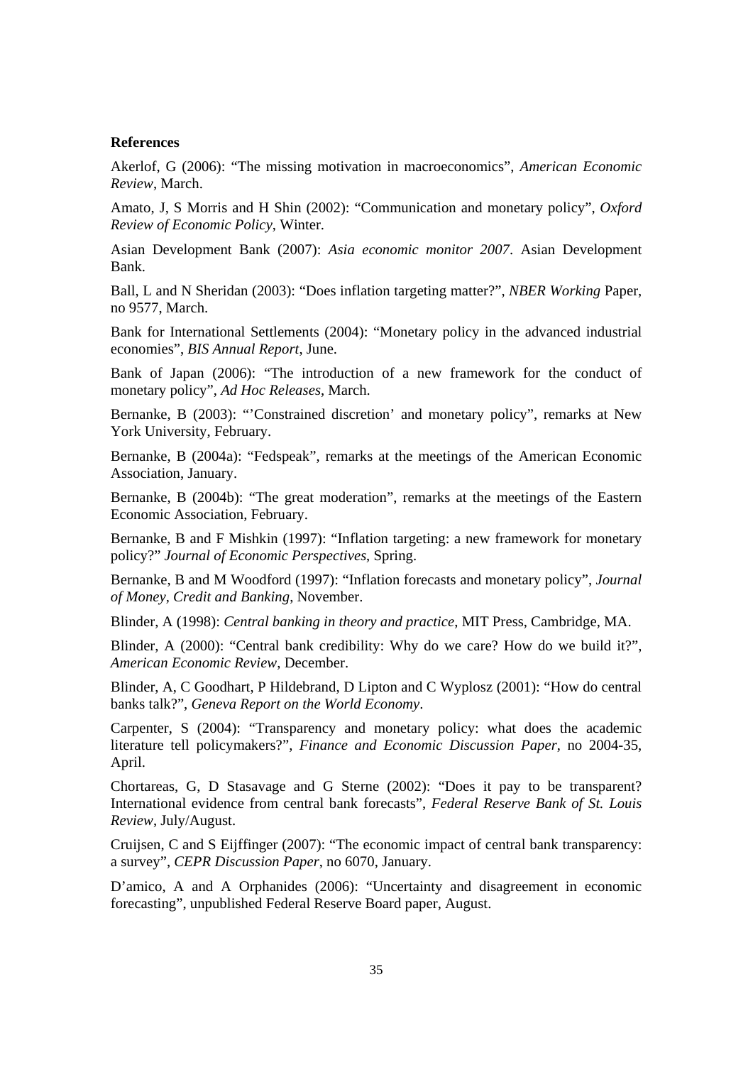**References**

Akerlof, G (2006): "The missing motivation in macroeconomics", *American Economic Review*, March.

Amato, J, S Morris and H Shin (2002): "Communication and monetary policy", *Oxford Review of Economic Policy*, Winter.

Asian Development Bank (2007): *Asia economic monitor 2007*. Asian Development Bank.

Ball, L and N Sheridan (2003): "Does inflation targeting matter?", *NBER Working* Paper, no 9577, March.

Bank for International Settlements (2004): "Monetary policy in the advanced industrial economies", *BIS Annual Report*, June.

Bank of Japan (2006): "The introduction of a new framework for the conduct of monetary policy", *Ad Hoc Releases*, March.

Bernanke, B (2003): "'Constrained discretion' and monetary policy", remarks at New York University, February.

Bernanke, B (2004a): "Fedspeak", remarks at the meetings of the American Economic Association, January.

Bernanke, B (2004b): "The great moderation", remarks at the meetings of the Eastern Economic Association, February.

Bernanke, B and F Mishkin (1997): "Inflation targeting: a new framework for monetary policy?" *Journal of Economic Perspectives*, Spring.

Bernanke, B and M Woodford (1997): "Inflation forecasts and monetary policy", *Journal of Money, Credit and Banking*, November.

Blinder, A (1998): *Central banking in theory and practice*, MIT Press, Cambridge, MA.

Blinder, A (2000): "Central bank credibility: Why do we care? How do we build it?", *American Economic Review*, December.

Blinder, A, C Goodhart, P Hildebrand, D Lipton and C Wyplosz (2001): "How do central banks talk?", *Geneva Report on the World Economy*.

Carpenter, S (2004): "Transparency and monetary policy: what does the academic literature tell policymakers?", *Finance and Economic Discussion Paper*, no 2004-35, April.

Chortareas, G, D Stasavage and G Sterne (2002): "Does it pay to be transparent? International evidence from central bank forecasts", *Federal Reserve Bank of St. Louis Review*, July/August.

Cruijsen, C and S Eijffinger (2007): "The economic impact of central bank transparency: a survey", *CEPR Discussion Paper*, no 6070, January.

D'amico, A and A Orphanides (2006): "Uncertainty and disagreement in economic forecasting", unpublished Federal Reserve Board paper, August.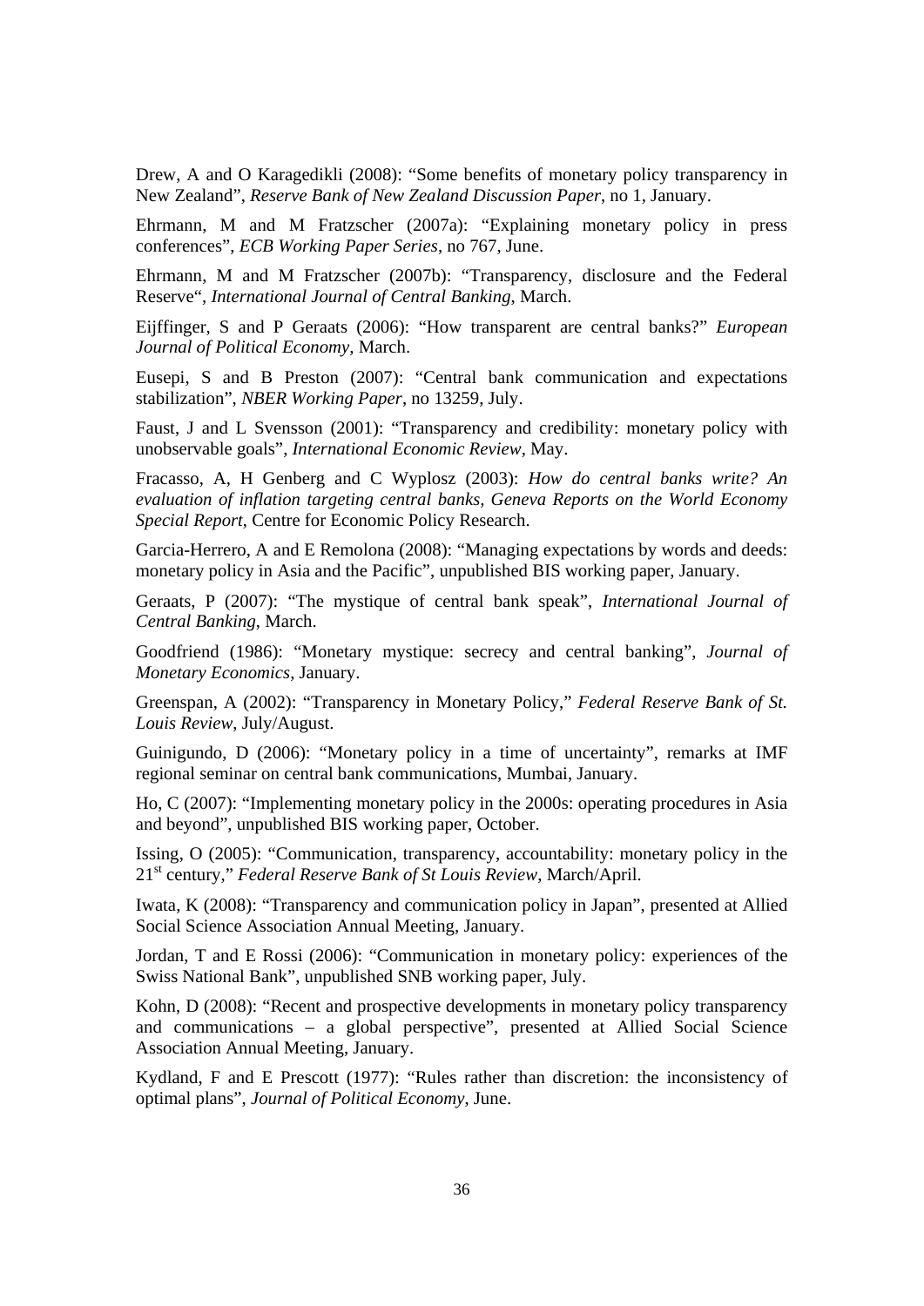Drew, A and O Karagedikli (2008): "Some benefits of monetary policy transparency in New Zealand", *Reserve Bank of New Zealand Discussion Paper*, no 1, January.

Ehrmann, M and M Fratzscher (2007a): "Explaining monetary policy in press conferences", *ECB Working Paper Series*, no 767, June.

Ehrmann, M and M Fratzscher (2007b): "Transparency, disclosure and the Federal Reserve", *International Journal of Central Banking*, March.

Eijffinger, S and P Geraats (2006): "How transparent are central banks?" *European Journal of Political Economy*, March.

Eusepi, S and B Preston (2007): "Central bank communication and expectations stabilization", *NBER Working Paper*, no 13259, July.

Faust, J and L Svensson (2001): "Transparency and credibility: monetary policy with unobservable goals", *International Economic Review*, May.

Fracasso, A, H Genberg and C Wyplosz (2003): *How do central banks write? An evaluation of inflation targeting central banks, Geneva Reports on the World Economy Special Report*, Centre for Economic Policy Research.

Garcia-Herrero, A and E Remolona (2008): "Managing expectations by words and deeds: monetary policy in Asia and the Pacific", unpublished BIS working paper, January.

Geraats, P (2007): "The mystique of central bank speak", *International Journal of Central Banking*, March.

Goodfriend (1986): "Monetary mystique: secrecy and central banking", *Journal of Monetary Economics*, January.

Greenspan, A (2002): "Transparency in Monetary Policy," *Federal Reserve Bank of St. Louis Review*, July/August.

Guinigundo, D (2006): "Monetary policy in a time of uncertainty", remarks at IMF regional seminar on central bank communications, Mumbai, January.

Ho, C (2007): "Implementing monetary policy in the 2000s: operating procedures in Asia and beyond", unpublished BIS working paper, October.

Issing, O (2005): "Communication, transparency, accountability: monetary policy in the 21st century," *Federal Reserve Bank of St Louis Review*, March/April.

Iwata, K (2008): "Transparency and communication policy in Japan", presented at Allied Social Science Association Annual Meeting, January.

Jordan, T and E Rossi (2006): "Communication in monetary policy: experiences of the Swiss National Bank", unpublished SNB working paper, July.

Kohn, D (2008): "Recent and prospective developments in monetary policy transparency and communications – a global perspective", presented at Allied Social Science Association Annual Meeting, January.

Kydland, F and E Prescott (1977): "Rules rather than discretion: the inconsistency of optimal plans", *Journal of Political Economy*, June.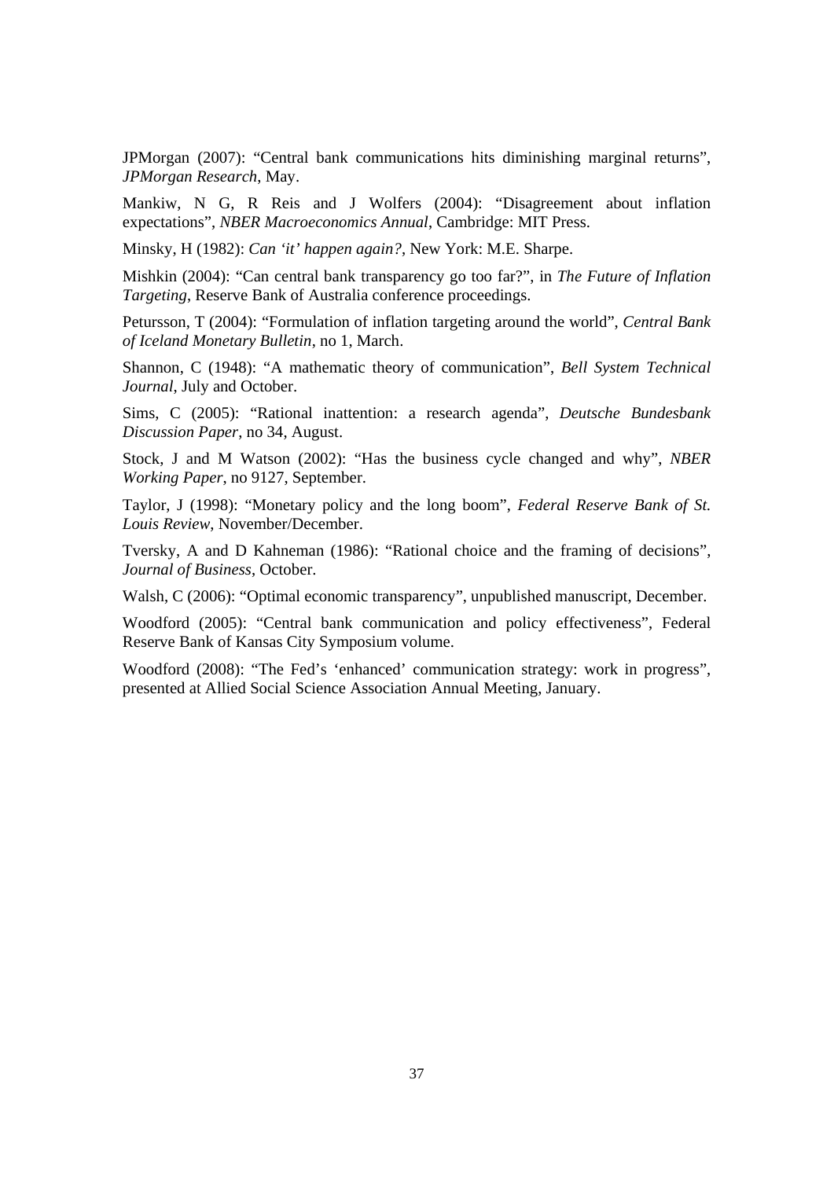JPMorgan (2007): "Central bank communications hits diminishing marginal returns", *JPMorgan Research*, May.

Mankiw, N G, R Reis and J Wolfers (2004): "Disagreement about inflation expectations", *NBER Macroeconomics Annual*, Cambridge: MIT Press.

Minsky, H (1982): *Can 'it' happen again?*, New York: M.E. Sharpe.

Mishkin (2004): "Can central bank transparency go too far?", in *The Future of Inflation Targeting*, Reserve Bank of Australia conference proceedings.

Petursson, T (2004): "Formulation of inflation targeting around the world", *Central Bank of Iceland Monetary Bulletin*, no 1, March.

Shannon, C (1948): "A mathematic theory of communication", *Bell System Technical Journal*, July and October.

Sims, C (2005): "Rational inattention: a research agenda", *Deutsche Bundesbank Discussion Paper*, no 34, August.

Stock, J and M Watson (2002): "Has the business cycle changed and why", *NBER Working Paper*, no 9127, September.

Taylor, J (1998): "Monetary policy and the long boom", *Federal Reserve Bank of St. Louis Review*, November/December.

Tversky, A and D Kahneman (1986): "Rational choice and the framing of decisions", *Journal of Business*, October.

Walsh, C (2006): "Optimal economic transparency", unpublished manuscript, December.

Woodford (2005): "Central bank communication and policy effectiveness", Federal Reserve Bank of Kansas City Symposium volume.

Woodford (2008): "The Fed's 'enhanced' communication strategy: work in progress", presented at Allied Social Science Association Annual Meeting, January.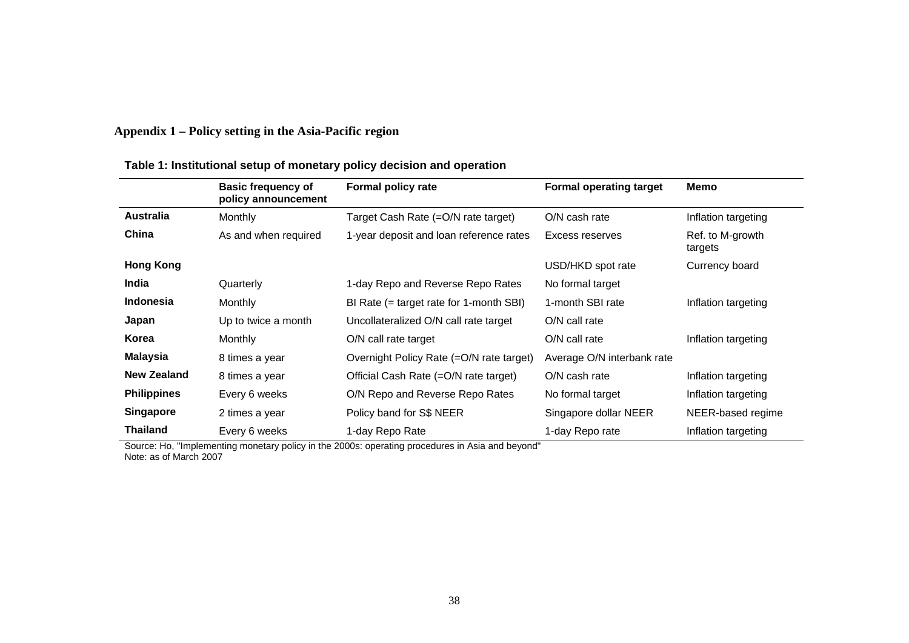## Appendix 1 – Policy setting in the Asia-Pacific region

**Table 1: Institutional setup of monetary policy decision and operation**

| | Basic frequency of policy announcement | Formal policy rate | Formal operating target | Memo |
|---|---|---|---|---|
| **Australia** | Monthly | Target Cash Rate (=O/N rate target) | O/N cash rate | Inflation targeting |
| **China** | As and when required | 1-year deposit and loan reference rates | Excess reserves | Ref. to M-growth targets |
| **Hong Kong** | | | USD/HKD spot rate | Currency board |
| **India** | Quarterly | 1-day Repo and Reverse Repo Rates | No formal target | |
| **Indonesia** | Monthly | BI Rate (= target rate for 1-month SBI) | 1-month SBI rate | Inflation targeting |
| **Japan** | Up to twice a month | Uncollateralized O/N call rate target | O/N call rate | |
| **Korea** | Monthly | O/N call rate target | O/N call rate | Inflation targeting |
| **Malaysia** | 8 times a year | Overnight Policy Rate (=O/N rate target) | Average O/N interbank rate | |
| **New Zealand** | 8 times a year | Official Cash Rate (=O/N rate target) | O/N cash rate | Inflation targeting |
| **Philippines** | Every 6 weeks | O/N Repo and Reverse Repo Rates | No formal target | Inflation targeting |
| **Singapore** | 2 times a year | Policy band for S$ NEER | Singapore dollar NEER | NEER-based regime |
| **Thailand** | Every 6 weeks | 1-day Repo Rate | 1-day Repo rate | Inflation targeting |

Source: Ho, "Implementing monetary policy in the 2000s: operating procedures in Asia and beyond"
Note: as of March 2007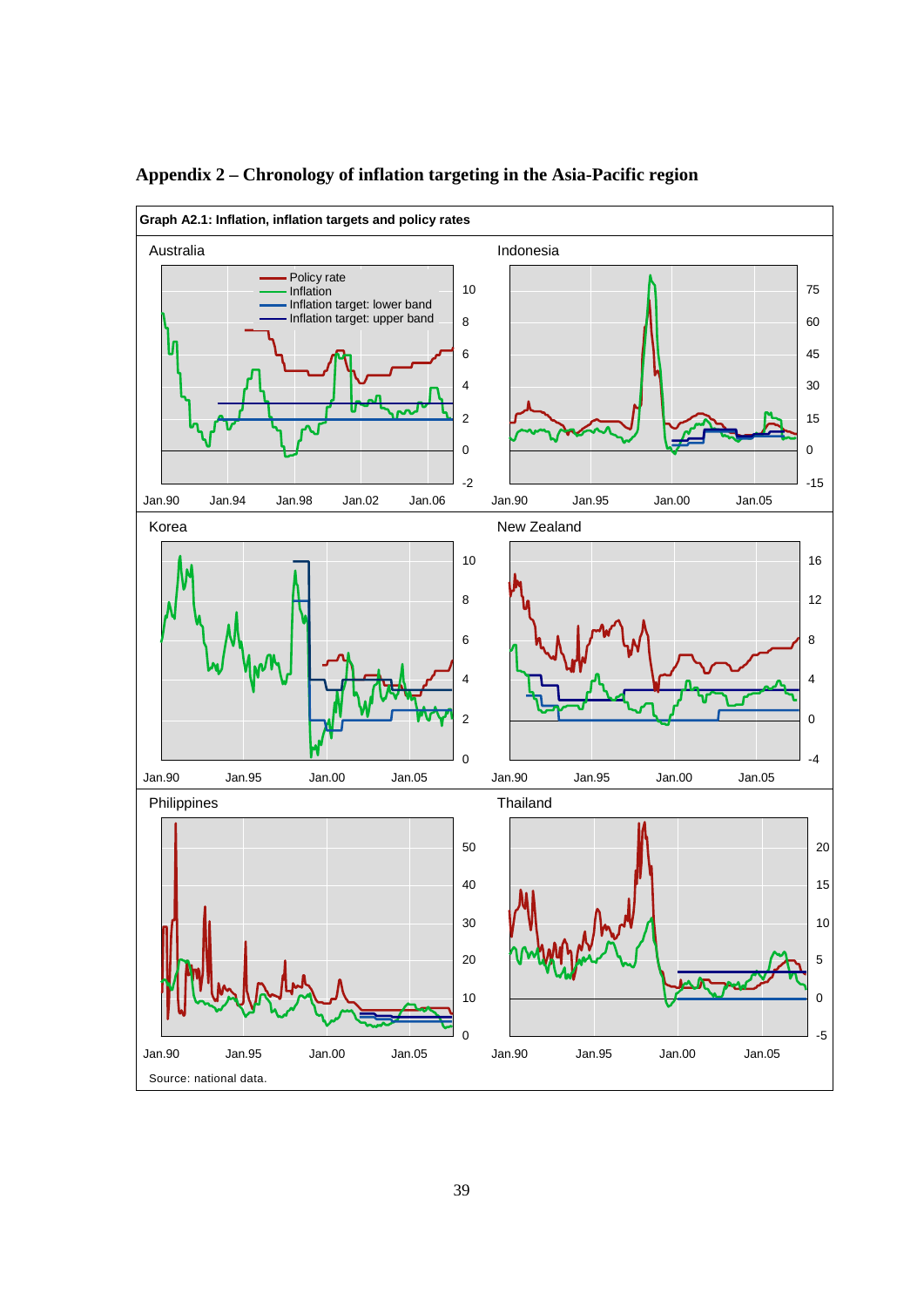## Appendix 2 – Chronology of inflation targeting in the Asia-Pacific region

**Graph A2.1: Inflation, inflation targets and policy rates**

Australia

Indonesia

Korea

New Zealand

Philippines

Thailand

Legend: Policy rate; Inflation; Inflation target: lower band; Inflation target: upper band

Source: national data.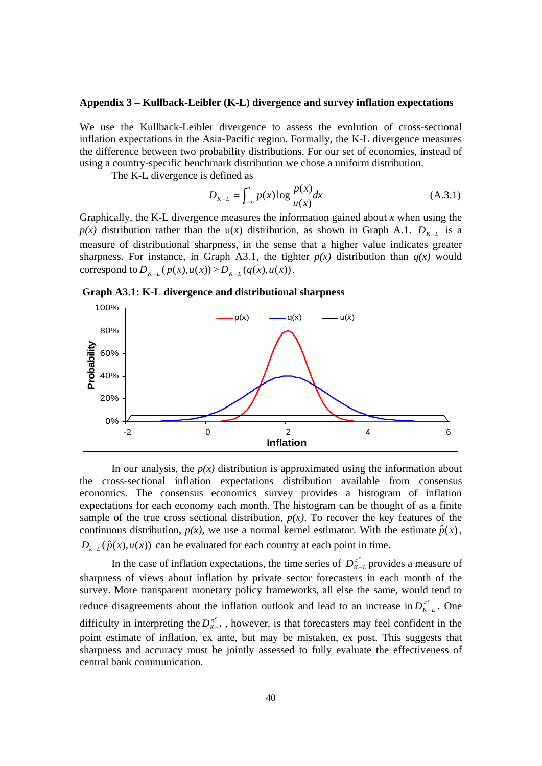**Appendix 3 – Kullback-Leibler (K-L) divergence and survey inflation expectations**

We use the Kullback-Leibler divergence to assess the evolution of cross-sectional inflation expectations in the Asia-Pacific region. Formally, the K-L divergence measures the difference between two probability distributions. For our set of economies, instead of using a country-specific benchmark distribution we chose a uniform distribution.

The K-L divergence is defined as

$$D_{K-L} = \int_{-\infty}^{\infty} p(x) \log \frac{p(x)}{u(x)} dx \tag{A.3.1}$$

Graphically, the K-L divergence measures the information gained about *x* when using the *p(x)* distribution rather than the u(x) distribution, as shown in Graph A.1. $D_{K-L}$ is a measure of distributional sharpness, in the sense that a higher value indicates greater sharpness. For instance, in Graph A3.1, the tighter *p(x)* distribution than *q(x)* would correspond to $D_{K-L}(p(x),u(x)) > D_{K-L}(q(x),u(x))$.

**Graph A3.1: K-L divergence and distributional sharpness**

In our analysis, the *p(x)* distribution is approximated using the information about the cross-sectional inflation expectations distribution available from consensus economics. The consensus economics survey provides a histogram of inflation expectations for each economy each month. The histogram can be thought of as a finite sample of the true cross sectional distribution, *p(x)*. To recover the key features of the continuous distribution, *p(x)*, we use a normal kernel estimator. With the estimate $\hat{p}(x)$, $D_{k-L}(\hat{p}(x),u(x))$ can be evaluated for each country at each point in time.

In the case of inflation expectations, the time series of $D^{\pi^e}_{K-L}$ provides a measure of sharpness of views about inflation by private sector forecasters in each month of the survey. More transparent monetary policy frameworks, all else the same, would tend to reduce disagreements about the inflation outlook and lead to an increase in $D^{\pi^e}_{K-L}$. One difficulty in interpreting the $D^{\pi^e}_{K-L}$, however, is that forecasters may feel confident in the point estimate of inflation, ex ante, but may be mistaken, ex post. This suggests that sharpness and accuracy must be jointly assessed to fully evaluate the effectiveness of central bank communication.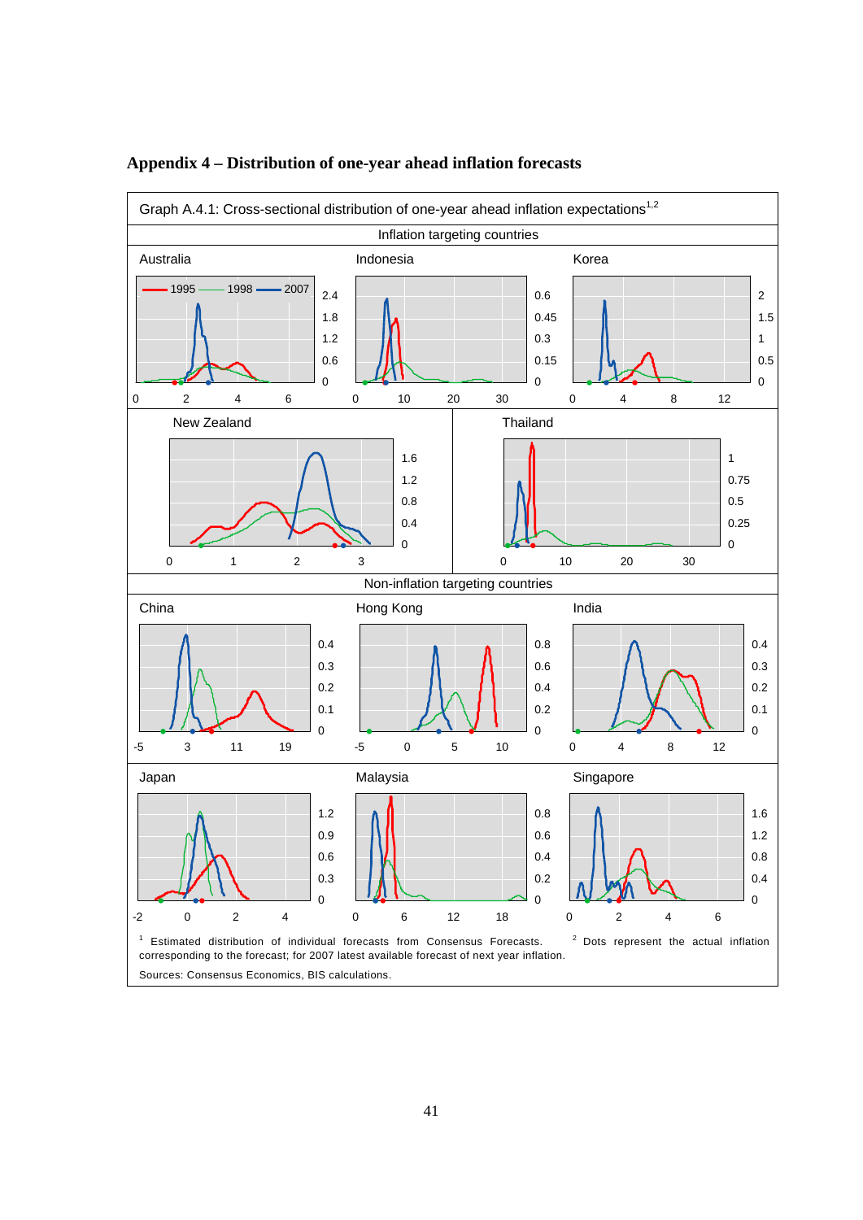## Appendix 4 – Distribution of one-year ahead inflation forecasts

Graph A.4.1: Cross-sectional distribution of one-year ahead inflation expectations[1,2]

Inflation targeting countries

Australia — 1995 — 1998 — 2007

Indonesia

Korea

New Zealand

Thailand

Non-inflation targeting countries

China

Hong Kong

India

Japan

Malaysia

Singapore

[1] Estimated distribution of individual forecasts from Consensus Forecasts. [2] Dots represent the actual inflation corresponding to the forecast; for 2007 latest available forecast of next year inflation.

Sources: Consensus Economics, BIS calculations.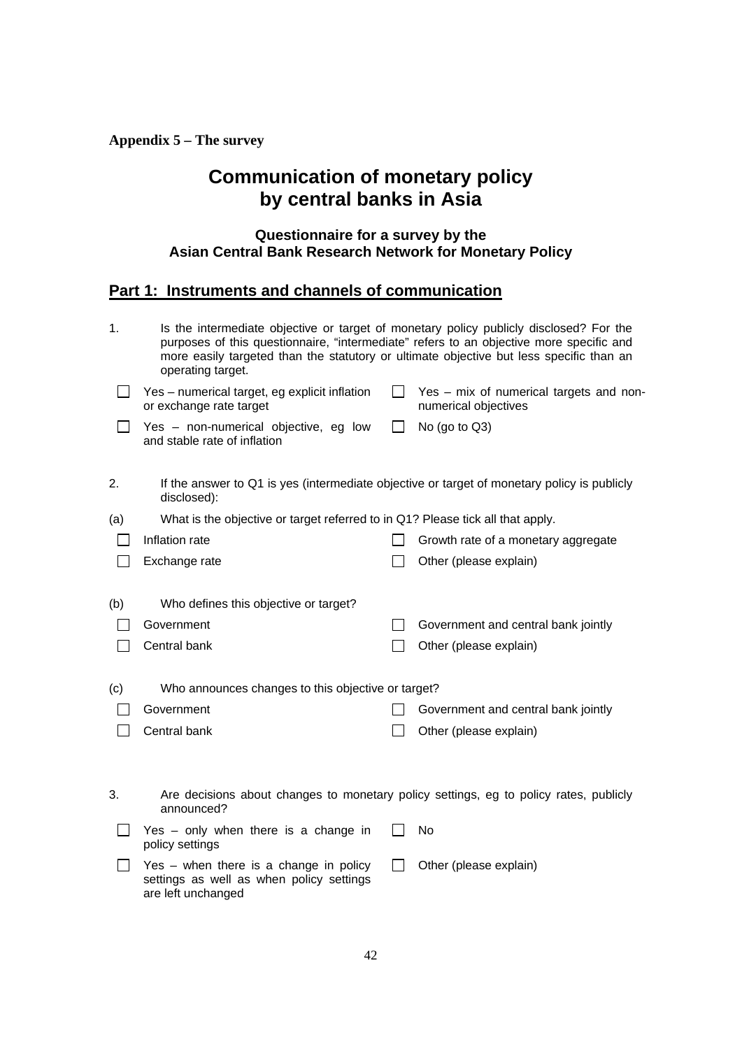**Appendix 5 – The survey**

# Communication of monetary policy by central banks in Asia

### Questionnaire for a survey by the Asian Central Bank Research Network for Monetary Policy

## Part 1: Instruments and channels of communication

1. Is the intermediate objective or target of monetary policy publicly disclosed? For the purposes of this questionnaire, "intermediate" refers to an objective more specific and more easily targeted than the statutory or ultimate objective but less specific than an operating target.

- ☐ Yes – numerical target, eg explicit inflation or exchange rate target
- ☐ Yes – mix of numerical targets and non-numerical objectives
- ☐ Yes – non-numerical objective, eg low and stable rate of inflation
- ☐ No (go to Q3)

2. If the answer to Q1 is yes (intermediate objective or target of monetary policy is publicly disclosed):

(a) What is the objective or target referred to in Q1? Please tick all that apply.

- ☐ Inflation rate
- ☐ Growth rate of a monetary aggregate
- ☐ Exchange rate
- ☐ Other (please explain)

(b) Who defines this objective or target?

- ☐ Government
- ☐ Government and central bank jointly
- ☐ Central bank
- ☐ Other (please explain)

(c) Who announces changes to this objective or target?

- ☐ Government
- ☐ Government and central bank jointly
- ☐ Central bank
- ☐ Other (please explain)

3. Are decisions about changes to monetary policy settings, eg to policy rates, publicly announced?

- ☐ Yes – only when there is a change in policy settings
- ☐ No
- ☐ Yes – when there is a change in policy settings as well as when policy settings are left unchanged
- ☐ Other (please explain)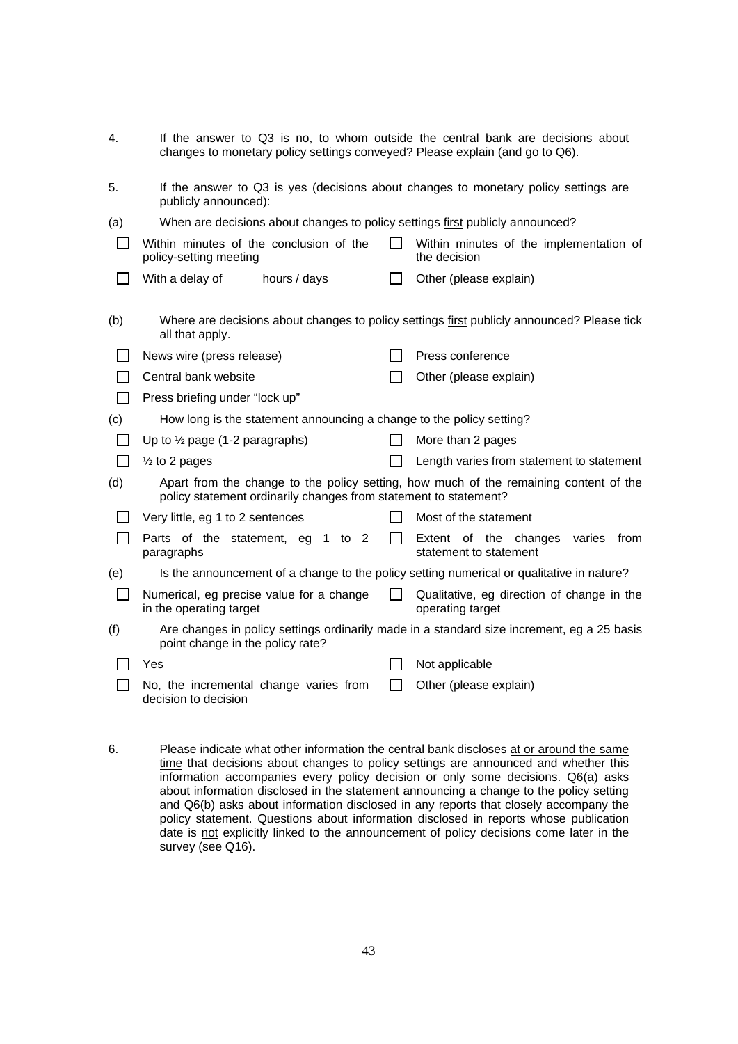4. If the answer to Q3 is no, to whom outside the central bank are decisions about changes to monetary policy settings conveyed? Please explain (and go to Q6).

5. If the answer to Q3 is yes (decisions about changes to monetary policy settings are publicly announced):

(a) When are decisions about changes to policy settings <u>first</u> publicly announced?

- [ ] Within minutes of the conclusion of the policy-setting meeting
- [ ] Within minutes of the implementation of the decision
- [ ] With a delay of &nbsp;&nbsp;&nbsp;&nbsp;&nbsp; hours / days
- [ ] Other (please explain)

(b) Where are decisions about changes to policy settings <u>first</u> publicly announced? Please tick all that apply.

- [ ] News wire (press release)
- [ ] Press conference
- [ ] Central bank website
- [ ] Other (please explain)
- [ ] Press briefing under "lock up"

(c) How long is the statement announcing a change to the policy setting?

- [ ] Up to ½ page (1-2 paragraphs)
- [ ] More than 2 pages
- [ ] ½ to 2 pages
- [ ] Length varies from statement to statement

(d) Apart from the change to the policy setting, how much of the remaining content of the policy statement ordinarily changes from statement to statement?

- [ ] Very little, eg 1 to 2 sentences
- [ ] Most of the statement
- [ ] Parts of the statement, eg 1 to 2 paragraphs
- [ ] Extent of the changes varies from statement to statement

(e) Is the announcement of a change to the policy setting numerical or qualitative in nature?

- [ ] Numerical, eg precise value for a change in the operating target
- [ ] Qualitative, eg direction of change in the operating target

(f) Are changes in policy settings ordinarily made in a standard size increment, eg a 25 basis point change in the policy rate?

- [ ] Yes
- [ ] Not applicable
- [ ] No, the incremental change varies from decision to decision
- [ ] Other (please explain)

6. Please indicate what other information the central bank discloses <u>at or around the same time</u> that decisions about changes to policy settings are announced and whether this information accompanies every policy decision or only some decisions. Q6(a) asks about information disclosed in the statement announcing a change to the policy setting and Q6(b) asks about information disclosed in any reports that closely accompany the policy statement. Questions about information disclosed in reports whose publication date is <u>not</u> explicitly linked to the announcement of policy decisions come later in the survey (see Q16).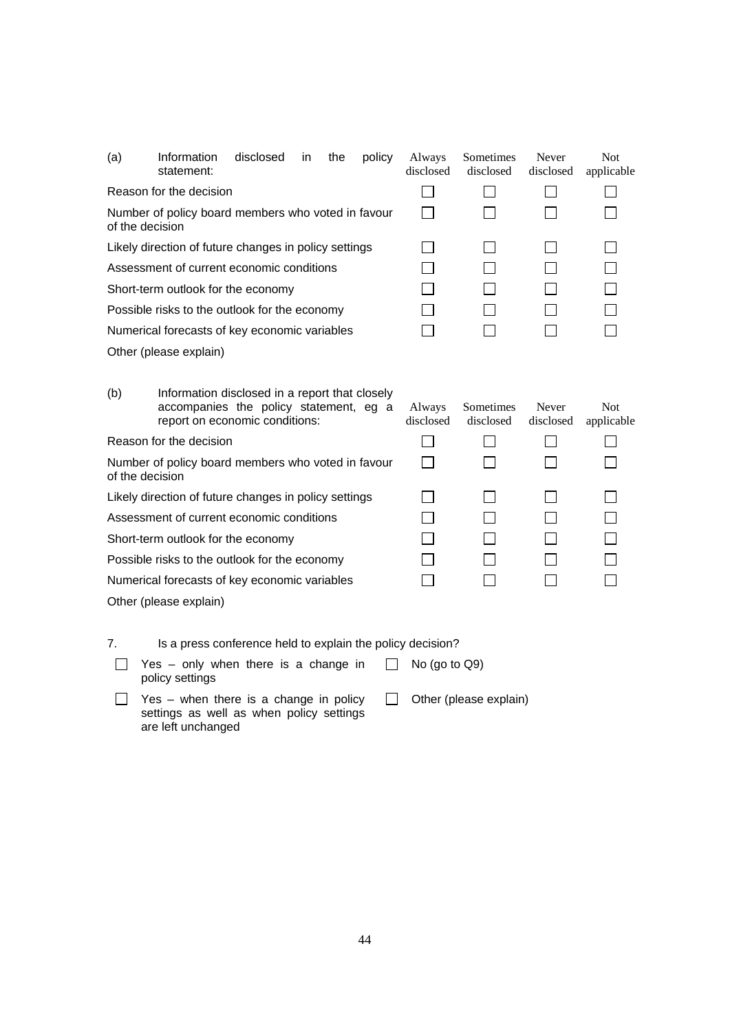| (a) Information disclosed in the policy statement: | Always disclosed | Sometimes disclosed | Never disclosed | Not applicable |
|---|---|---|---|---|
| Reason for the decision | ☐ | ☐ | ☐ | ☐ |
| Number of policy board members who voted in favour of the decision | ☐ | ☐ | ☐ | ☐ |
| Likely direction of future changes in policy settings | ☐ | ☐ | ☐ | ☐ |
| Assessment of current economic conditions | ☐ | ☐ | ☐ | ☐ |
| Short-term outlook for the economy | ☐ | ☐ | ☐ | ☐ |
| Possible risks to the outlook for the economy | ☐ | ☐ | ☐ | ☐ |
| Numerical forecasts of key economic variables | ☐ | ☐ | ☐ | ☐ |
| Other (please explain) | | | | |

| (b) Information disclosed in a report that closely accompanies the policy statement, eg a report on economic conditions: | Always disclosed | Sometimes disclosed | Never disclosed | Not applicable |
|---|---|---|---|---|
| Reason for the decision | ☐ | ☐ | ☐ | ☐ |
| Number of policy board members who voted in favour of the decision | ☐ | ☐ | ☐ | ☐ |
| Likely direction of future changes in policy settings | ☐ | ☐ | ☐ | ☐ |
| Assessment of current economic conditions | ☐ | ☐ | ☐ | ☐ |
| Short-term outlook for the economy | ☐ | ☐ | ☐ | ☐ |
| Possible risks to the outlook for the economy | ☐ | ☐ | ☐ | ☐ |
| Numerical forecasts of key economic variables | ☐ | ☐ | ☐ | ☐ |
| Other (please explain) | | | | |

7. Is a press conference held to explain the policy decision?

- ☐ Yes – only when there is a change in policy settings
- ☐ No (go to Q9)
- ☐ Yes – when there is a change in policy settings as well as when policy settings are left unchanged
- ☐ Other (please explain)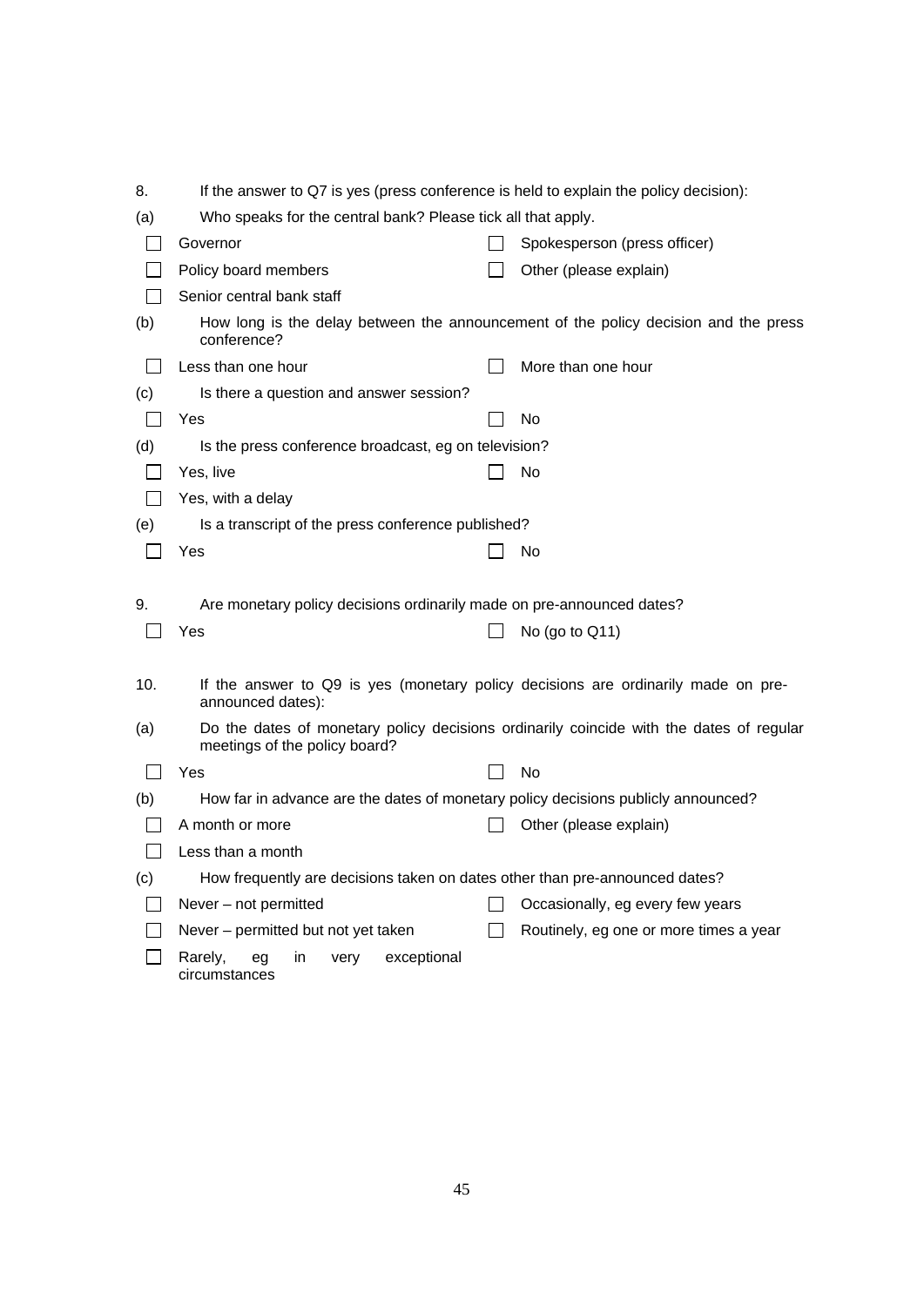8. If the answer to Q7 is yes (press conference is held to explain the policy decision):

(a) Who speaks for the central bank? Please tick all that apply.

- ☐ Governor
- ☐ Spokesperson (press officer)
- ☐ Policy board members
- ☐ Other (please explain)
- ☐ Senior central bank staff

(b) How long is the delay between the announcement of the policy decision and the press conference?

- ☐ Less than one hour
- ☐ More than one hour

(c) Is there a question and answer session?

- ☐ Yes
- ☐ No

(d) Is the press conference broadcast, eg on television?

- ☐ Yes, live
- ☐ No
- ☐ Yes, with a delay

(e) Is a transcript of the press conference published?

- ☐ Yes
- ☐ No

9. Are monetary policy decisions ordinarily made on pre-announced dates?

- ☐ Yes
- ☐ No (go to Q11)

10. If the answer to Q9 is yes (monetary policy decisions are ordinarily made on pre-announced dates):

(a) Do the dates of monetary policy decisions ordinarily coincide with the dates of regular meetings of the policy board?

- ☐ Yes
- ☐ No

(b) How far in advance are the dates of monetary policy decisions publicly announced?

- ☐ A month or more
- ☐ Other (please explain)
- ☐ Less than a month

(c) How frequently are decisions taken on dates other than pre-announced dates?

- ☐ Never – not permitted
- ☐ Occasionally, eg every few years
- ☐ Never – permitted but not yet taken
- ☐ Routinely, eg one or more times a year
- ☐ Rarely, eg in very exceptional circumstances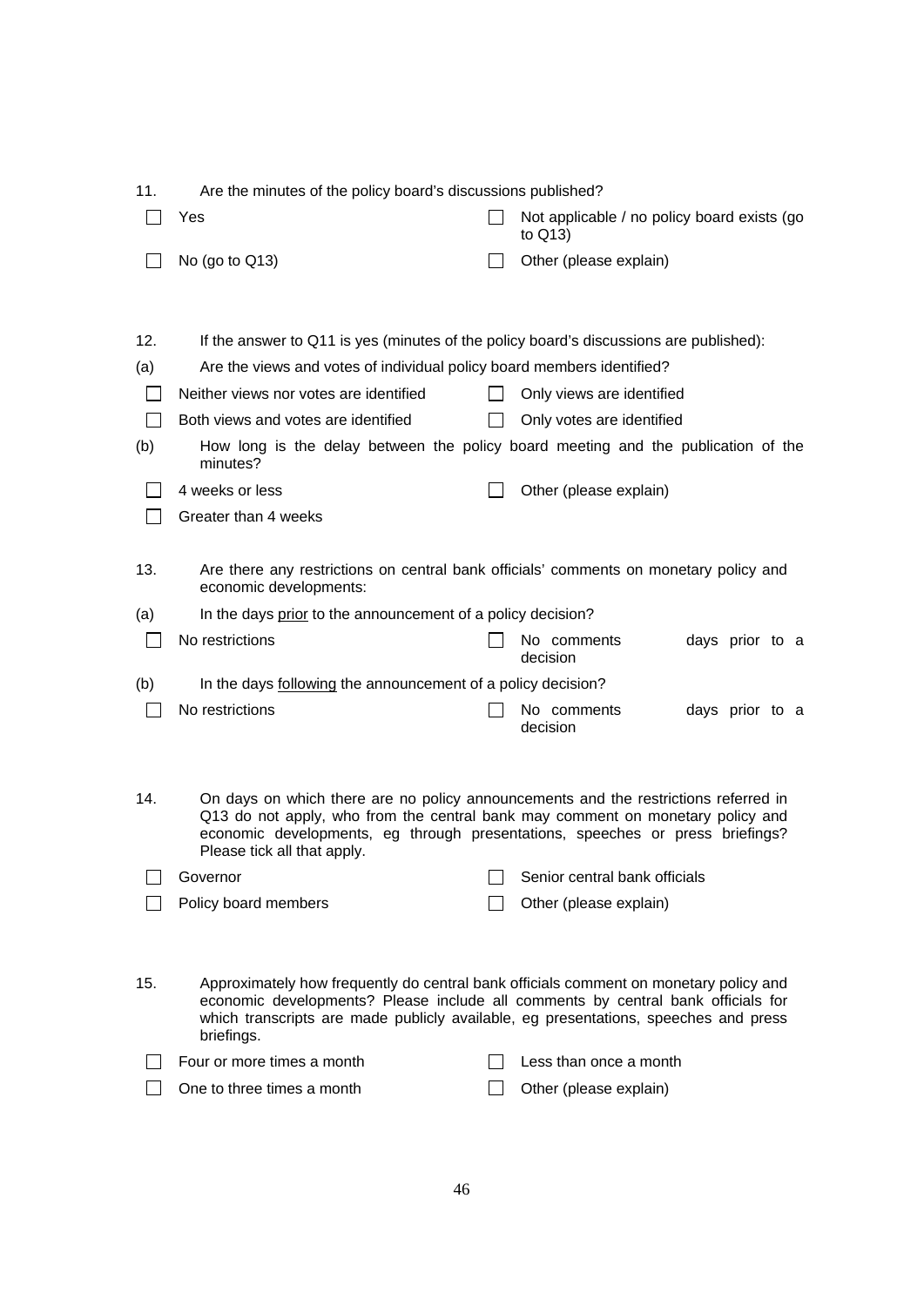11. Are the minutes of the policy board's discussions published?

- [ ] Yes
- [ ] Not applicable / no policy board exists (go to Q13)
- [ ] No (go to Q13)
- [ ] Other (please explain)

12. If the answer to Q11 is yes (minutes of the policy board's discussions are published):

(a) Are the views and votes of individual policy board members identified?

- [ ] Neither views nor votes are identified
- [ ] Only views are identified
- [ ] Both views and votes are identified
- [ ] Only votes are identified

(b) How long is the delay between the policy board meeting and the publication of the minutes?

- [ ] 4 weeks or less
- [ ] Other (please explain)
- [ ] Greater than 4 weeks

13. Are there any restrictions on central bank officials' comments on monetary policy and economic developments:

(a) In the days <u>prior</u> to the announcement of a policy decision?

- [ ] No restrictions
- [ ] No comments ____ days prior to a decision

(b) In the days <u>following</u> the announcement of a policy decision?

- [ ] No restrictions
- [ ] No comments ____ days prior to a decision

14. On days on which there are no policy announcements and the restrictions referred in Q13 do not apply, who from the central bank may comment on monetary policy and economic developments, eg through presentations, speeches or press briefings? Please tick all that apply.

- [ ] Governor
- [ ] Senior central bank officials
- [ ] Policy board members
- [ ] Other (please explain)

15. Approximately how frequently do central bank officials comment on monetary policy and economic developments? Please include all comments by central bank officials for which transcripts are made publicly available, eg presentations, speeches and press briefings.

- [ ] Four or more times a month
- [ ] Less than once a month
- [ ] One to three times a month
- [ ] Other (please explain)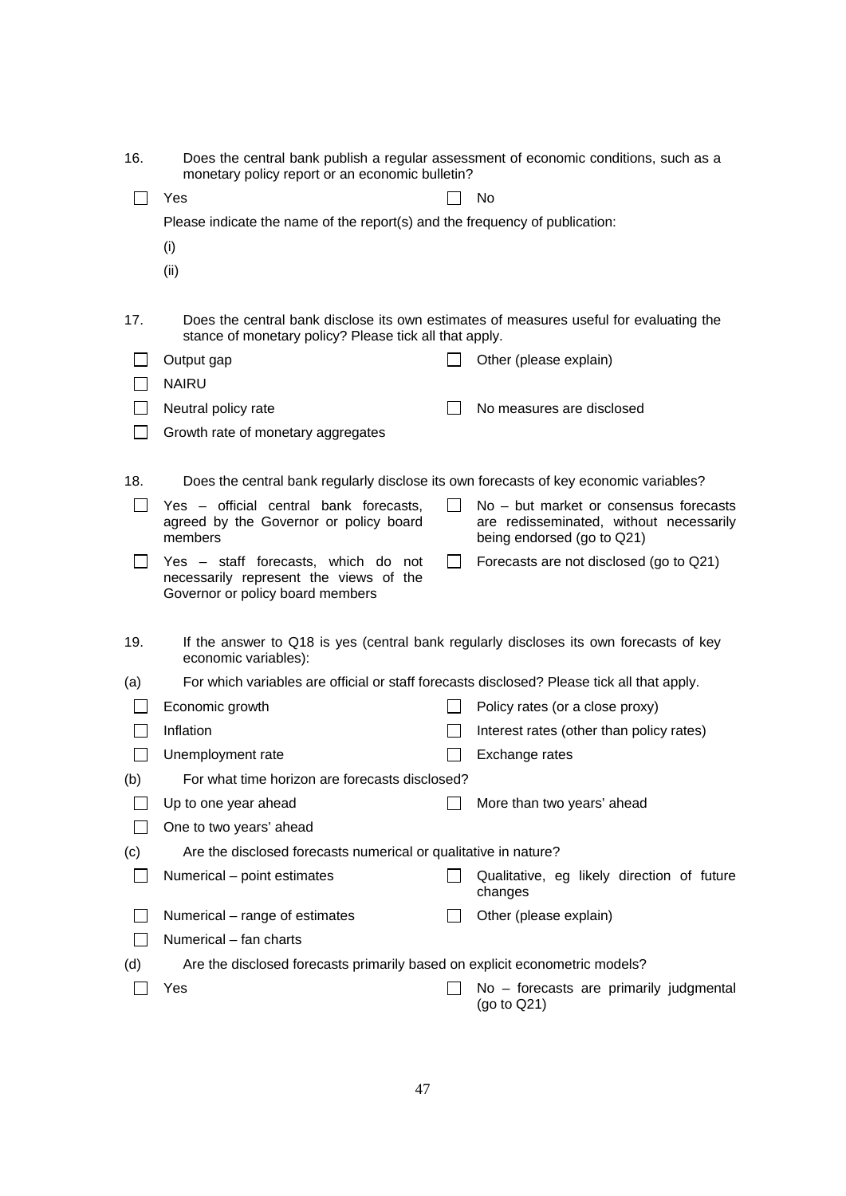16. Does the central bank publish a regular assessment of economic conditions, such as a monetary policy report or an economic bulletin?

☐ Yes ☐ No

Please indicate the name of the report(s) and the frequency of publication:

(i)

(ii)

17. Does the central bank disclose its own estimates of measures useful for evaluating the stance of monetary policy? Please tick all that apply.

☐ Output gap

☐ NAIRU

☐ Neutral policy rate

☐ Growth rate of monetary aggregates

☐ Other (please explain)

☐ No measures are disclosed

18. Does the central bank regularly disclose its own forecasts of key economic variables?

☐ Yes – official central bank forecasts, agreed by the Governor or policy board members

☐ Yes – staff forecasts, which do not necessarily represent the views of the Governor or policy board members

☐ No – but market or consensus forecasts are redisseminated, without necessarily being endorsed (go to Q21)

☐ Forecasts are not disclosed (go to Q21)

19. If the answer to Q18 is yes (central bank regularly discloses its own forecasts of key economic variables):

(a) For which variables are official or staff forecasts disclosed? Please tick all that apply.

☐ Economic growth

☐ Inflation

☐ Unemployment rate

☐ Policy rates (or a close proxy)

☐ Interest rates (other than policy rates)

☐ Exchange rates

(b) For what time horizon are forecasts disclosed?

☐ Up to one year ahead

☐ One to two years' ahead

☐ More than two years' ahead

(c) Are the disclosed forecasts numerical or qualitative in nature?

☐ Numerical – point estimates

☐ Numerical – range of estimates

☐ Numerical – fan charts

☐ Qualitative, eg likely direction of future changes

☐ Other (please explain)

(d) Are the disclosed forecasts primarily based on explicit econometric models?

☐ Yes ☐ No – forecasts are primarily judgmental (go to Q21)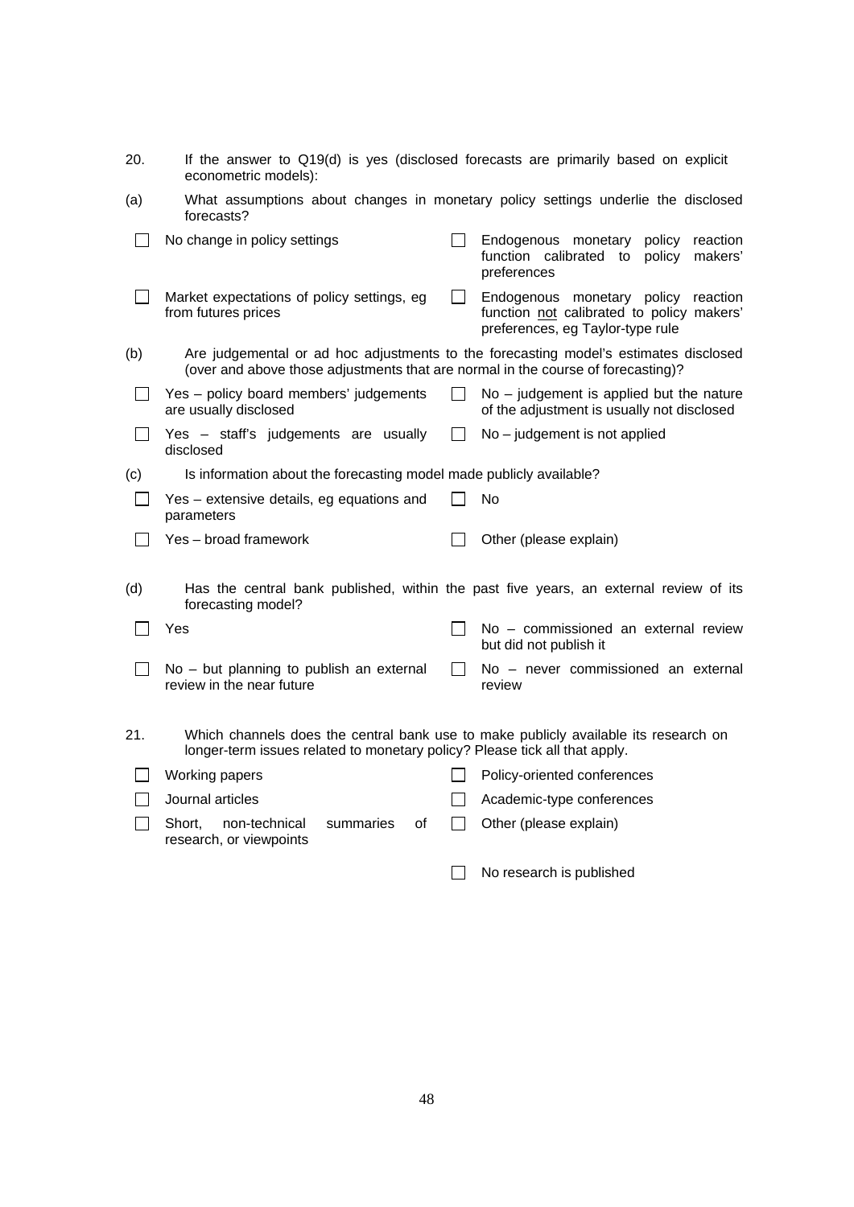20. If the answer to Q19(d) is yes (disclosed forecasts are primarily based on explicit econometric models):

(a) What assumptions about changes in monetary policy settings underlie the disclosed forecasts?

- ☐ No change in policy settings
- ☐ Market expectations of policy settings, eg from futures prices
- ☐ Endogenous monetary policy reaction function calibrated to policy makers' preferences
- ☐ Endogenous monetary policy reaction function not calibrated to policy makers' preferences, eg Taylor-type rule

(b) Are judgemental or ad hoc adjustments to the forecasting model's estimates disclosed (over and above those adjustments that are normal in the course of forecasting)?

- ☐ Yes – policy board members' judgements are usually disclosed
- ☐ Yes – staff's judgements are usually disclosed
- ☐ No – judgement is applied but the nature of the adjustment is usually not disclosed
- ☐ No – judgement is not applied

(c) Is information about the forecasting model made publicly available?

- ☐ Yes – extensive details, eg equations and parameters
- ☐ Yes – broad framework
- ☐ No
- ☐ Other (please explain)

(d) Has the central bank published, within the past five years, an external review of its forecasting model?

- ☐ Yes
- ☐ No – but planning to publish an external review in the near future
- ☐ No – commissioned an external review but did not publish it
- ☐ No – never commissioned an external review

21. Which channels does the central bank use to make publicly available its research on longer-term issues related to monetary policy? Please tick all that apply.

- ☐ Working papers
- ☐ Journal articles
- ☐ Short, non-technical summaries of research, or viewpoints
- ☐ Policy-oriented conferences
- ☐ Academic-type conferences
- ☐ Other (please explain)
- ☐ No research is published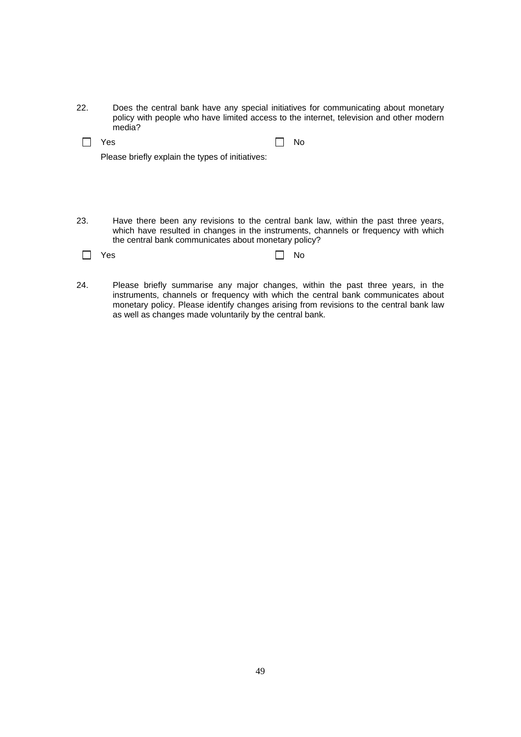22. Does the central bank have any special initiatives for communicating about monetary policy with people who have limited access to the internet, television and other modern media?

☐ Yes ☐ No

Please briefly explain the types of initiatives:

23. Have there been any revisions to the central bank law, within the past three years, which have resulted in changes in the instruments, channels or frequency with which the central bank communicates about monetary policy?

☐ Yes ☐ No

24. Please briefly summarise any major changes, within the past three years, in the instruments, channels or frequency with which the central bank communicates about monetary policy. Please identify changes arising from revisions to the central bank law as well as changes made voluntarily by the central bank.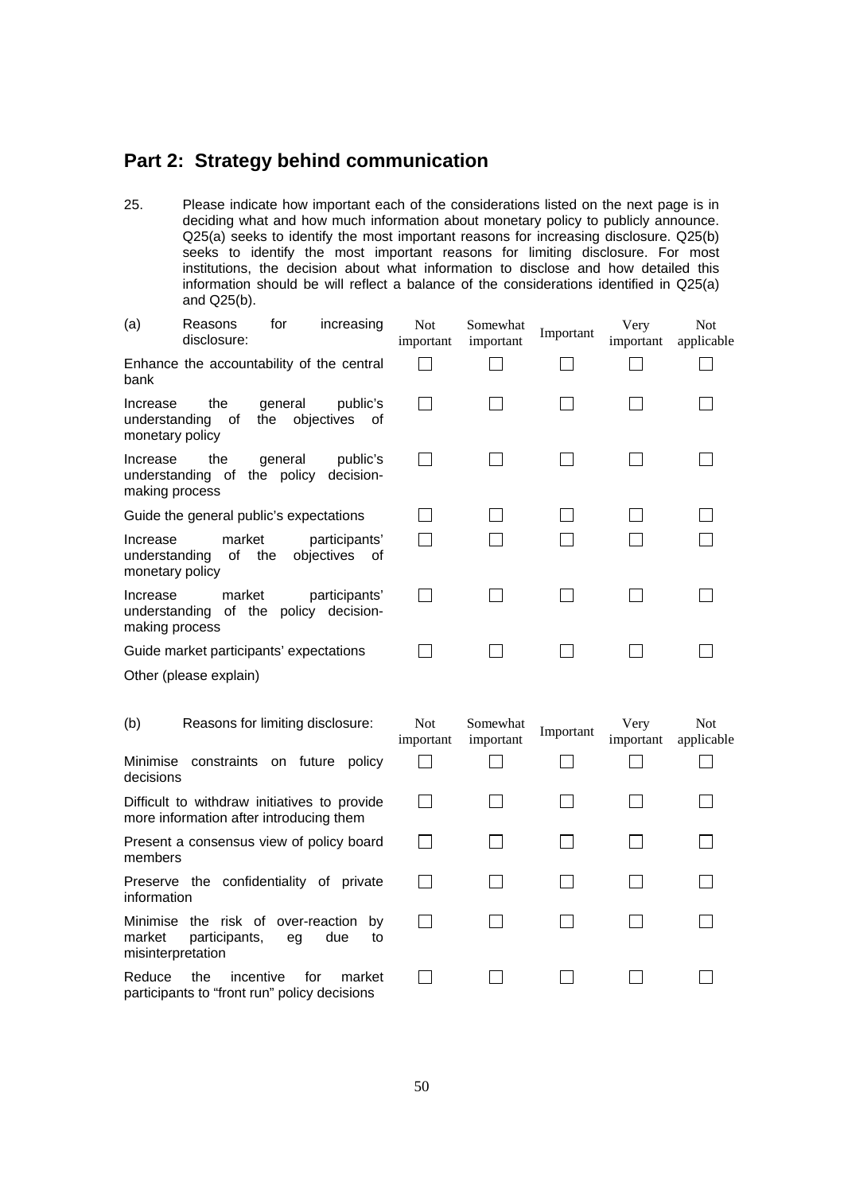## Part 2: Strategy behind communication

25. Please indicate how important each of the considerations listed on the next page is in deciding what and how much information about monetary policy to publicly announce. Q25(a) seeks to identify the most important reasons for increasing disclosure. Q25(b) seeks to identify the most important reasons for limiting disclosure. For most institutions, the decision about what information to disclose and how detailed this information should be will reflect a balance of the considerations identified in Q25(a) and Q25(b).

| (a) Reasons for increasing disclosure: | Not important | Somewhat important | Important | Very important | Not applicable |
|---|---|---|---|---|---|
| Enhance the accountability of the central bank | ☐ | ☐ | ☐ | ☐ | ☐ |
| Increase the general public's understanding of the objectives of monetary policy | ☐ | ☐ | ☐ | ☐ | ☐ |
| Increase the general public's understanding of the policy decision-making process | ☐ | ☐ | ☐ | ☐ | ☐ |
| Guide the general public's expectations | ☐ | ☐ | ☐ | ☐ | ☐ |
| Increase market participants' understanding of the objectives of monetary policy | ☐ | ☐ | ☐ | ☐ | ☐ |
| Increase market participants' understanding of the policy decision-making process | ☐ | ☐ | ☐ | ☐ | ☐ |
| Guide market participants' expectations | ☐ | ☐ | ☐ | ☐ | ☐ |
| Other (please explain) | | | | | |

| (b) Reasons for limiting disclosure: | Not important | Somewhat important | Important | Very important | Not applicable |
|---|---|---|---|---|---|
| Minimise constraints on future policy decisions | ☐ | ☐ | ☐ | ☐ | ☐ |
| Difficult to withdraw initiatives to provide more information after introducing them | ☐ | ☐ | ☐ | ☐ | ☐ |
| Present a consensus view of policy board members | ☐ | ☐ | ☐ | ☐ | ☐ |
| Preserve the confidentiality of private information | ☐ | ☐ | ☐ | ☐ | ☐ |
| Minimise the risk of over-reaction by market participants, eg due to misinterpretation | ☐ | ☐ | ☐ | ☐ | ☐ |
| Reduce the incentive for market participants to "front run" policy decisions | ☐ | ☐ | ☐ | ☐ | ☐ |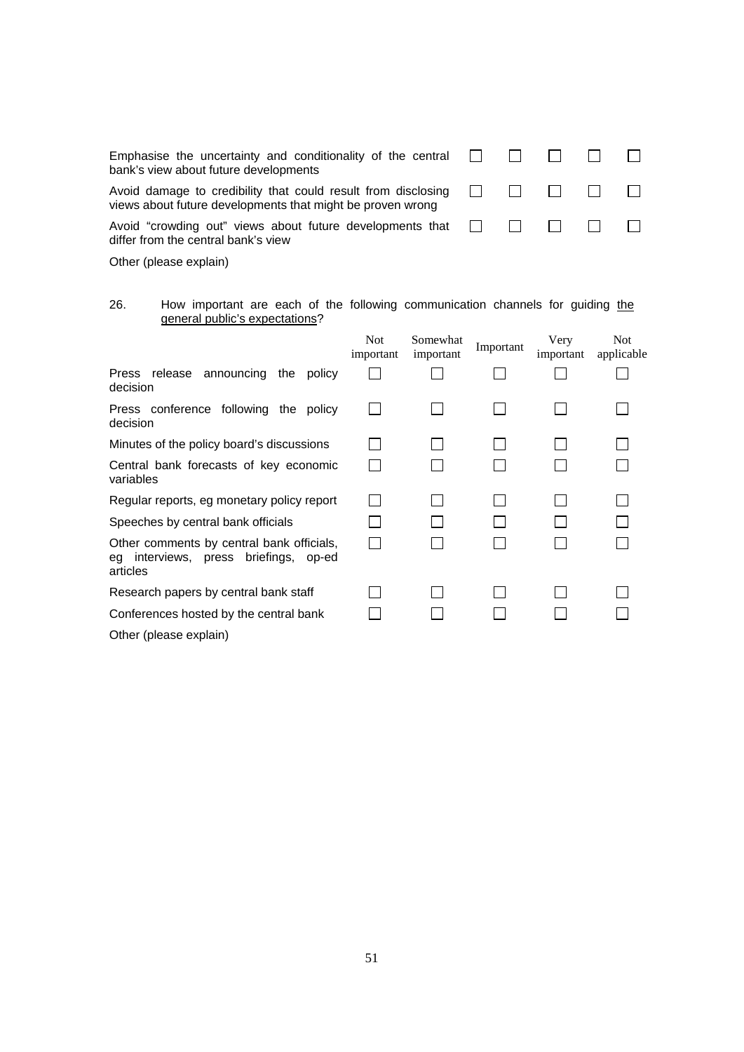| | | | | | |
|---|---|---|---|---|---|
| Emphasise the uncertainty and conditionality of the central bank's view about future developments | ☐ | ☐ | ☐ | ☐ | ☐ |
| Avoid damage to credibility that could result from disclosing views about future developments that might be proven wrong | ☐ | ☐ | ☐ | ☐ | ☐ |
| Avoid "crowding out" views about future developments that differ from the central bank's view | ☐ | ☐ | ☐ | ☐ | ☐ |
| Other (please explain) | | | | | |

26. How important are each of the following communication channels for guiding the general public's expectations?

| | Not important | Somewhat important | Important | Very important | Not applicable |
|---|---|---|---|---|---|
| Press release announcing the policy decision | ☐ | ☐ | ☐ | ☐ | ☐ |
| Press conference following the policy decision | ☐ | ☐ | ☐ | ☐ | ☐ |
| Minutes of the policy board's discussions | ☐ | ☐ | ☐ | ☐ | ☐ |
| Central bank forecasts of key economic variables | ☐ | ☐ | ☐ | ☐ | ☐ |
| Regular reports, eg monetary policy report | ☐ | ☐ | ☐ | ☐ | ☐ |
| Speeches by central bank officials | ☐ | ☐ | ☐ | ☐ | ☐ |
| Other comments by central bank officials, eg interviews, press briefings, op-ed articles | ☐ | ☐ | ☐ | ☐ | ☐ |
| Research papers by central bank staff | ☐ | ☐ | ☐ | ☐ | ☐ |
| Conferences hosted by the central bank | ☐ | ☐ | ☐ | ☐ | ☐ |
| Other (please explain) | | | | | |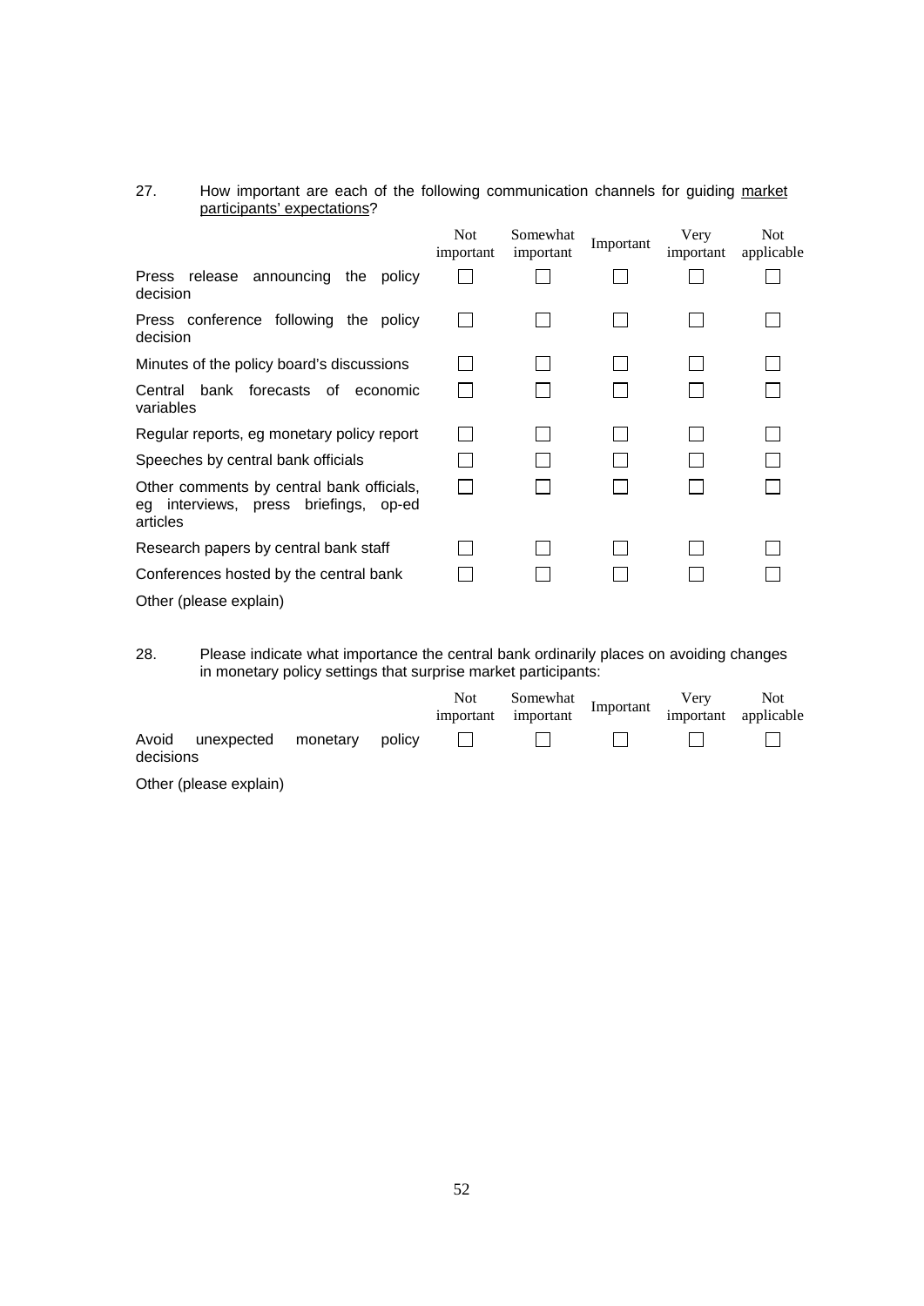27. How important are each of the following communication channels for guiding <u>market participants' expectations</u>?

| | Not important | Somewhat important | Important | Very important | Not applicable |
|---|---|---|---|---|---|
| Press release announcing the policy decision | ☐ | ☐ | ☐ | ☐ | ☐ |
| Press conference following the policy decision | ☐ | ☐ | ☐ | ☐ | ☐ |
| Minutes of the policy board's discussions | ☐ | ☐ | ☐ | ☐ | ☐ |
| Central bank forecasts of economic variables | ☐ | ☐ | ☐ | ☐ | ☐ |
| Regular reports, eg monetary policy report | ☐ | ☐ | ☐ | ☐ | ☐ |
| Speeches by central bank officials | ☐ | ☐ | ☐ | ☐ | ☐ |
| Other comments by central bank officials, eg interviews, press briefings, op-ed articles | ☐ | ☐ | ☐ | ☐ | ☐ |
| Research papers by central bank staff | ☐ | ☐ | ☐ | ☐ | ☐ |
| Conferences hosted by the central bank | ☐ | ☐ | ☐ | ☐ | ☐ |
| Other (please explain) | | | | | |

28. Please indicate what importance the central bank ordinarily places on avoiding changes in monetary policy settings that surprise market participants:

| | Not important | Somewhat important | Important | Very important | Not applicable |
|---|---|---|---|---|---|
| Avoid unexpected monetary policy decisions | ☐ | ☐ | ☐ | ☐ | ☐ |
| Other (please explain) | | | | | |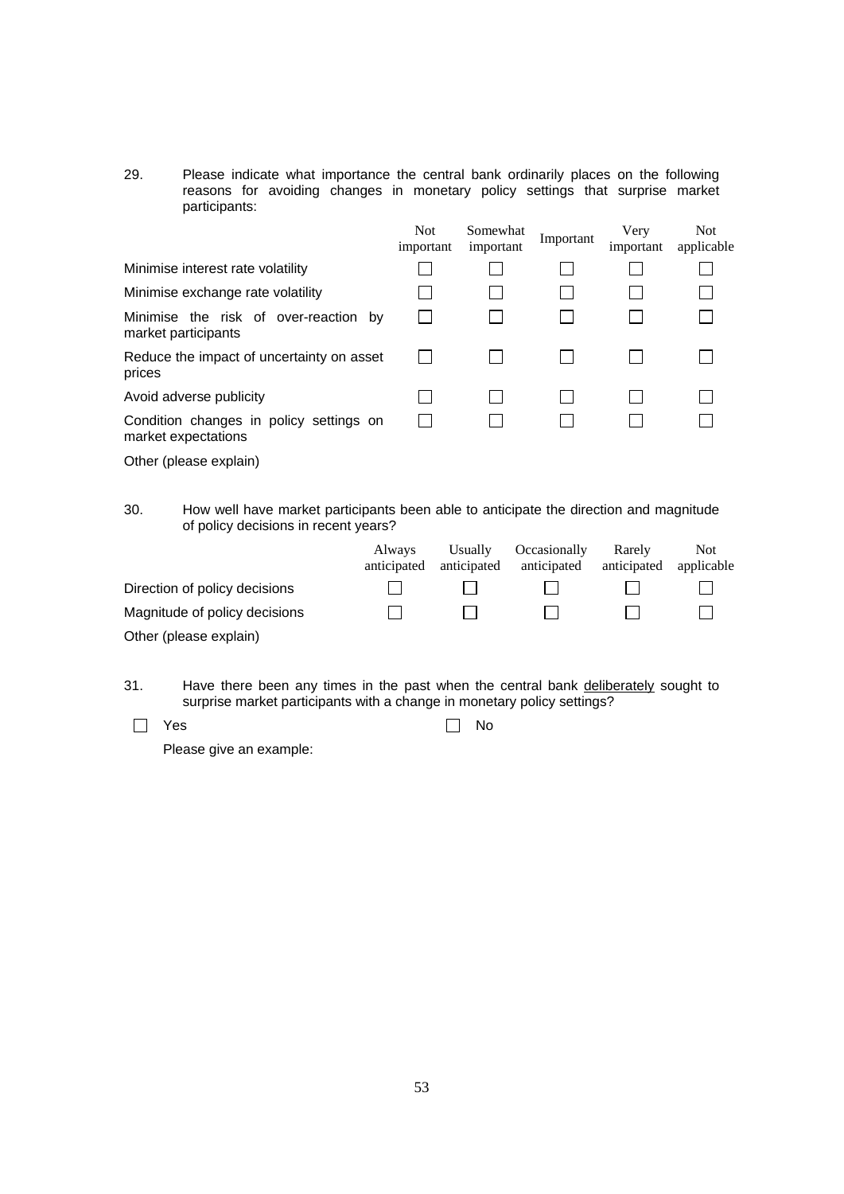29. Please indicate what importance the central bank ordinarily places on the following reasons for avoiding changes in monetary policy settings that surprise market participants:

| | Not important | Somewhat important | Important | Very important | Not applicable |
|---|---|---|---|---|---|
| Minimise interest rate volatility | ☐ | ☐ | ☐ | ☐ | ☐ |
| Minimise exchange rate volatility | ☐ | ☐ | ☐ | ☐ | ☐ |
| Minimise the risk of over-reaction by market participants | ☐ | ☐ | ☐ | ☐ | ☐ |
| Reduce the impact of uncertainty on asset prices | ☐ | ☐ | ☐ | ☐ | ☐ |
| Avoid adverse publicity | ☐ | ☐ | ☐ | ☐ | ☐ |
| Condition changes in policy settings on market expectations | ☐ | ☐ | ☐ | ☐ | ☐ |
| Other (please explain) | | | | | |

30. How well have market participants been able to anticipate the direction and magnitude of policy decisions in recent years?

| | Always anticipated | Usually anticipated | Occasionally anticipated | Rarely anticipated | Not applicable |
|---|---|---|---|---|---|
| Direction of policy decisions | ☐ | ☐ | ☐ | ☐ | ☐ |
| Magnitude of policy decisions | ☐ | ☐ | ☐ | ☐ | ☐ |
| Other (please explain) | | | | | |

31. Have there been any times in the past when the central bank deliberately sought to surprise market participants with a change in monetary policy settings?

☐ Yes ☐ No

Please give an example: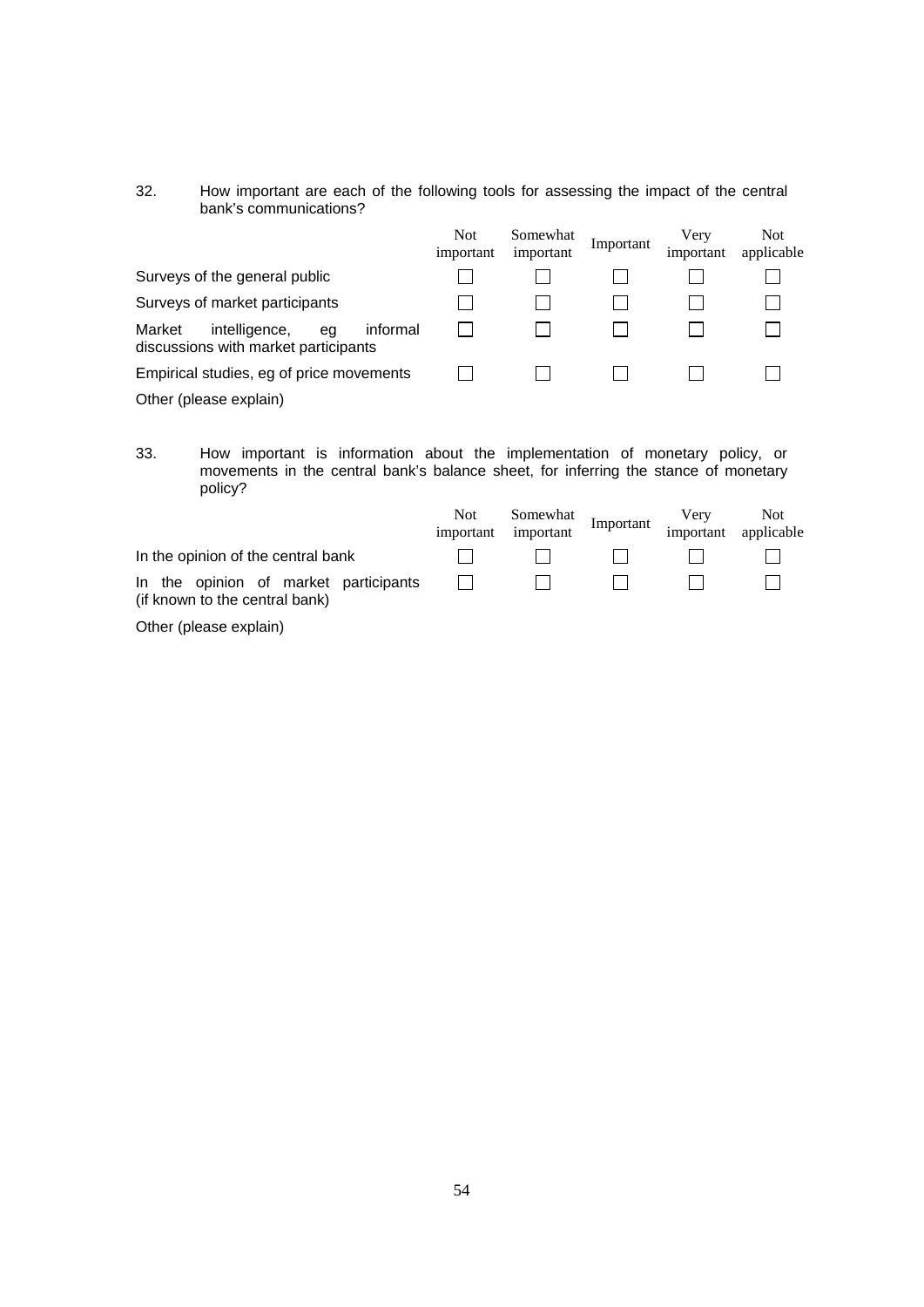32. How important are each of the following tools for assessing the impact of the central bank's communications?

| | Not important | Somewhat important | Important | Very important | Not applicable |
|---|---|---|---|---|---|
| Surveys of the general public | ☐ | ☐ | ☐ | ☐ | ☐ |
| Surveys of market participants | ☐ | ☐ | ☐ | ☐ | ☐ |
| Market intelligence, eg informal discussions with market participants | ☐ | ☐ | ☐ | ☐ | ☐ |
| Empirical studies, eg of price movements | ☐ | ☐ | ☐ | ☐ | ☐ |
| Other (please explain) | | | | | |

33. How important is information about the implementation of monetary policy, or movements in the central bank's balance sheet, for inferring the stance of monetary policy?

| | Not important | Somewhat important | Important | Very important | Not applicable |
|---|---|---|---|---|---|
| In the opinion of the central bank | ☐ | ☐ | ☐ | ☐ | ☐ |
| In the opinion of market participants (if known to the central bank) | ☐ | ☐ | ☐ | ☐ | ☐ |
| Other (please explain) | | | | | |